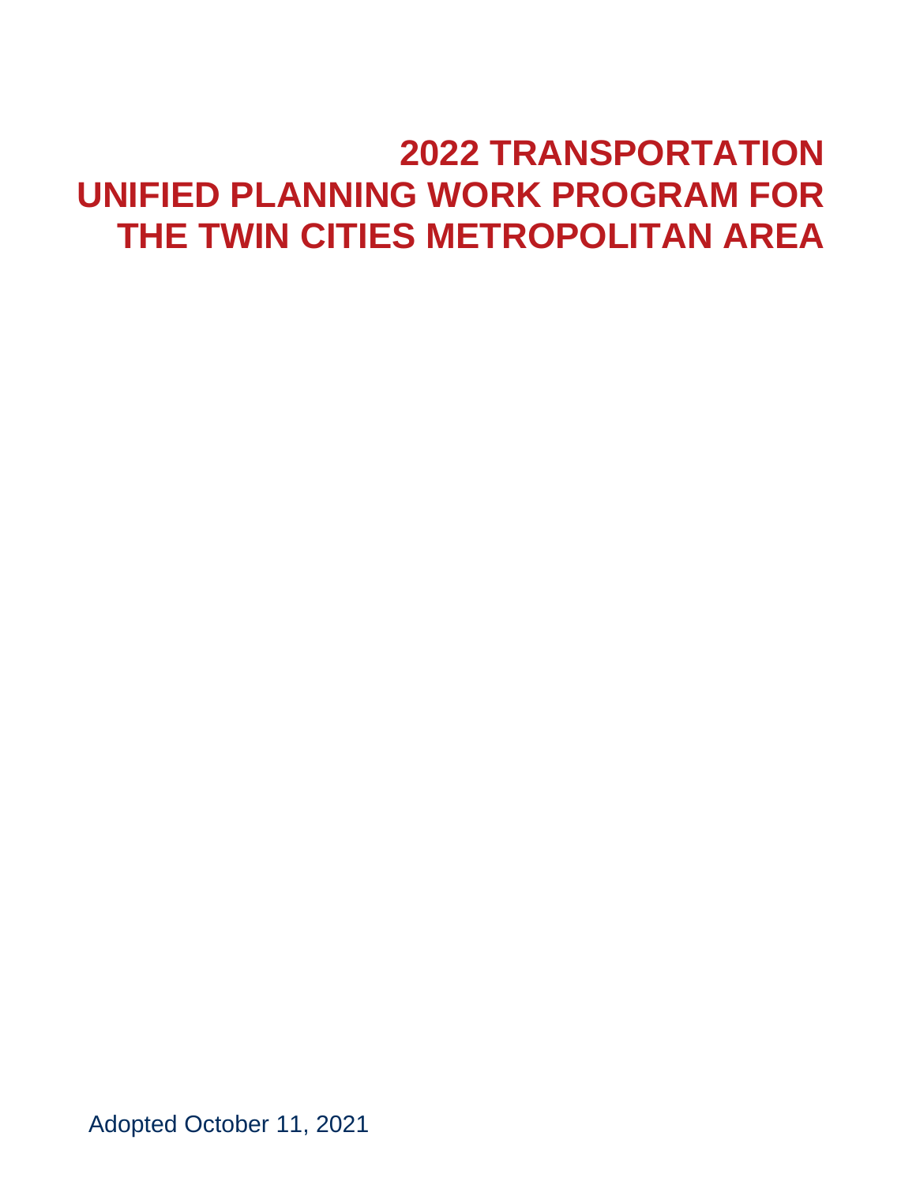# 2022 TRANSPORTATION UNIFIED PLANNING WORK PROGRAM FOR THE TWIN CITIES METROPOLITAN AREA

Adopted October 11, 2021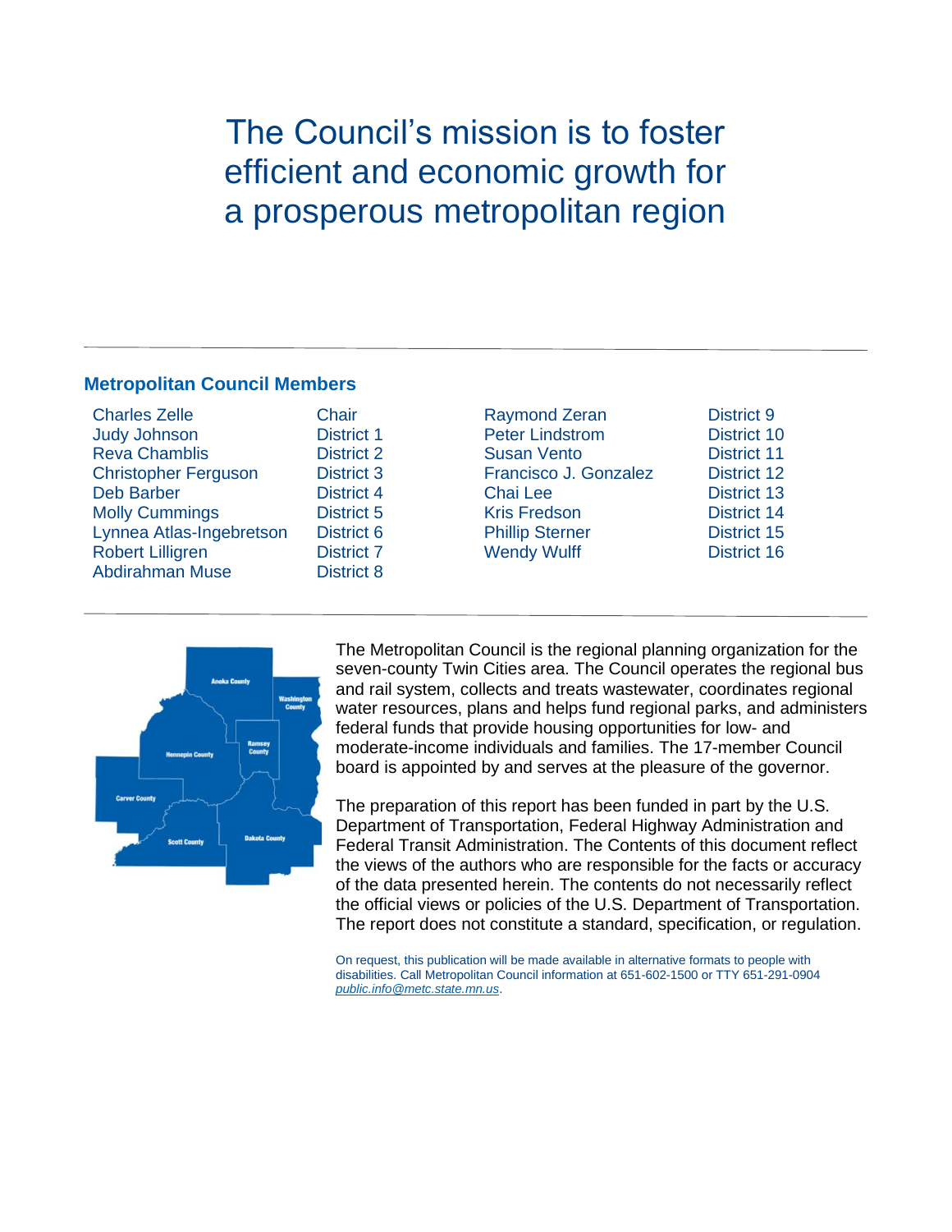# The Council's mission is to foster efficient and economic growth for a prosperous metropolitan region

## Metropolitan Council Members

| | | | |
|---|---|---|---|
| Charles Zelle | Chair | Raymond Zeran | District 9 |
| Judy Johnson | District 1 | Peter Lindstrom | District 10 |
| Reva Chamblis | District 2 | Susan Vento | District 11 |
| Christopher Ferguson | District 3 | Francisco J. Gonzalez | District 12 |
| Deb Barber | District 4 | Chai Lee | District 13 |
| Molly Cummings | District 5 | Kris Fredson | District 14 |
| Lynnea Atlas-Ingebretson | District 6 | Phillip Sterner | District 15 |
| Robert Lilligren | District 7 | Wendy Wulff | District 16 |
| Abdirahman Muse | District 8 | | |

The Metropolitan Council is the regional planning organization for the seven-county Twin Cities area. The Council operates the regional bus and rail system, collects and treats wastewater, coordinates regional water resources, plans and helps fund regional parks, and administers federal funds that provide housing opportunities for low- and moderate-income individuals and families. The 17-member Council board is appointed by and serves at the pleasure of the governor.

The preparation of this report has been funded in part by the U.S. Department of Transportation, Federal Highway Administration and Federal Transit Administration. The Contents of this document reflect the views of the authors who are responsible for the facts or accuracy of the data presented herein. The contents do not necessarily reflect the official views or policies of the U.S. Department of Transportation. The report does not constitute a standard, specification, or regulation.

On request, this publication will be made available in alternative formats to people with disabilities. Call Metropolitan Council information at 651-602-1500 or TTY 651-291-0904 *public.info@metc.state.mn.us*.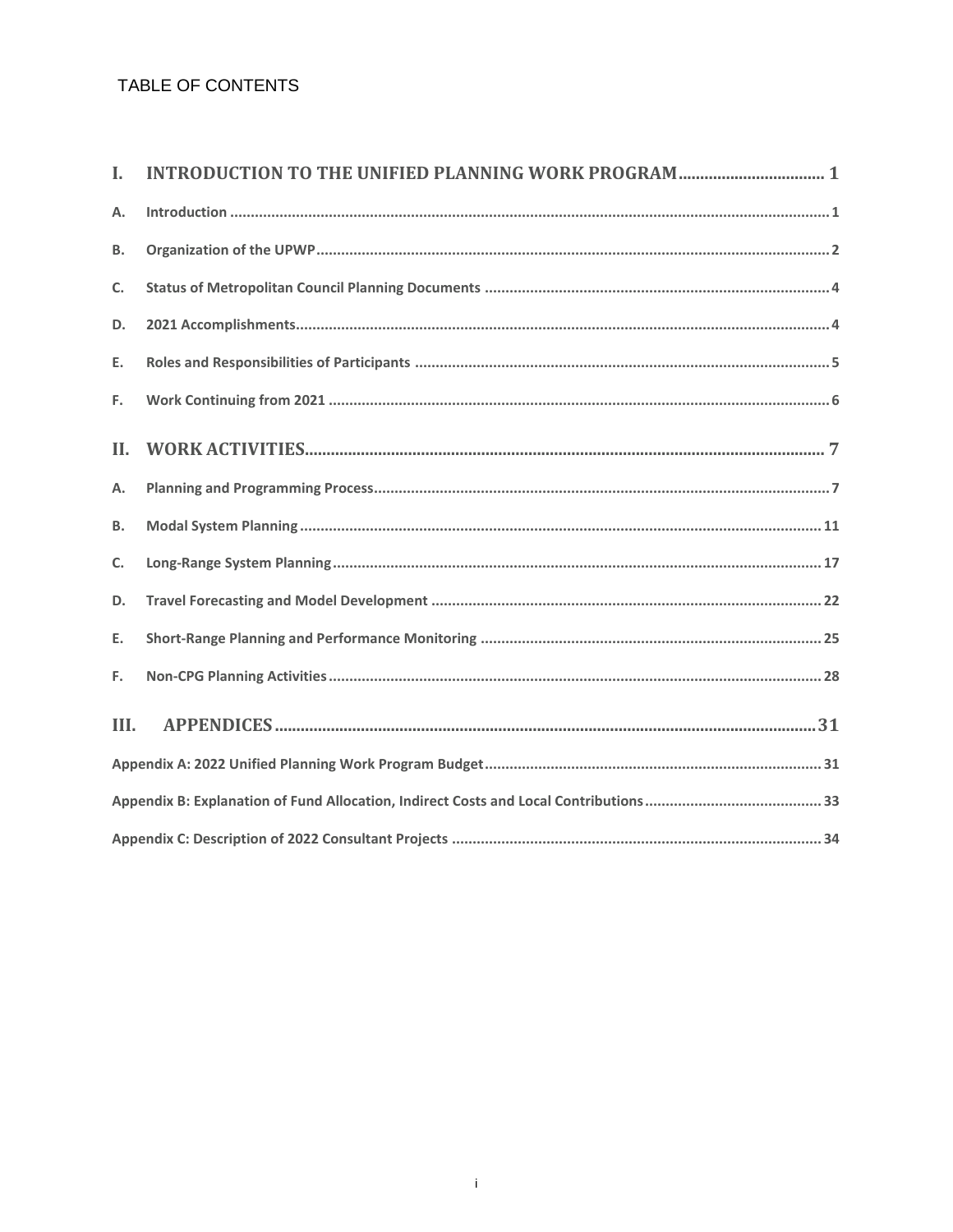# TABLE OF CONTENTS

**I. INTRODUCTION TO THE UNIFIED PLANNING WORK PROGRAM ..... 1**

- **A. Introduction ..... 1**
- **B. Organization of the UPWP ..... 2**
- **C. Status of Metropolitan Council Planning Documents ..... 4**
- **D. 2021 Accomplishments ..... 4**
- **E. Roles and Responsibilities of Participants ..... 5**
- **F. Work Continuing from 2021 ..... 6**

**II. WORK ACTIVITIES ..... 7**

- **A. Planning and Programming Process ..... 7**
- **B. Modal System Planning ..... 11**
- **C. Long-Range System Planning ..... 17**
- **D. Travel Forecasting and Model Development ..... 22**
- **E. Short-Range Planning and Performance Monitoring ..... 25**
- **F. Non-CPG Planning Activities ..... 28**

**III. APPENDICES ..... 31**

- **Appendix A: 2022 Unified Planning Work Program Budget ..... 31**
- **Appendix B: Explanation of Fund Allocation, Indirect Costs and Local Contributions ..... 33**
- **Appendix C: Description of 2022 Consultant Projects ..... 34**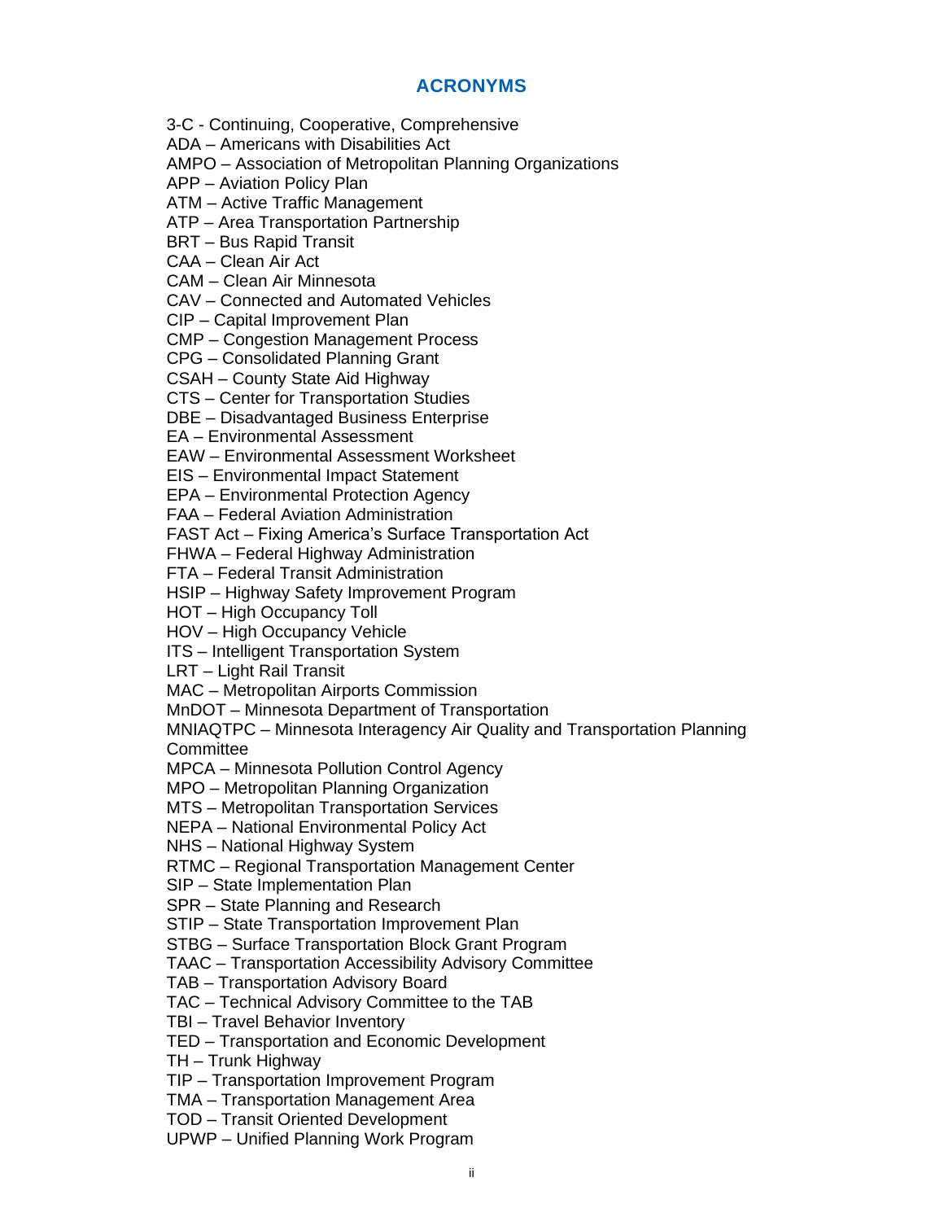# ACRONYMS

3-C - Continuing, Cooperative, Comprehensive
ADA – Americans with Disabilities Act
AMPO – Association of Metropolitan Planning Organizations
APP – Aviation Policy Plan
ATM – Active Traffic Management
ATP – Area Transportation Partnership
BRT – Bus Rapid Transit
CAA – Clean Air Act
CAM – Clean Air Minnesota
CAV – Connected and Automated Vehicles
CIP – Capital Improvement Plan
CMP – Congestion Management Process
CPG – Consolidated Planning Grant
CSAH – County State Aid Highway
CTS – Center for Transportation Studies
DBE – Disadvantaged Business Enterprise
EA – Environmental Assessment
EAW – Environmental Assessment Worksheet
EIS – Environmental Impact Statement
EPA – Environmental Protection Agency
FAA – Federal Aviation Administration
FAST Act – Fixing America's Surface Transportation Act
FHWA – Federal Highway Administration
FTA – Federal Transit Administration
HSIP – Highway Safety Improvement Program
HOT – High Occupancy Toll
HOV – High Occupancy Vehicle
ITS – Intelligent Transportation System
LRT – Light Rail Transit
MAC – Metropolitan Airports Commission
MnDOT – Minnesota Department of Transportation
MNIAQTPC – Minnesota Interagency Air Quality and Transportation Planning Committee
MPCA – Minnesota Pollution Control Agency
MPO – Metropolitan Planning Organization
MTS – Metropolitan Transportation Services
NEPA – National Environmental Policy Act
NHS – National Highway System
RTMC – Regional Transportation Management Center
SIP – State Implementation Plan
SPR – State Planning and Research
STIP – State Transportation Improvement Plan
STBG – Surface Transportation Block Grant Program
TAAC – Transportation Accessibility Advisory Committee
TAB – Transportation Advisory Board
TAC – Technical Advisory Committee to the TAB
TBI – Travel Behavior Inventory
TED – Transportation and Economic Development
TH – Trunk Highway
TIP – Transportation Improvement Program
TMA – Transportation Management Area
TOD – Transit Oriented Development
UPWP – Unified Planning Work Program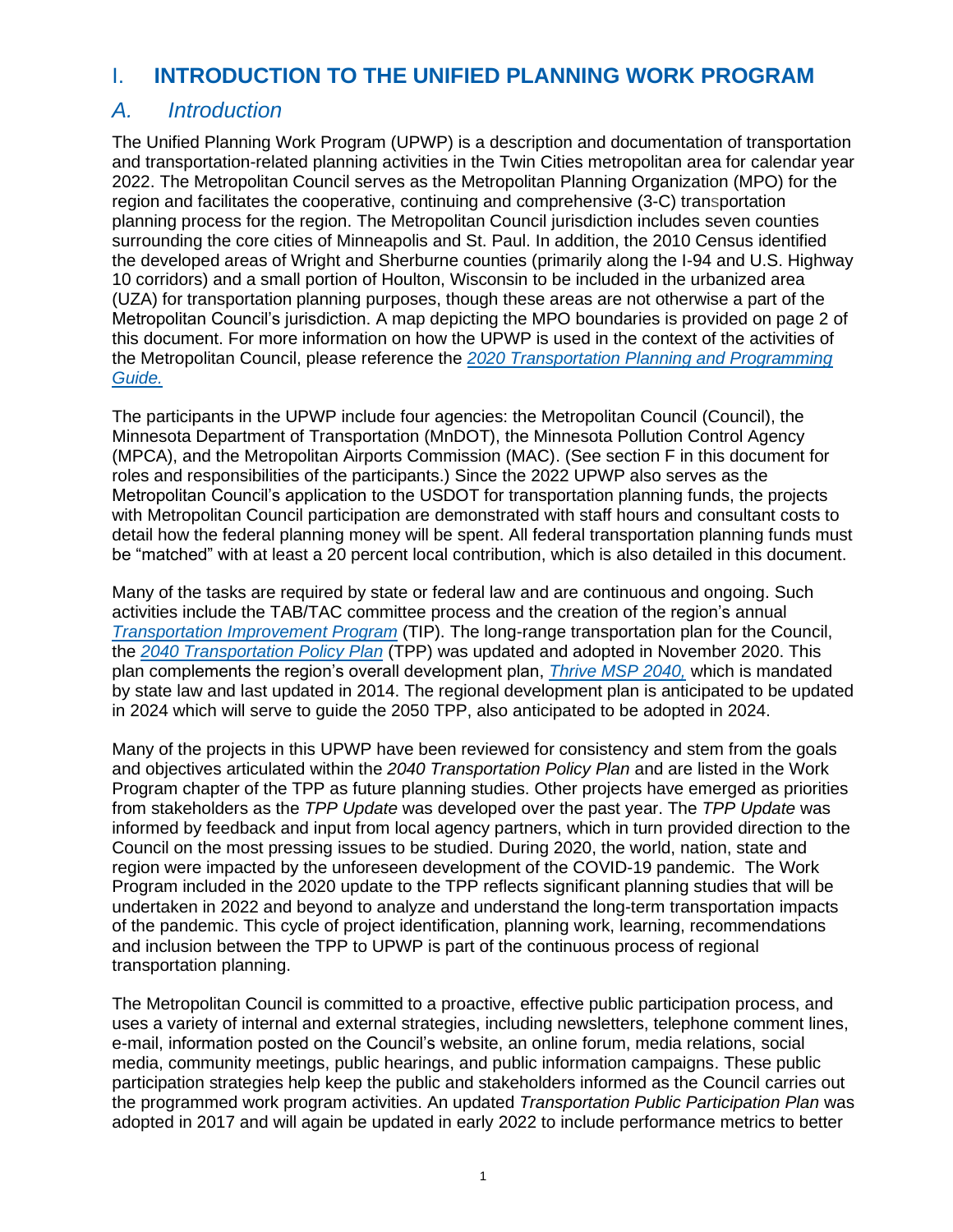# I. INTRODUCTION TO THE UNIFIED PLANNING WORK PROGRAM

## A. Introduction

The Unified Planning Work Program (UPWP) is a description and documentation of transportation and transportation-related planning activities in the Twin Cities metropolitan area for calendar year 2022. The Metropolitan Council serves as the Metropolitan Planning Organization (MPO) for the region and facilitates the cooperative, continuing and comprehensive (3-C) transportation planning process for the region. The Metropolitan Council jurisdiction includes seven counties surrounding the core cities of Minneapolis and St. Paul. In addition, the 2010 Census identified the developed areas of Wright and Sherburne counties (primarily along the I-94 and U.S. Highway 10 corridors) and a small portion of Houlton, Wisconsin to be included in the urbanized area (UZA) for transportation planning purposes, though these areas are not otherwise a part of the Metropolitan Council's jurisdiction. A map depicting the MPO boundaries is provided on page 2 of this document. For more information on how the UPWP is used in the context of the activities of the Metropolitan Council, please reference the [*2020 Transportation Planning and Programming Guide.*]

The participants in the UPWP include four agencies: the Metropolitan Council (Council), the Minnesota Department of Transportation (MnDOT), the Minnesota Pollution Control Agency (MPCA), and the Metropolitan Airports Commission (MAC). (See section F in this document for roles and responsibilities of the participants.) Since the 2022 UPWP also serves as the Metropolitan Council's application to the USDOT for transportation planning funds, the projects with Metropolitan Council participation are demonstrated with staff hours and consultant costs to detail how the federal planning money will be spent. All federal transportation planning funds must be "matched" with at least a 20 percent local contribution, which is also detailed in this document.

Many of the tasks are required by state or federal law and are continuous and ongoing. Such activities include the TAB/TAC committee process and the creation of the region's annual [*Transportation Improvement Program*] (TIP). The long-range transportation plan for the Council, the [*2040 Transportation Policy Plan*] (TPP) was updated and adopted in November 2020. This plan complements the region's overall development plan, [*Thrive MSP 2040,*] which is mandated by state law and last updated in 2014. The regional development plan is anticipated to be updated in 2024 which will serve to guide the 2050 TPP, also anticipated to be adopted in 2024.

Many of the projects in this UPWP have been reviewed for consistency and stem from the goals and objectives articulated within the *2040 Transportation Policy Plan* and are listed in the Work Program chapter of the TPP as future planning studies. Other projects have emerged as priorities from stakeholders as the *TPP Update* was developed over the past year. The *TPP Update* was informed by feedback and input from local agency partners, which in turn provided direction to the Council on the most pressing issues to be studied. During 2020, the world, nation, state and region were impacted by the unforeseen development of the COVID-19 pandemic. The Work Program included in the 2020 update to the TPP reflects significant planning studies that will be undertaken in 2022 and beyond to analyze and understand the long-term transportation impacts of the pandemic. This cycle of project identification, planning work, learning, recommendations and inclusion between the TPP to UPWP is part of the continuous process of regional transportation planning.

The Metropolitan Council is committed to a proactive, effective public participation process, and uses a variety of internal and external strategies, including newsletters, telephone comment lines, e-mail, information posted on the Council's website, an online forum, media relations, social media, community meetings, public hearings, and public information campaigns. These public participation strategies help keep the public and stakeholders informed as the Council carries out the programmed work program activities. An updated *Transportation Public Participation Plan* was adopted in 2017 and will again be updated in early 2022 to include performance metrics to better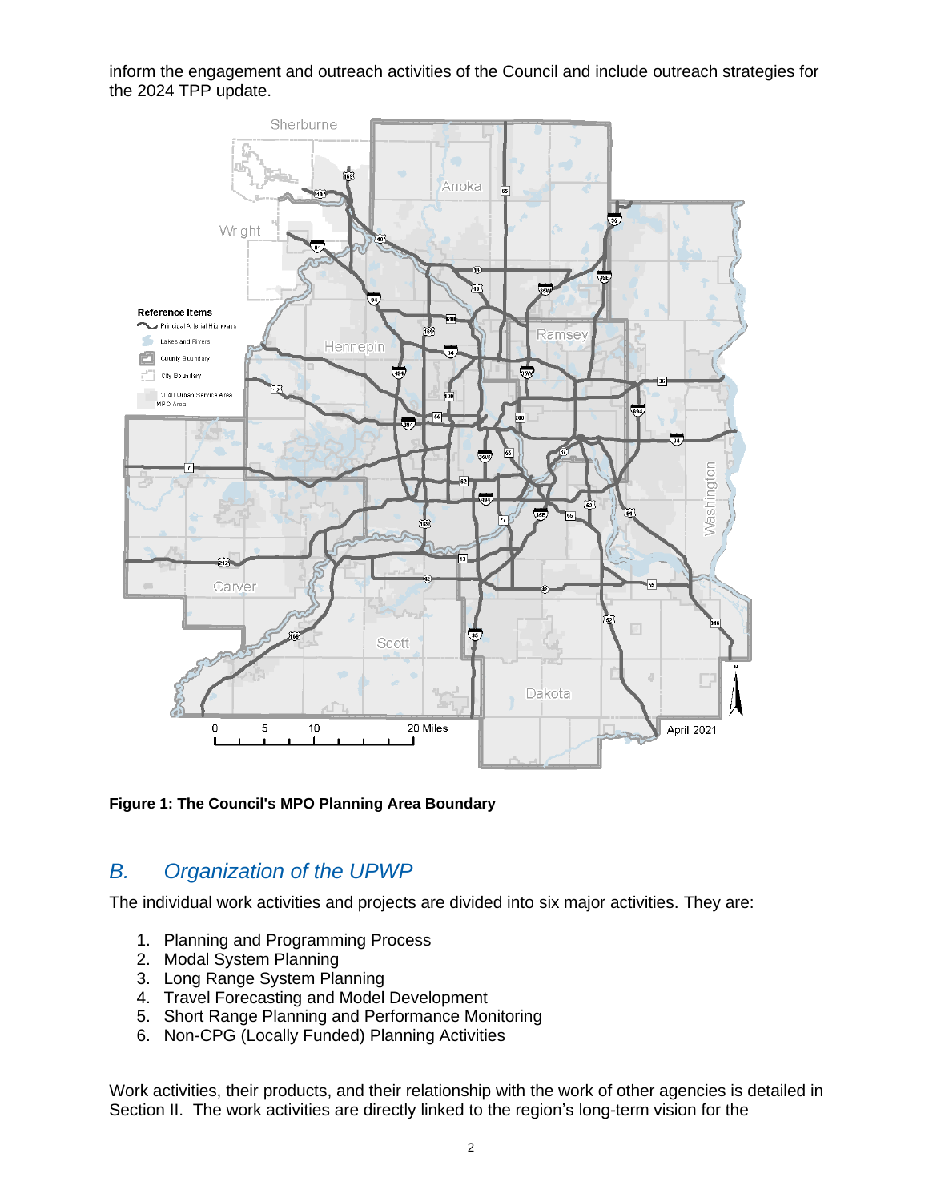inform the engagement and outreach activities of the Council and include outreach strategies for the 2024 TPP update.

**Figure 1: The Council's MPO Planning Area Boundary**

## *B. Organization of the UPWP*

The individual work activities and projects are divided into six major activities. They are:

1. Planning and Programming Process
2. Modal System Planning
3. Long Range System Planning
4. Travel Forecasting and Model Development
5. Short Range Planning and Performance Monitoring
6. Non-CPG (Locally Funded) Planning Activities

Work activities, their products, and their relationship with the work of other agencies is detailed in Section II. The work activities are directly linked to the region's long-term vision for the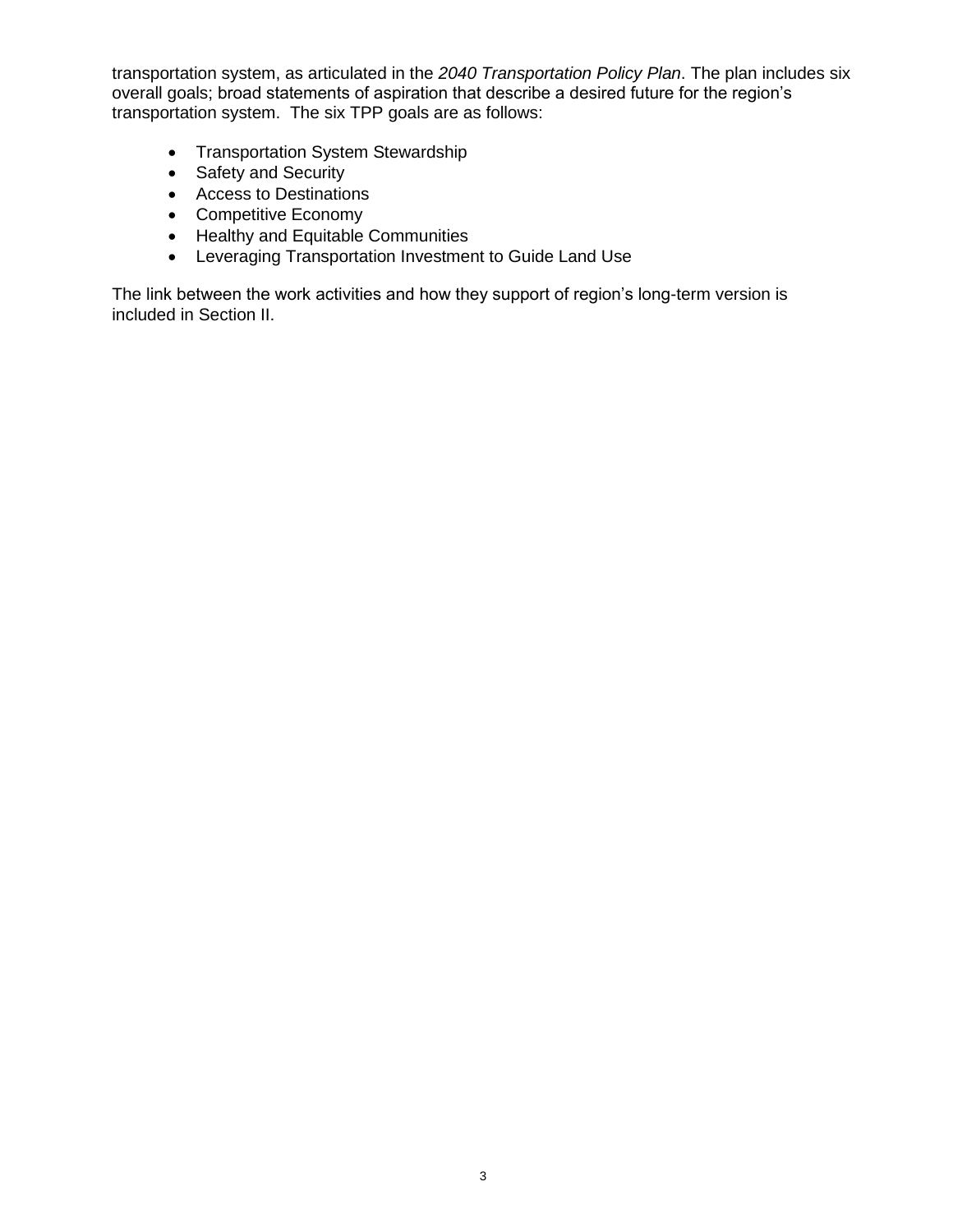transportation system, as articulated in the *2040 Transportation Policy Plan*. The plan includes six overall goals; broad statements of aspiration that describe a desired future for the region's transportation system. The six TPP goals are as follows:

- Transportation System Stewardship
- Safety and Security
- Access to Destinations
- Competitive Economy
- Healthy and Equitable Communities
- Leveraging Transportation Investment to Guide Land Use

The link between the work activities and how they support of region's long-term version is included in Section II.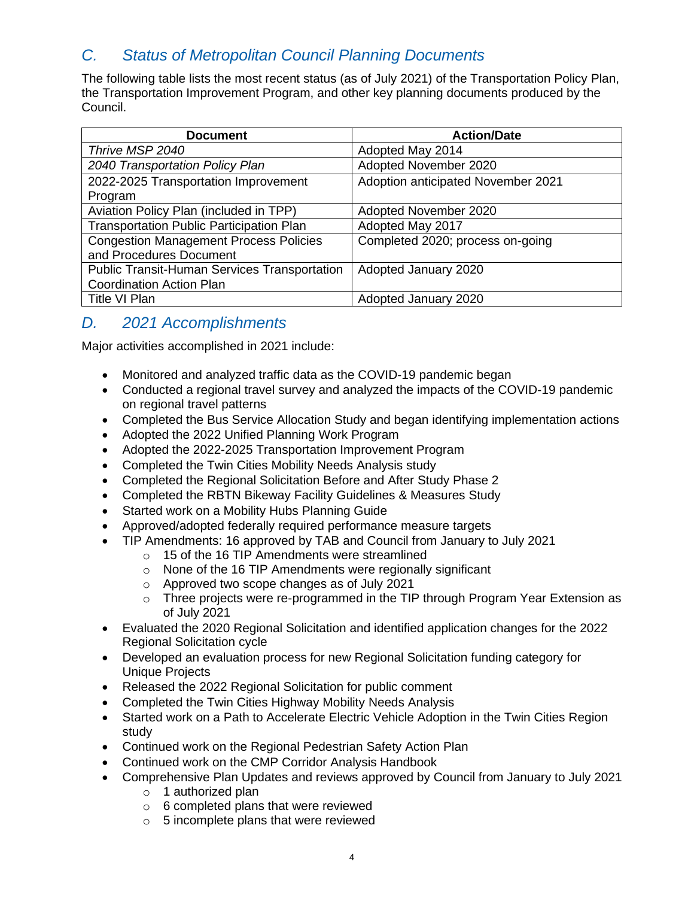## *C. Status of Metropolitan Council Planning Documents*

The following table lists the most recent status (as of July 2021) of the Transportation Policy Plan, the Transportation Improvement Program, and other key planning documents produced by the Council.

| Document | Action/Date |
|---|---|
| *Thrive MSP 2040* | Adopted May 2014 |
| *2040 Transportation Policy Plan* | Adopted November 2020 |
| 2022-2025 Transportation Improvement Program | Adoption anticipated November 2021 |
| Aviation Policy Plan (included in TPP) | Adopted November 2020 |
| Transportation Public Participation Plan | Adopted May 2017 |
| Congestion Management Process Policies and Procedures Document | Completed 2020; process on-going |
| Public Transit-Human Services Transportation Coordination Action Plan | Adopted January 2020 |
| Title VI Plan | Adopted January 2020 |

## *D. 2021 Accomplishments*

Major activities accomplished in 2021 include:

- Monitored and analyzed traffic data as the COVID-19 pandemic began
- Conducted a regional travel survey and analyzed the impacts of the COVID-19 pandemic on regional travel patterns
- Completed the Bus Service Allocation Study and began identifying implementation actions
- Adopted the 2022 Unified Planning Work Program
- Adopted the 2022-2025 Transportation Improvement Program
- Completed the Twin Cities Mobility Needs Analysis study
- Completed the Regional Solicitation Before and After Study Phase 2
- Completed the RBTN Bikeway Facility Guidelines & Measures Study
- Started work on a Mobility Hubs Planning Guide
- Approved/adopted federally required performance measure targets
- TIP Amendments: 16 approved by TAB and Council from January to July 2021
  - 15 of the 16 TIP Amendments were streamlined
  - None of the 16 TIP Amendments were regionally significant
  - Approved two scope changes as of July 2021
  - Three projects were re-programmed in the TIP through Program Year Extension as of July 2021
- Evaluated the 2020 Regional Solicitation and identified application changes for the 2022 Regional Solicitation cycle
- Developed an evaluation process for new Regional Solicitation funding category for Unique Projects
- Released the 2022 Regional Solicitation for public comment
- Completed the Twin Cities Highway Mobility Needs Analysis
- Started work on a Path to Accelerate Electric Vehicle Adoption in the Twin Cities Region study
- Continued work on the Regional Pedestrian Safety Action Plan
- Continued work on the CMP Corridor Analysis Handbook
- Comprehensive Plan Updates and reviews approved by Council from January to July 2021
  - 1 authorized plan
  - 6 completed plans that were reviewed
  - 5 incomplete plans that were reviewed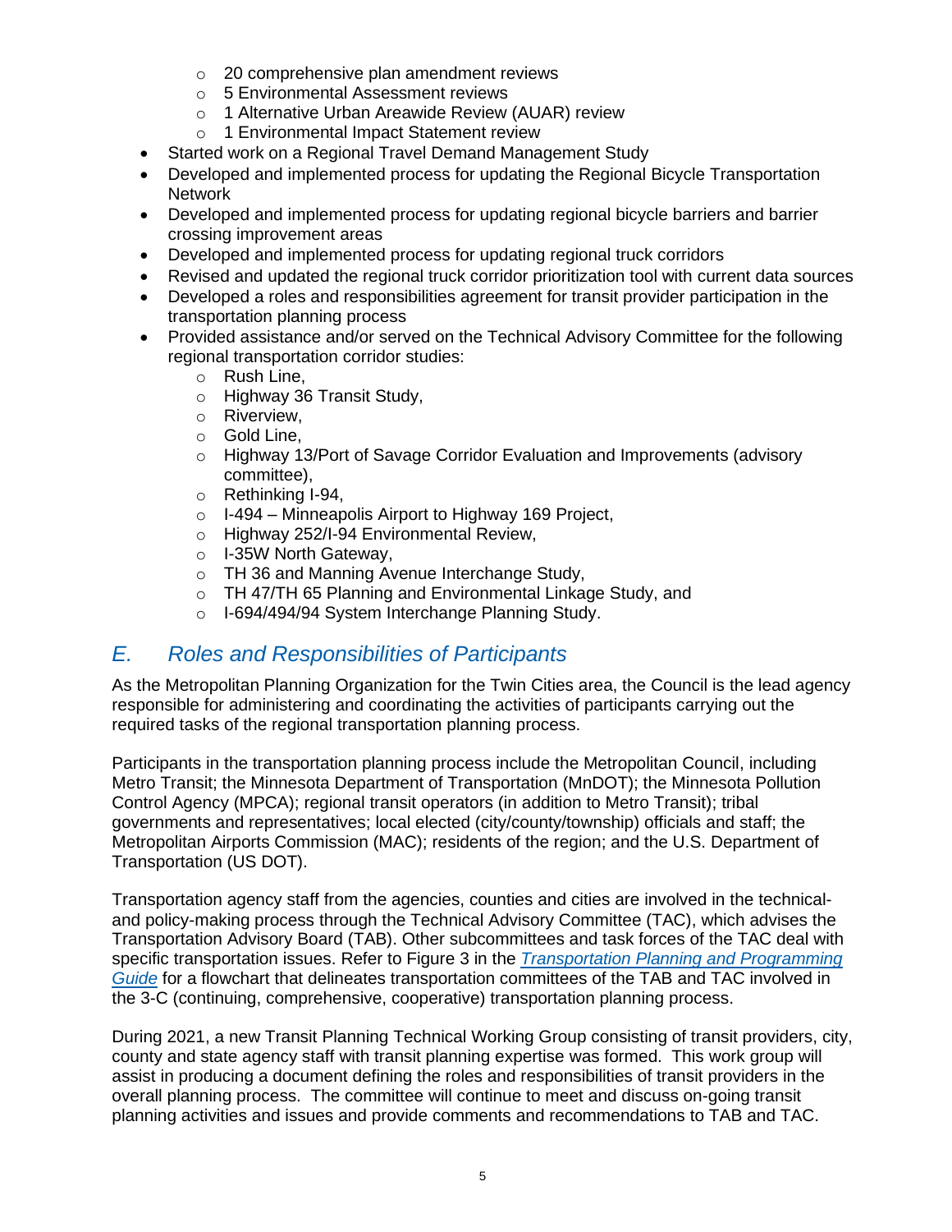- 20 comprehensive plan amendment reviews
    - 5 Environmental Assessment reviews
    - 1 Alternative Urban Areawide Review (AUAR) review
    - 1 Environmental Impact Statement review
- Started work on a Regional Travel Demand Management Study
- Developed and implemented process for updating the Regional Bicycle Transportation Network
- Developed and implemented process for updating regional bicycle barriers and barrier crossing improvement areas
- Developed and implemented process for updating regional truck corridors
- Revised and updated the regional truck corridor prioritization tool with current data sources
- Developed a roles and responsibilities agreement for transit provider participation in the transportation planning process
- Provided assistance and/or served on the Technical Advisory Committee for the following regional transportation corridor studies:
    - Rush Line,
    - Highway 36 Transit Study,
    - Riverview,
    - Gold Line,
    - Highway 13/Port of Savage Corridor Evaluation and Improvements (advisory committee),
    - Rethinking I-94,
    - I-494 – Minneapolis Airport to Highway 169 Project,
    - Highway 252/I-94 Environmental Review,
    - I-35W North Gateway,
    - TH 36 and Manning Avenue Interchange Study,
    - TH 47/TH 65 Planning and Environmental Linkage Study, and
    - I-694/494/94 System Interchange Planning Study.

## *E. Roles and Responsibilities of Participants*

As the Metropolitan Planning Organization for the Twin Cities area, the Council is the lead agency responsible for administering and coordinating the activities of participants carrying out the required tasks of the regional transportation planning process.

Participants in the transportation planning process include the Metropolitan Council, including Metro Transit; the Minnesota Department of Transportation (MnDOT); the Minnesota Pollution Control Agency (MPCA); regional transit operators (in addition to Metro Transit); tribal governments and representatives; local elected (city/county/township) officials and staff; the Metropolitan Airports Commission (MAC); residents of the region; and the U.S. Department of Transportation (US DOT).

Transportation agency staff from the agencies, counties and cities are involved in the technical- and policy-making process through the Technical Advisory Committee (TAC), which advises the Transportation Advisory Board (TAB). Other subcommittees and task forces of the TAC deal with specific transportation issues. Refer to Figure 3 in the *Transportation Planning and Programming Guide* for a flowchart that delineates transportation committees of the TAB and TAC involved in the 3-C (continuing, comprehensive, cooperative) transportation planning process.

During 2021, a new Transit Planning Technical Working Group consisting of transit providers, city, county and state agency staff with transit planning expertise was formed. This work group will assist in producing a document defining the roles and responsibilities of transit providers in the overall planning process. The committee will continue to meet and discuss on-going transit planning activities and issues and provide comments and recommendations to TAB and TAC.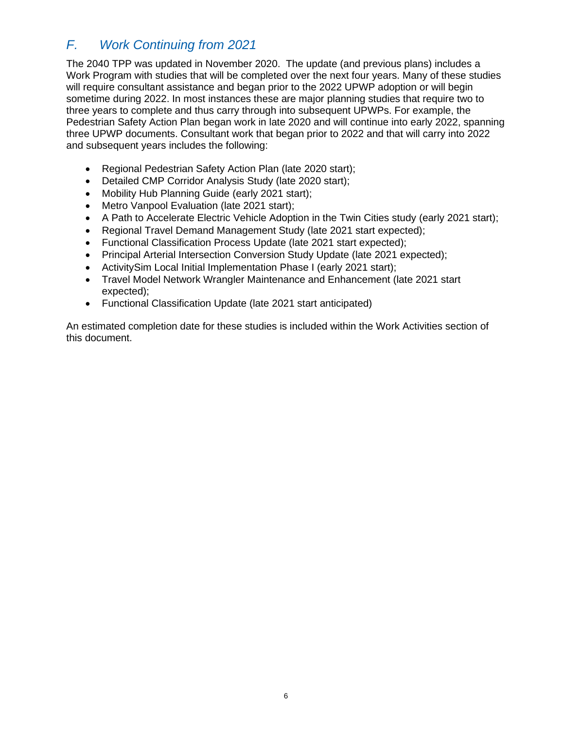## *F. Work Continuing from 2021*

The 2040 TPP was updated in November 2020. The update (and previous plans) includes a Work Program with studies that will be completed over the next four years. Many of these studies will require consultant assistance and began prior to the 2022 UPWP adoption or will begin sometime during 2022. In most instances these are major planning studies that require two to three years to complete and thus carry through into subsequent UPWPs. For example, the Pedestrian Safety Action Plan began work in late 2020 and will continue into early 2022, spanning three UPWP documents. Consultant work that began prior to 2022 and that will carry into 2022 and subsequent years includes the following:

- Regional Pedestrian Safety Action Plan (late 2020 start);
- Detailed CMP Corridor Analysis Study (late 2020 start);
- Mobility Hub Planning Guide (early 2021 start);
- Metro Vanpool Evaluation (late 2021 start);
- A Path to Accelerate Electric Vehicle Adoption in the Twin Cities study (early 2021 start);
- Regional Travel Demand Management Study (late 2021 start expected);
- Functional Classification Process Update (late 2021 start expected);
- Principal Arterial Intersection Conversion Study Update (late 2021 expected);
- ActivitySim Local Initial Implementation Phase I (early 2021 start);
- Travel Model Network Wrangler Maintenance and Enhancement (late 2021 start expected);
- Functional Classification Update (late 2021 start anticipated)

An estimated completion date for these studies is included within the Work Activities section of this document.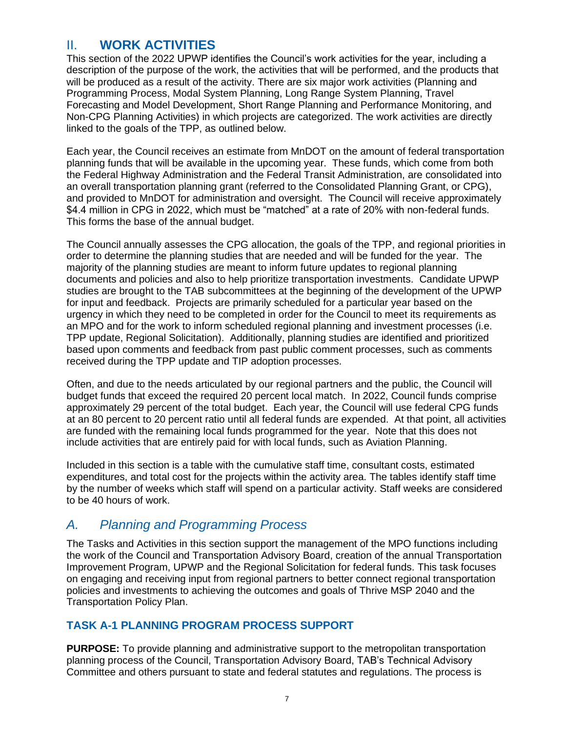# II. WORK ACTIVITIES

This section of the 2022 UPWP identifies the Council's work activities for the year, including a description of the purpose of the work, the activities that will be performed, and the products that will be produced as a result of the activity. There are six major work activities (Planning and Programming Process, Modal System Planning, Long Range System Planning, Travel Forecasting and Model Development, Short Range Planning and Performance Monitoring, and Non-CPG Planning Activities) in which projects are categorized. The work activities are directly linked to the goals of the TPP, as outlined below.

Each year, the Council receives an estimate from MnDOT on the amount of federal transportation planning funds that will be available in the upcoming year. These funds, which come from both the Federal Highway Administration and the Federal Transit Administration, are consolidated into an overall transportation planning grant (referred to the Consolidated Planning Grant, or CPG), and provided to MnDOT for administration and oversight. The Council will receive approximately $4.4 million in CPG in 2022, which must be "matched" at a rate of 20% with non-federal funds. This forms the base of the annual budget.

The Council annually assesses the CPG allocation, the goals of the TPP, and regional priorities in order to determine the planning studies that are needed and will be funded for the year. The majority of the planning studies are meant to inform future updates to regional planning documents and policies and also to help prioritize transportation investments. Candidate UPWP studies are brought to the TAB subcommittees at the beginning of the development of the UPWP for input and feedback. Projects are primarily scheduled for a particular year based on the urgency in which they need to be completed in order for the Council to meet its requirements as an MPO and for the work to inform scheduled regional planning and investment processes (i.e. TPP update, Regional Solicitation). Additionally, planning studies are identified and prioritized based upon comments and feedback from past public comment processes, such as comments received during the TPP update and TIP adoption processes.

Often, and due to the needs articulated by our regional partners and the public, the Council will budget funds that exceed the required 20 percent local match. In 2022, Council funds comprise approximately 29 percent of the total budget. Each year, the Council will use federal CPG funds at an 80 percent to 20 percent ratio until all federal funds are expended. At that point, all activities are funded with the remaining local funds programmed for the year. Note that this does not include activities that are entirely paid for with local funds, such as Aviation Planning.

Included in this section is a table with the cumulative staff time, consultant costs, estimated expenditures, and total cost for the projects within the activity area. The tables identify staff time by the number of weeks which staff will spend on a particular activity. Staff weeks are considered to be 40 hours of work.

## *A. Planning and Programming Process*

The Tasks and Activities in this section support the management of the MPO functions including the work of the Council and Transportation Advisory Board, creation of the annual Transportation Improvement Program, UPWP and the Regional Solicitation for federal funds. This task focuses on engaging and receiving input from regional partners to better connect regional transportation policies and investments to achieving the outcomes and goals of Thrive MSP 2040 and the Transportation Policy Plan.

### TASK A-1 PLANNING PROGRAM PROCESS SUPPORT

**PURPOSE:** To provide planning and administrative support to the metropolitan transportation planning process of the Council, Transportation Advisory Board, TAB's Technical Advisory Committee and others pursuant to state and federal statutes and regulations. The process is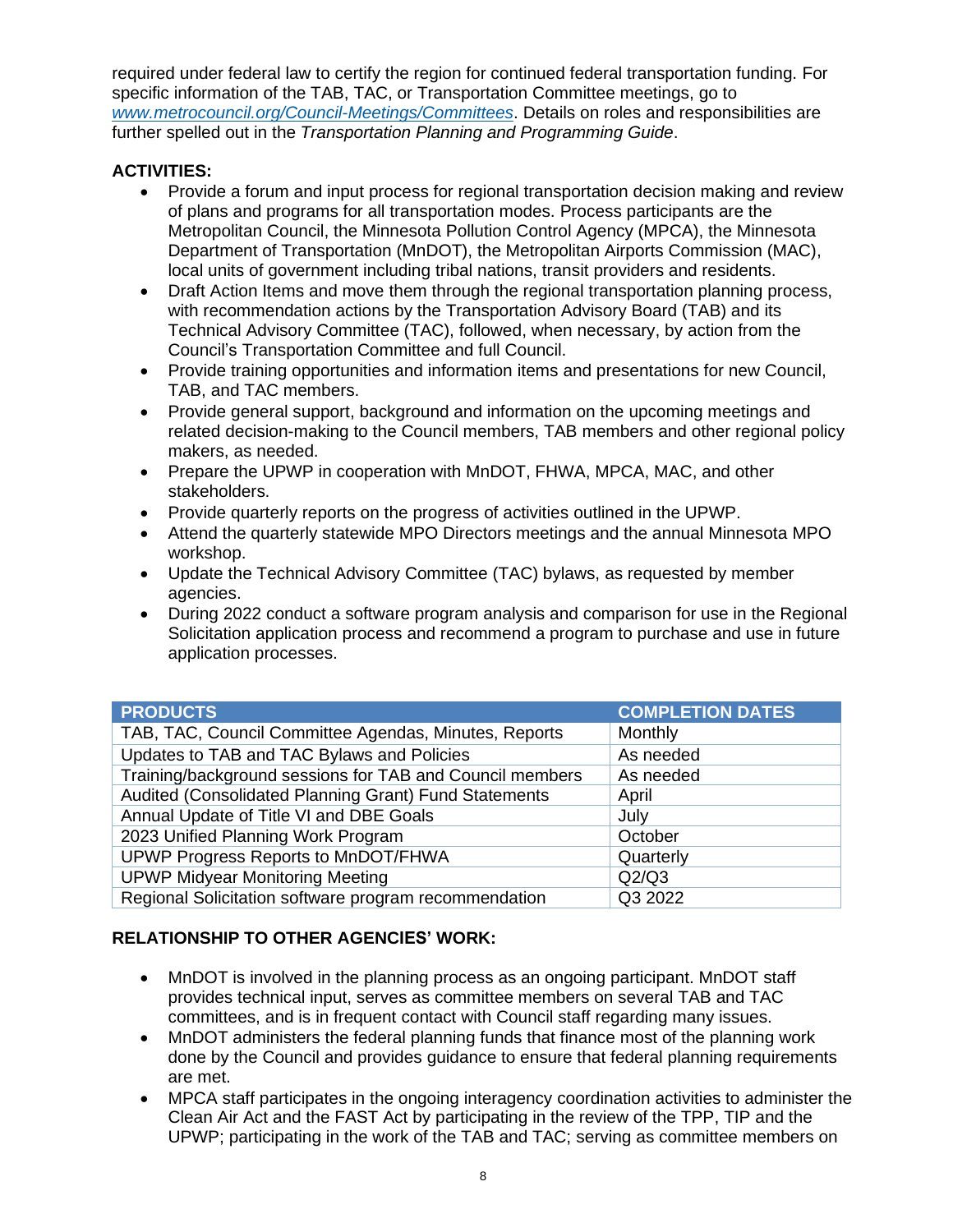required under federal law to certify the region for continued federal transportation funding. For specific information of the TAB, TAC, or Transportation Committee meetings, go to *www.metrocouncil.org/Council-Meetings/Committees*. Details on roles and responsibilities are further spelled out in the *Transportation Planning and Programming Guide*.

**ACTIVITIES:**

- Provide a forum and input process for regional transportation decision making and review of plans and programs for all transportation modes. Process participants are the Metropolitan Council, the Minnesota Pollution Control Agency (MPCA), the Minnesota Department of Transportation (MnDOT), the Metropolitan Airports Commission (MAC), local units of government including tribal nations, transit providers and residents.
- Draft Action Items and move them through the regional transportation planning process, with recommendation actions by the Transportation Advisory Board (TAB) and its Technical Advisory Committee (TAC), followed, when necessary, by action from the Council's Transportation Committee and full Council.
- Provide training opportunities and information items and presentations for new Council, TAB, and TAC members.
- Provide general support, background and information on the upcoming meetings and related decision-making to the Council members, TAB members and other regional policy makers, as needed.
- Prepare the UPWP in cooperation with MnDOT, FHWA, MPCA, MAC, and other stakeholders.
- Provide quarterly reports on the progress of activities outlined in the UPWP.
- Attend the quarterly statewide MPO Directors meetings and the annual Minnesota MPO workshop.
- Update the Technical Advisory Committee (TAC) bylaws, as requested by member agencies.
- During 2022 conduct a software program analysis and comparison for use in the Regional Solicitation application process and recommend a program to purchase and use in future application processes.

| PRODUCTS | COMPLETION DATES |
|---|---|
| TAB, TAC, Council Committee Agendas, Minutes, Reports | Monthly |
| Updates to TAB and TAC Bylaws and Policies | As needed |
| Training/background sessions for TAB and Council members | As needed |
| Audited (Consolidated Planning Grant) Fund Statements | April |
| Annual Update of Title VI and DBE Goals | July |
| 2023 Unified Planning Work Program | October |
| UPWP Progress Reports to MnDOT/FHWA | Quarterly |
| UPWP Midyear Monitoring Meeting | Q2/Q3 |
| Regional Solicitation software program recommendation | Q3 2022 |

**RELATIONSHIP TO OTHER AGENCIES' WORK:**

- MnDOT is involved in the planning process as an ongoing participant. MnDOT staff provides technical input, serves as committee members on several TAB and TAC committees, and is in frequent contact with Council staff regarding many issues.
- MnDOT administers the federal planning funds that finance most of the planning work done by the Council and provides guidance to ensure that federal planning requirements are met.
- MPCA staff participates in the ongoing interagency coordination activities to administer the Clean Air Act and the FAST Act by participating in the review of the TPP, TIP and the UPWP; participating in the work of the TAB and TAC; serving as committee members on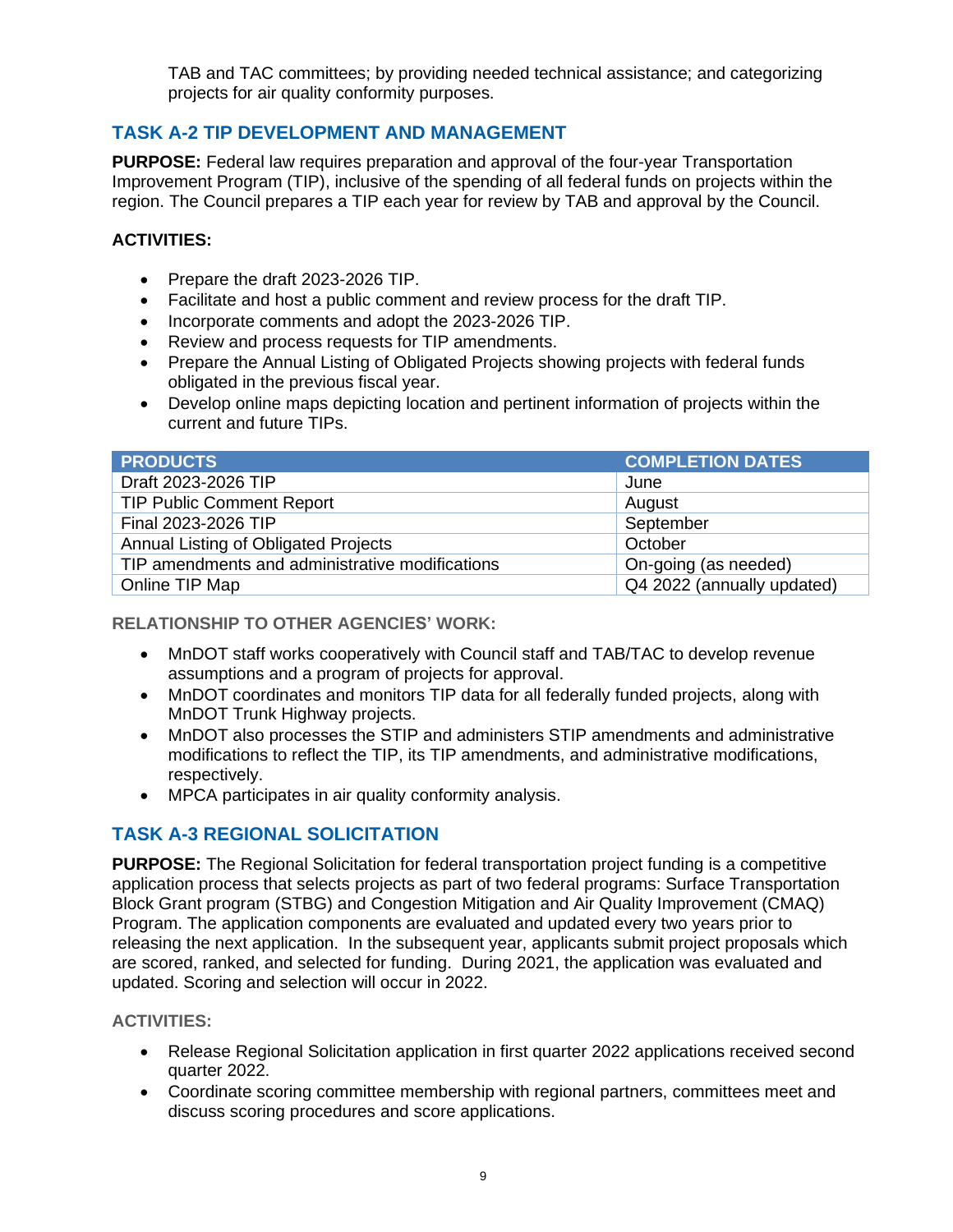TAB and TAC committees; by providing needed technical assistance; and categorizing projects for air quality conformity purposes.

## TASK A-2 TIP DEVELOPMENT AND MANAGEMENT

**PURPOSE:** Federal law requires preparation and approval of the four-year Transportation Improvement Program (TIP), inclusive of the spending of all federal funds on projects within the region. The Council prepares a TIP each year for review by TAB and approval by the Council.

**ACTIVITIES:**

- Prepare the draft 2023-2026 TIP.
- Facilitate and host a public comment and review process for the draft TIP.
- Incorporate comments and adopt the 2023-2026 TIP.
- Review and process requests for TIP amendments.
- Prepare the Annual Listing of Obligated Projects showing projects with federal funds obligated in the previous fiscal year.
- Develop online maps depicting location and pertinent information of projects within the current and future TIPs.

| PRODUCTS | COMPLETION DATES |
|---|---|
| Draft 2023-2026 TIP | June |
| TIP Public Comment Report | August |
| Final 2023-2026 TIP | September |
| Annual Listing of Obligated Projects | October |
| TIP amendments and administrative modifications | On-going (as needed) |
| Online TIP Map | Q4 2022 (annually updated) |

**RELATIONSHIP TO OTHER AGENCIES' WORK:**

- MnDOT staff works cooperatively with Council staff and TAB/TAC to develop revenue assumptions and a program of projects for approval.
- MnDOT coordinates and monitors TIP data for all federally funded projects, along with MnDOT Trunk Highway projects.
- MnDOT also processes the STIP and administers STIP amendments and administrative modifications to reflect the TIP, its TIP amendments, and administrative modifications, respectively.
- MPCA participates in air quality conformity analysis.

## TASK A-3 REGIONAL SOLICITATION

**PURPOSE:** The Regional Solicitation for federal transportation project funding is a competitive application process that selects projects as part of two federal programs: Surface Transportation Block Grant program (STBG) and Congestion Mitigation and Air Quality Improvement (CMAQ) Program. The application components are evaluated and updated every two years prior to releasing the next application. In the subsequent year, applicants submit project proposals which are scored, ranked, and selected for funding. During 2021, the application was evaluated and updated. Scoring and selection will occur in 2022.

**ACTIVITIES:**

- Release Regional Solicitation application in first quarter 2022 applications received second quarter 2022.
- Coordinate scoring committee membership with regional partners, committees meet and discuss scoring procedures and score applications.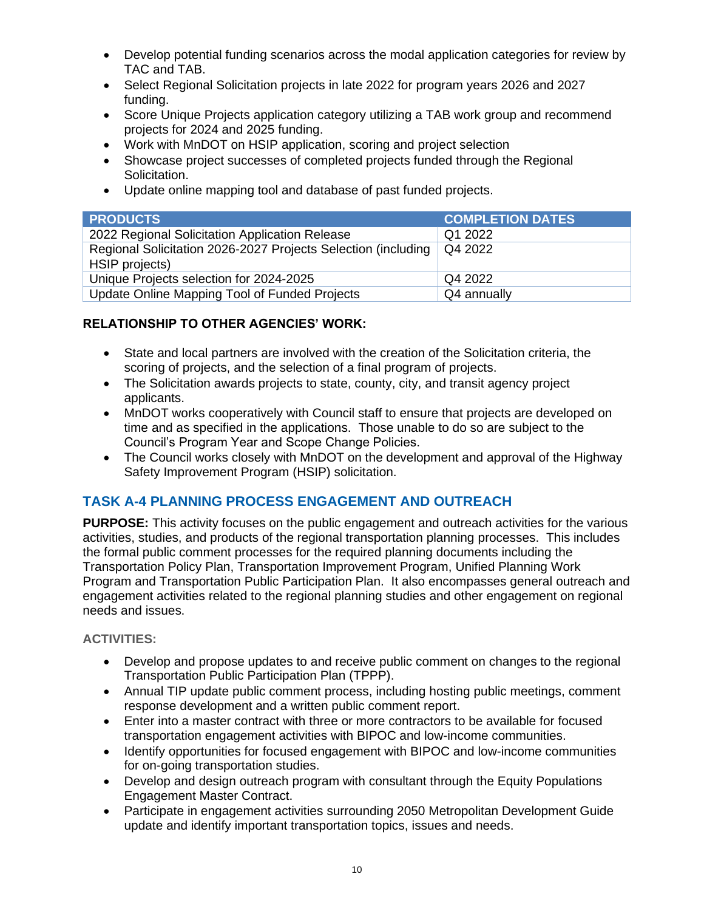- Develop potential funding scenarios across the modal application categories for review by TAC and TAB.
- Select Regional Solicitation projects in late 2022 for program years 2026 and 2027 funding.
- Score Unique Projects application category utilizing a TAB work group and recommend projects for 2024 and 2025 funding.
- Work with MnDOT on HSIP application, scoring and project selection
- Showcase project successes of completed projects funded through the Regional Solicitation.
- Update online mapping tool and database of past funded projects.

| PRODUCTS | COMPLETION DATES |
|---|---|
| 2022 Regional Solicitation Application Release | Q1 2022 |
| Regional Solicitation 2026-2027 Projects Selection (including HSIP projects) | Q4 2022 |
| Unique Projects selection for 2024-2025 | Q4 2022 |
| Update Online Mapping Tool of Funded Projects | Q4 annually |

**RELATIONSHIP TO OTHER AGENCIES' WORK:**

- State and local partners are involved with the creation of the Solicitation criteria, the scoring of projects, and the selection of a final program of projects.
- The Solicitation awards projects to state, county, city, and transit agency project applicants.
- MnDOT works cooperatively with Council staff to ensure that projects are developed on time and as specified in the applications. Those unable to do so are subject to the Council's Program Year and Scope Change Policies.
- The Council works closely with MnDOT on the development and approval of the Highway Safety Improvement Program (HSIP) solicitation.

## TASK A-4 PLANNING PROCESS ENGAGEMENT AND OUTREACH

**PURPOSE:** This activity focuses on the public engagement and outreach activities for the various activities, studies, and products of the regional transportation planning processes. This includes the formal public comment processes for the required planning documents including the Transportation Policy Plan, Transportation Improvement Program, Unified Planning Work Program and Transportation Public Participation Plan. It also encompasses general outreach and engagement activities related to the regional planning studies and other engagement on regional needs and issues.

**ACTIVITIES:**

- Develop and propose updates to and receive public comment on changes to the regional Transportation Public Participation Plan (TPPP).
- Annual TIP update public comment process, including hosting public meetings, comment response development and a written public comment report.
- Enter into a master contract with three or more contractors to be available for focused transportation engagement activities with BIPOC and low-income communities.
- Identify opportunities for focused engagement with BIPOC and low-income communities for on-going transportation studies.
- Develop and design outreach program with consultant through the Equity Populations Engagement Master Contract.
- Participate in engagement activities surrounding 2050 Metropolitan Development Guide update and identify important transportation topics, issues and needs.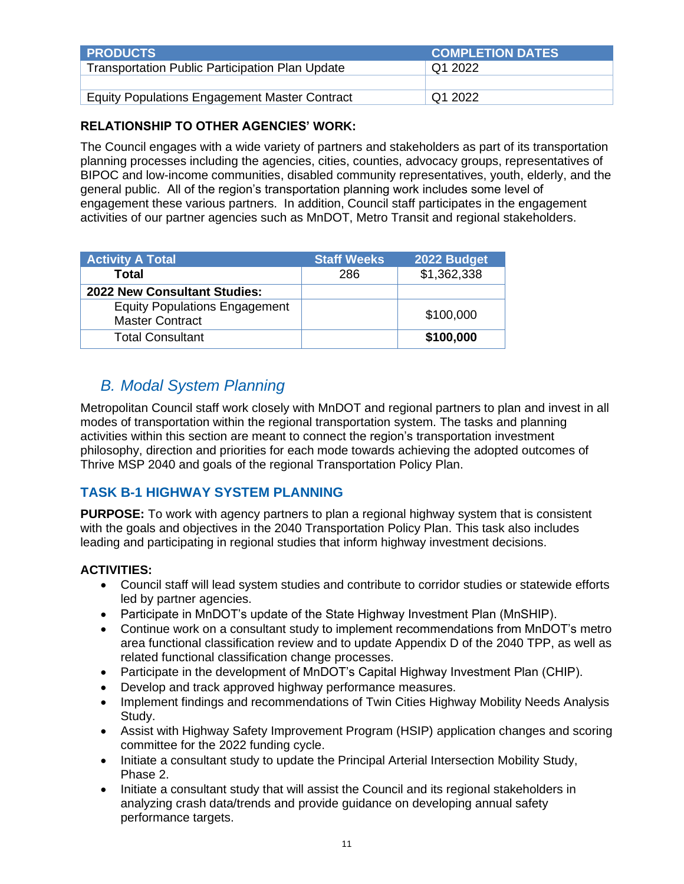| PRODUCTS | COMPLETION DATES |
|---|---|
| Transportation Public Participation Plan Update | Q1 2022 |
| | |
| Equity Populations Engagement Master Contract | Q1 2022 |

**RELATIONSHIP TO OTHER AGENCIES' WORK:**

The Council engages with a wide variety of partners and stakeholders as part of its transportation planning processes including the agencies, cities, counties, advocacy groups, representatives of BIPOC and low-income communities, disabled community representatives, youth, elderly, and the general public. All of the region's transportation planning work includes some level of engagement these various partners. In addition, Council staff participates in the engagement activities of our partner agencies such as MnDOT, Metro Transit and regional stakeholders.

| Activity A Total | Staff Weeks | 2022 Budget |
|---|---|---|
| **Total** | 286 | $1,362,338 |
| **2022 New Consultant Studies:** | | |
| Equity Populations Engagement Master Contract | | $100,000 |
| Total Consultant | | **$100,000** |

## *B. Modal System Planning*

Metropolitan Council staff work closely with MnDOT and regional partners to plan and invest in all modes of transportation within the regional transportation system. The tasks and planning activities within this section are meant to connect the region's transportation investment philosophy, direction and priorities for each mode towards achieving the adopted outcomes of Thrive MSP 2040 and goals of the regional Transportation Policy Plan.

### TASK B-1 HIGHWAY SYSTEM PLANNING

**PURPOSE:** To work with agency partners to plan a regional highway system that is consistent with the goals and objectives in the 2040 Transportation Policy Plan. This task also includes leading and participating in regional studies that inform highway investment decisions.

**ACTIVITIES:**

- Council staff will lead system studies and contribute to corridor studies or statewide efforts led by partner agencies.
- Participate in MnDOT's update of the State Highway Investment Plan (MnSHIP).
- Continue work on a consultant study to implement recommendations from MnDOT's metro area functional classification review and to update Appendix D of the 2040 TPP, as well as related functional classification change processes.
- Participate in the development of MnDOT's Capital Highway Investment Plan (CHIP).
- Develop and track approved highway performance measures.
- Implement findings and recommendations of Twin Cities Highway Mobility Needs Analysis Study.
- Assist with Highway Safety Improvement Program (HSIP) application changes and scoring committee for the 2022 funding cycle.
- Initiate a consultant study to update the Principal Arterial Intersection Mobility Study, Phase 2.
- Initiate a consultant study that will assist the Council and its regional stakeholders in analyzing crash data/trends and provide guidance on developing annual safety performance targets.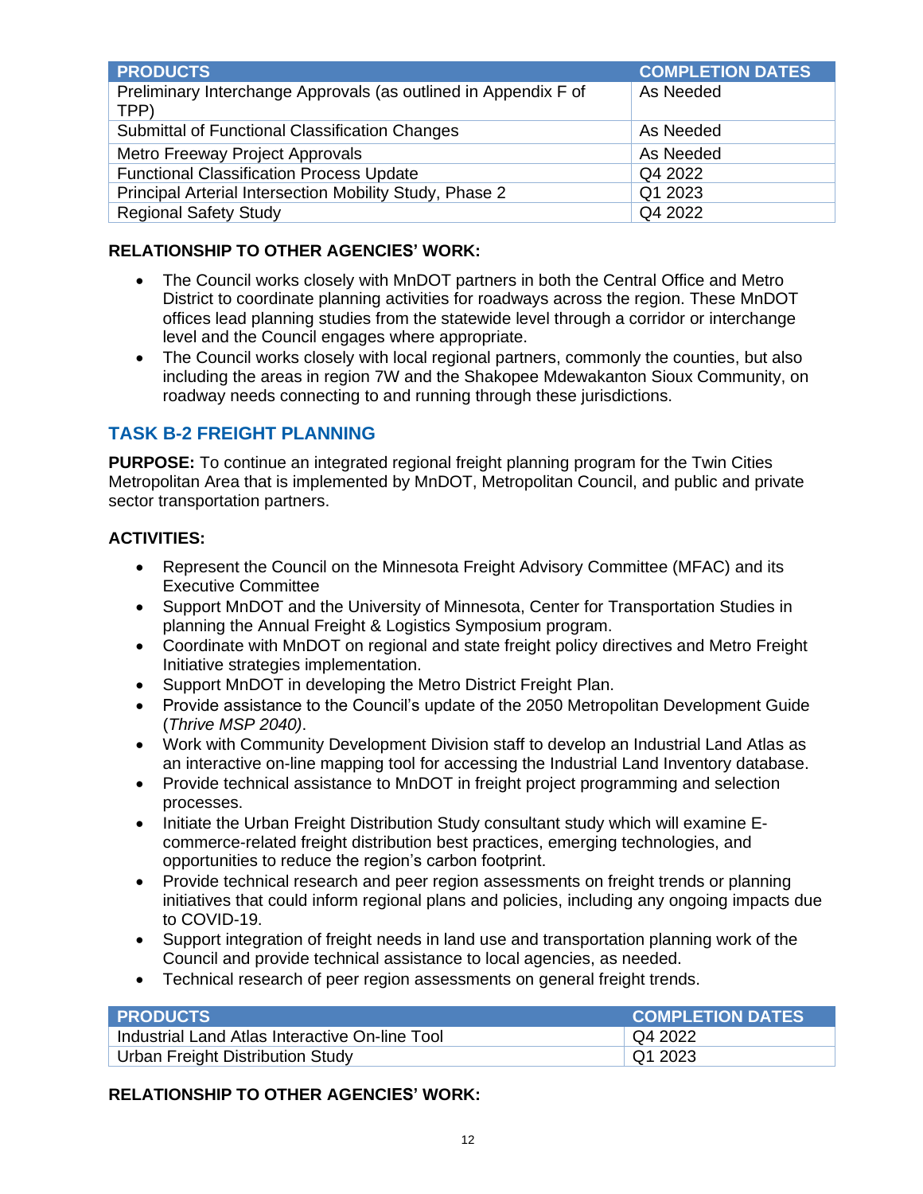| PRODUCTS | COMPLETION DATES |
|---|---|
| Preliminary Interchange Approvals (as outlined in Appendix F of TPP) | As Needed |
| Submittal of Functional Classification Changes | As Needed |
| Metro Freeway Project Approvals | As Needed |
| Functional Classification Process Update | Q4 2022 |
| Principal Arterial Intersection Mobility Study, Phase 2 | Q1 2023 |
| Regional Safety Study | Q4 2022 |

**RELATIONSHIP TO OTHER AGENCIES' WORK:**

- The Council works closely with MnDOT partners in both the Central Office and Metro District to coordinate planning activities for roadways across the region. These MnDOT offices lead planning studies from the statewide level through a corridor or interchange level and the Council engages where appropriate.
- The Council works closely with local regional partners, commonly the counties, but also including the areas in region 7W and the Shakopee Mdewakanton Sioux Community, on roadway needs connecting to and running through these jurisdictions.

## TASK B-2 FREIGHT PLANNING

**PURPOSE:** To continue an integrated regional freight planning program for the Twin Cities Metropolitan Area that is implemented by MnDOT, Metropolitan Council, and public and private sector transportation partners.

**ACTIVITIES:**

- Represent the Council on the Minnesota Freight Advisory Committee (MFAC) and its Executive Committee
- Support MnDOT and the University of Minnesota, Center for Transportation Studies in planning the Annual Freight & Logistics Symposium program.
- Coordinate with MnDOT on regional and state freight policy directives and Metro Freight Initiative strategies implementation.
- Support MnDOT in developing the Metro District Freight Plan.
- Provide assistance to the Council's update of the 2050 Metropolitan Development Guide (*Thrive MSP 2040)*.
- Work with Community Development Division staff to develop an Industrial Land Atlas as an interactive on-line mapping tool for accessing the Industrial Land Inventory database.
- Provide technical assistance to MnDOT in freight project programming and selection processes.
- Initiate the Urban Freight Distribution Study consultant study which will examine E-commerce-related freight distribution best practices, emerging technologies, and opportunities to reduce the region's carbon footprint.
- Provide technical research and peer region assessments on freight trends or planning initiatives that could inform regional plans and policies, including any ongoing impacts due to COVID-19.
- Support integration of freight needs in land use and transportation planning work of the Council and provide technical assistance to local agencies, as needed.
- Technical research of peer region assessments on general freight trends.

| PRODUCTS | COMPLETION DATES |
|---|---|
| Industrial Land Atlas Interactive On-line Tool | Q4 2022 |
| Urban Freight Distribution Study | Q1 2023 |

**RELATIONSHIP TO OTHER AGENCIES' WORK:**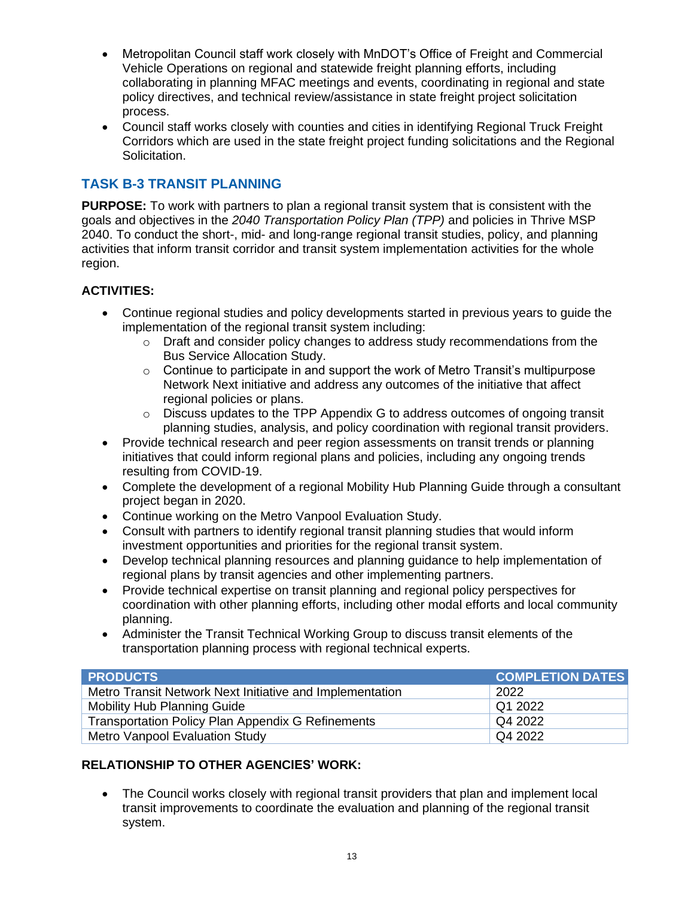- Metropolitan Council staff work closely with MnDOT's Office of Freight and Commercial Vehicle Operations on regional and statewide freight planning efforts, including collaborating in planning MFAC meetings and events, coordinating in regional and state policy directives, and technical review/assistance in state freight project solicitation process.
- Council staff works closely with counties and cities in identifying Regional Truck Freight Corridors which are used in the state freight project funding solicitations and the Regional Solicitation.

## TASK B-3 TRANSIT PLANNING

**PURPOSE:** To work with partners to plan a regional transit system that is consistent with the goals and objectives in the *2040 Transportation Policy Plan (TPP)* and policies in Thrive MSP 2040. To conduct the short-, mid- and long-range regional transit studies, policy, and planning activities that inform transit corridor and transit system implementation activities for the whole region.

**ACTIVITIES:**

- Continue regional studies and policy developments started in previous years to guide the implementation of the regional transit system including:
  - Draft and consider policy changes to address study recommendations from the Bus Service Allocation Study.
  - Continue to participate in and support the work of Metro Transit's multipurpose Network Next initiative and address any outcomes of the initiative that affect regional policies or plans.
  - Discuss updates to the TPP Appendix G to address outcomes of ongoing transit planning studies, analysis, and policy coordination with regional transit providers.
- Provide technical research and peer region assessments on transit trends or planning initiatives that could inform regional plans and policies, including any ongoing trends resulting from COVID-19.
- Complete the development of a regional Mobility Hub Planning Guide through a consultant project began in 2020.
- Continue working on the Metro Vanpool Evaluation Study.
- Consult with partners to identify regional transit planning studies that would inform investment opportunities and priorities for the regional transit system.
- Develop technical planning resources and planning guidance to help implementation of regional plans by transit agencies and other implementing partners.
- Provide technical expertise on transit planning and regional policy perspectives for coordination with other planning efforts, including other modal efforts and local community planning.
- Administer the Transit Technical Working Group to discuss transit elements of the transportation planning process with regional technical experts.

| PRODUCTS | COMPLETION DATES |
|---|---|
| Metro Transit Network Next Initiative and Implementation | 2022 |
| Mobility Hub Planning Guide | Q1 2022 |
| Transportation Policy Plan Appendix G Refinements | Q4 2022 |
| Metro Vanpool Evaluation Study | Q4 2022 |

**RELATIONSHIP TO OTHER AGENCIES' WORK:**

- The Council works closely with regional transit providers that plan and implement local transit improvements to coordinate the evaluation and planning of the regional transit system.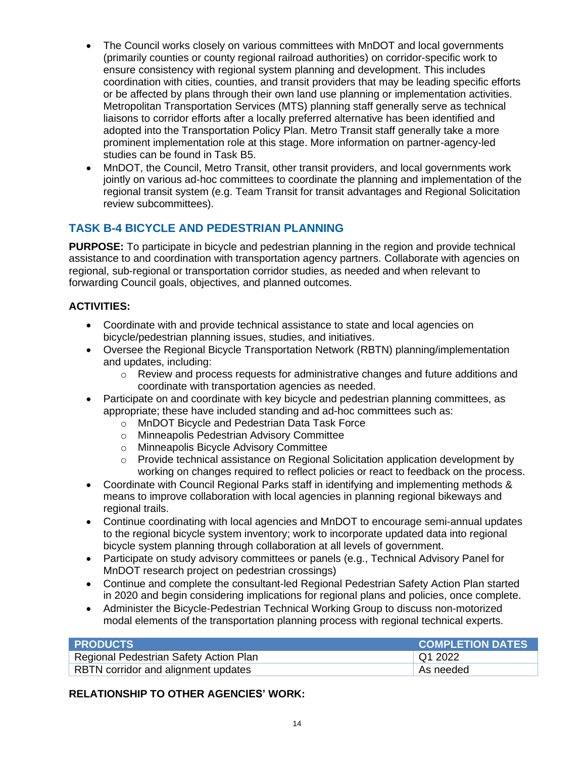- The Council works closely on various committees with MnDOT and local governments (primarily counties or county regional railroad authorities) on corridor-specific work to ensure consistency with regional system planning and development. This includes coordination with cities, counties, and transit providers that may be leading specific efforts or be affected by plans through their own land use planning or implementation activities. Metropolitan Transportation Services (MTS) planning staff generally serve as technical liaisons to corridor efforts after a locally preferred alternative has been identified and adopted into the Transportation Policy Plan. Metro Transit staff generally take a more prominent implementation role at this stage. More information on partner-agency-led studies can be found in Task B5.
- MnDOT, the Council, Metro Transit, other transit providers, and local governments work jointly on various ad-hoc committees to coordinate the planning and implementation of the regional transit system (e.g. Team Transit for transit advantages and Regional Solicitation review subcommittees).

## TASK B-4 BICYCLE AND PEDESTRIAN PLANNING

**PURPOSE:** To participate in bicycle and pedestrian planning in the region and provide technical assistance to and coordination with transportation agency partners. Collaborate with agencies on regional, sub-regional or transportation corridor studies, as needed and when relevant to forwarding Council goals, objectives, and planned outcomes.

**ACTIVITIES:**

- Coordinate with and provide technical assistance to state and local agencies on bicycle/pedestrian planning issues, studies, and initiatives.
- Oversee the Regional Bicycle Transportation Network (RBTN) planning/implementation and updates, including:
  - Review and process requests for administrative changes and future additions and coordinate with transportation agencies as needed.
- Participate on and coordinate with key bicycle and pedestrian planning committees, as appropriate; these have included standing and ad-hoc committees such as:
  - MnDOT Bicycle and Pedestrian Data Task Force
  - Minneapolis Pedestrian Advisory Committee
  - Minneapolis Bicycle Advisory Committee
  - Provide technical assistance on Regional Solicitation application development by working on changes required to reflect policies or react to feedback on the process.
- Coordinate with Council Regional Parks staff in identifying and implementing methods & means to improve collaboration with local agencies in planning regional bikeways and regional trails.
- Continue coordinating with local agencies and MnDOT to encourage semi-annual updates to the regional bicycle system inventory; work to incorporate updated data into regional bicycle system planning through collaboration at all levels of government.
- Participate on study advisory committees or panels (e.g., Technical Advisory Panel for MnDOT research project on pedestrian crossings)
- Continue and complete the consultant-led Regional Pedestrian Safety Action Plan started in 2020 and begin considering implications for regional plans and policies, once complete.
- Administer the Bicycle-Pedestrian Technical Working Group to discuss non-motorized modal elements of the transportation planning process with regional technical experts.

| PRODUCTS | COMPLETION DATES |
|---|---|
| Regional Pedestrian Safety Action Plan | Q1 2022 |
| RBTN corridor and alignment updates | As needed |

**RELATIONSHIP TO OTHER AGENCIES' WORK:**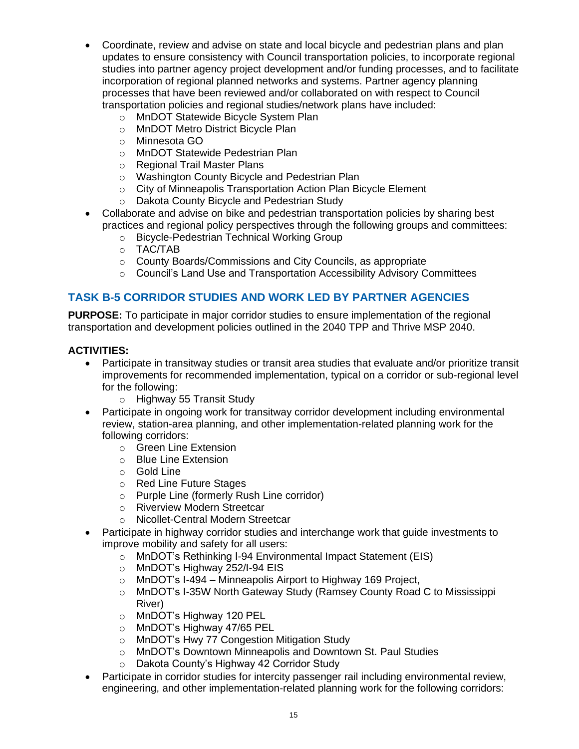- Coordinate, review and advise on state and local bicycle and pedestrian plans and plan updates to ensure consistency with Council transportation policies, to incorporate regional studies into partner agency project development and/or funding processes, and to facilitate incorporation of regional planned networks and systems. Partner agency planning processes that have been reviewed and/or collaborated on with respect to Council transportation policies and regional studies/network plans have included:
  - MnDOT Statewide Bicycle System Plan
  - MnDOT Metro District Bicycle Plan
  - Minnesota GO
  - MnDOT Statewide Pedestrian Plan
  - Regional Trail Master Plans
  - Washington County Bicycle and Pedestrian Plan
  - City of Minneapolis Transportation Action Plan Bicycle Element
  - Dakota County Bicycle and Pedestrian Study
- Collaborate and advise on bike and pedestrian transportation policies by sharing best practices and regional policy perspectives through the following groups and committees:
  - Bicycle-Pedestrian Technical Working Group
  - TAC/TAB
  - County Boards/Commissions and City Councils, as appropriate
  - Council's Land Use and Transportation Accessibility Advisory Committees

## TASK B-5 CORRIDOR STUDIES AND WORK LED BY PARTNER AGENCIES

**PURPOSE:** To participate in major corridor studies to ensure implementation of the regional transportation and development policies outlined in the 2040 TPP and Thrive MSP 2040.

**ACTIVITIES:**

- Participate in transitway studies or transit area studies that evaluate and/or prioritize transit improvements for recommended implementation, typical on a corridor or sub-regional level for the following:
  - Highway 55 Transit Study
- Participate in ongoing work for transitway corridor development including environmental review, station-area planning, and other implementation-related planning work for the following corridors:
  - Green Line Extension
  - Blue Line Extension
  - Gold Line
  - Red Line Future Stages
  - Purple Line (formerly Rush Line corridor)
  - Riverview Modern Streetcar
  - Nicollet-Central Modern Streetcar
- Participate in highway corridor studies and interchange work that guide investments to improve mobility and safety for all users:
  - MnDOT's Rethinking I-94 Environmental Impact Statement (EIS)
  - MnDOT's Highway 252/I-94 EIS
  - MnDOT's I-494 – Minneapolis Airport to Highway 169 Project,
  - MnDOT's I-35W North Gateway Study (Ramsey County Road C to Mississippi River)
  - MnDOT's Highway 120 PEL
  - MnDOT's Highway 47/65 PEL
  - MnDOT's Hwy 77 Congestion Mitigation Study
  - MnDOT's Downtown Minneapolis and Downtown St. Paul Studies
  - Dakota County's Highway 42 Corridor Study
- Participate in corridor studies for intercity passenger rail including environmental review, engineering, and other implementation-related planning work for the following corridors: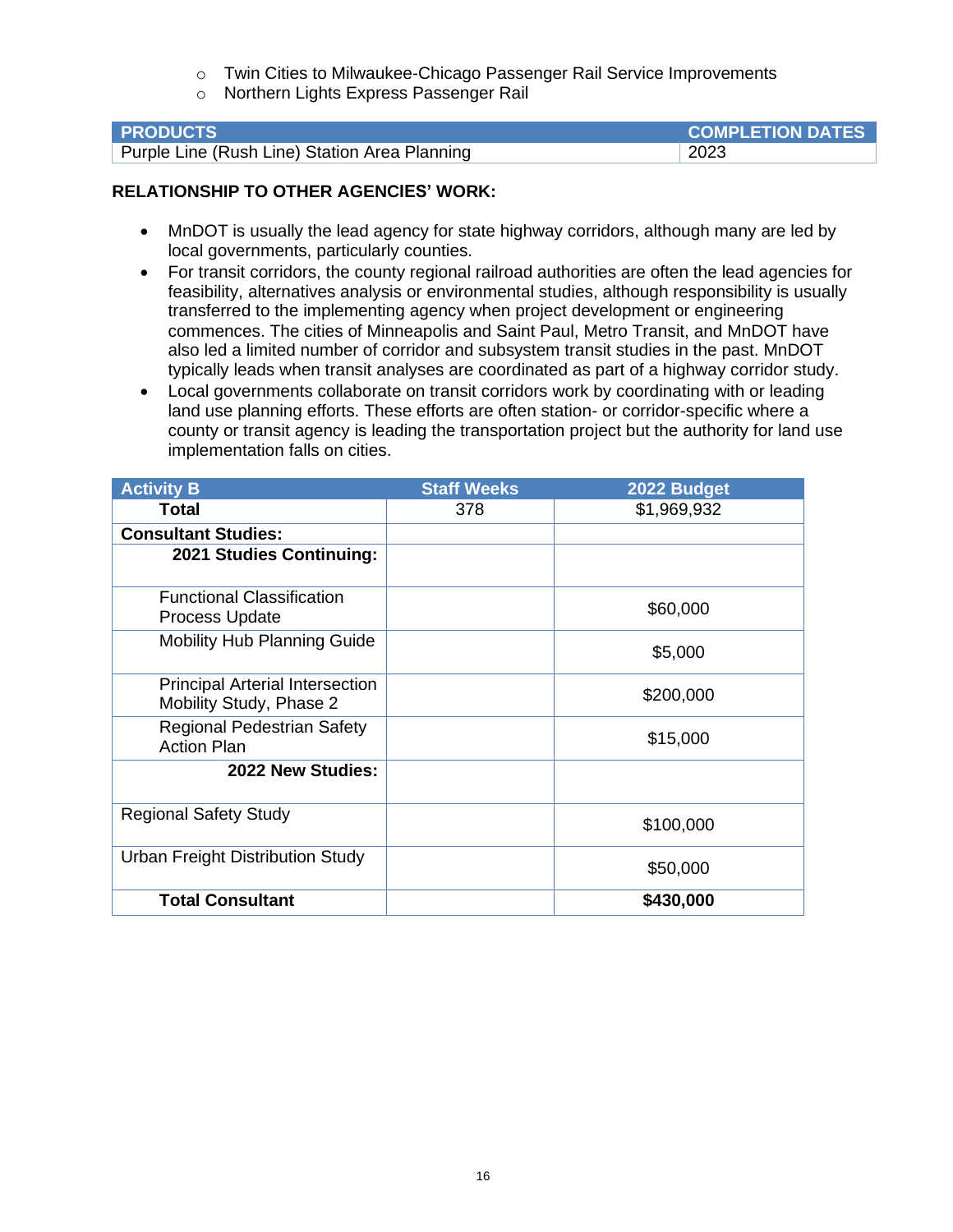- Twin Cities to Milwaukee-Chicago Passenger Rail Service Improvements
- Northern Lights Express Passenger Rail

| PRODUCTS | COMPLETION DATES |
| --- | --- |
| Purple Line (Rush Line) Station Area Planning | 2023 |

**RELATIONSHIP TO OTHER AGENCIES' WORK:**

- MnDOT is usually the lead agency for state highway corridors, although many are led by local governments, particularly counties.
- For transit corridors, the county regional railroad authorities are often the lead agencies for feasibility, alternatives analysis or environmental studies, although responsibility is usually transferred to the implementing agency when project development or engineering commences. The cities of Minneapolis and Saint Paul, Metro Transit, and MnDOT have also led a limited number of corridor and subsystem transit studies in the past. MnDOT typically leads when transit analyses are coordinated as part of a highway corridor study.
- Local governments collaborate on transit corridors work by coordinating with or leading land use planning efforts. These efforts are often station- or corridor-specific where a county or transit agency is leading the transportation project but the authority for land use implementation falls on cities.

| Activity B | Staff Weeks | 2022 Budget |
| --- | --- | --- |
| **Total** | 378 | $1,969,932 |
| **Consultant Studies:** | | |
| **2021 Studies Continuing:** | | |
| Functional Classification Process Update | | $60,000 |
| Mobility Hub Planning Guide | | $5,000 |
| Principal Arterial Intersection Mobility Study, Phase 2 | | $200,000 |
| Regional Pedestrian Safety Action Plan | | $15,000 |
| **2022 New Studies:** | | |
| Regional Safety Study | | $100,000 |
| Urban Freight Distribution Study | | $50,000 |
| **Total Consultant** | | **$430,000** |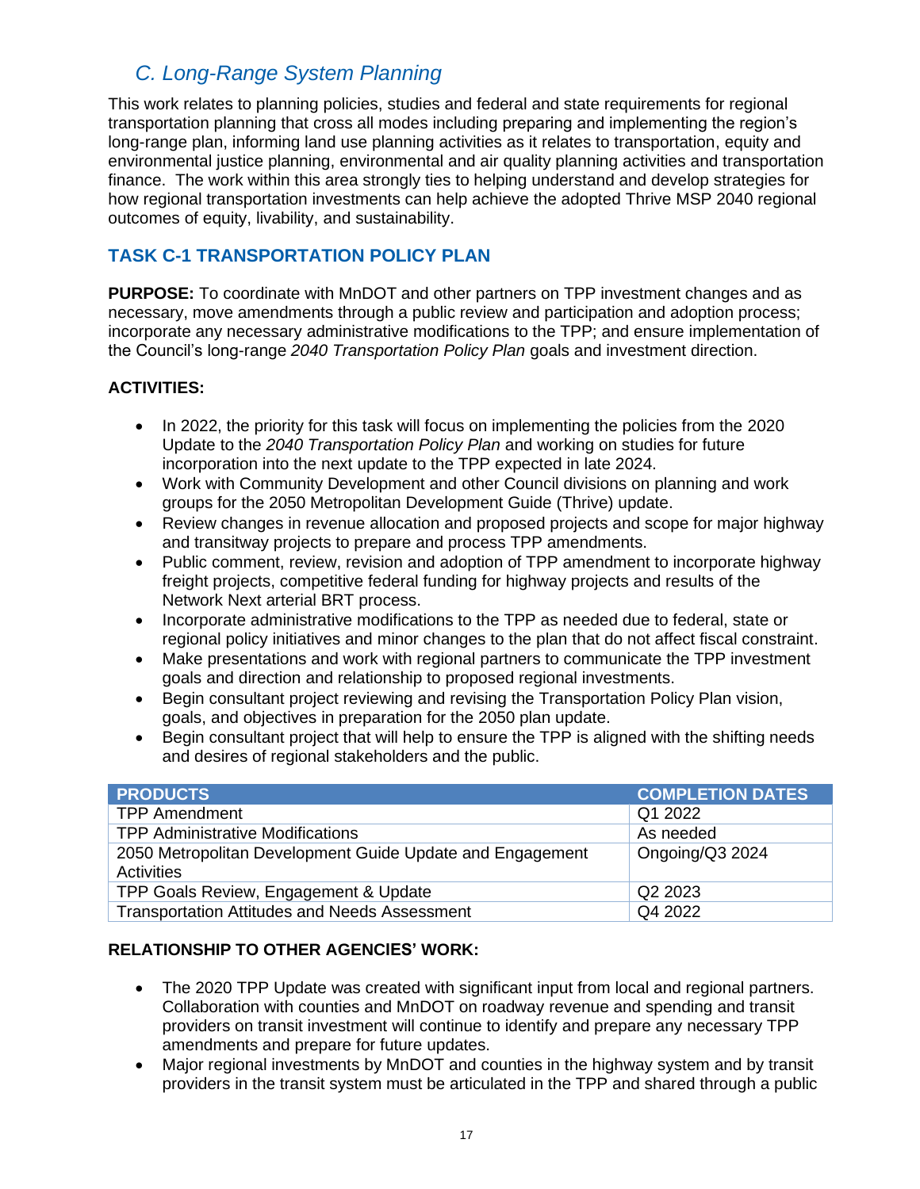## *C. Long-Range System Planning*

This work relates to planning policies, studies and federal and state requirements for regional transportation planning that cross all modes including preparing and implementing the region's long-range plan, informing land use planning activities as it relates to transportation, equity and environmental justice planning, environmental and air quality planning activities and transportation finance. The work within this area strongly ties to helping understand and develop strategies for how regional transportation investments can help achieve the adopted Thrive MSP 2040 regional outcomes of equity, livability, and sustainability.

### TASK C-1 TRANSPORTATION POLICY PLAN

**PURPOSE:** To coordinate with MnDOT and other partners on TPP investment changes and as necessary, move amendments through a public review and participation and adoption process; incorporate any necessary administrative modifications to the TPP; and ensure implementation of the Council's long-range *2040 Transportation Policy Plan* goals and investment direction.

**ACTIVITIES:**

- In 2022, the priority for this task will focus on implementing the policies from the 2020 Update to the *2040 Transportation Policy Plan* and working on studies for future incorporation into the next update to the TPP expected in late 2024.
- Work with Community Development and other Council divisions on planning and work groups for the 2050 Metropolitan Development Guide (Thrive) update.
- Review changes in revenue allocation and proposed projects and scope for major highway and transitway projects to prepare and process TPP amendments.
- Public comment, review, revision and adoption of TPP amendment to incorporate highway freight projects, competitive federal funding for highway projects and results of the Network Next arterial BRT process.
- Incorporate administrative modifications to the TPP as needed due to federal, state or regional policy initiatives and minor changes to the plan that do not affect fiscal constraint.
- Make presentations and work with regional partners to communicate the TPP investment goals and direction and relationship to proposed regional investments.
- Begin consultant project reviewing and revising the Transportation Policy Plan vision, goals, and objectives in preparation for the 2050 plan update.
- Begin consultant project that will help to ensure the TPP is aligned with the shifting needs and desires of regional stakeholders and the public.

| PRODUCTS | COMPLETION DATES |
|---|---|
| TPP Amendment | Q1 2022 |
| TPP Administrative Modifications | As needed |
| 2050 Metropolitan Development Guide Update and Engagement Activities | Ongoing/Q3 2024 |
| TPP Goals Review, Engagement & Update | Q2 2023 |
| Transportation Attitudes and Needs Assessment | Q4 2022 |

**RELATIONSHIP TO OTHER AGENCIES' WORK:**

- The 2020 TPP Update was created with significant input from local and regional partners. Collaboration with counties and MnDOT on roadway revenue and spending and transit providers on transit investment will continue to identify and prepare any necessary TPP amendments and prepare for future updates.
- Major regional investments by MnDOT and counties in the highway system and by transit providers in the transit system must be articulated in the TPP and shared through a public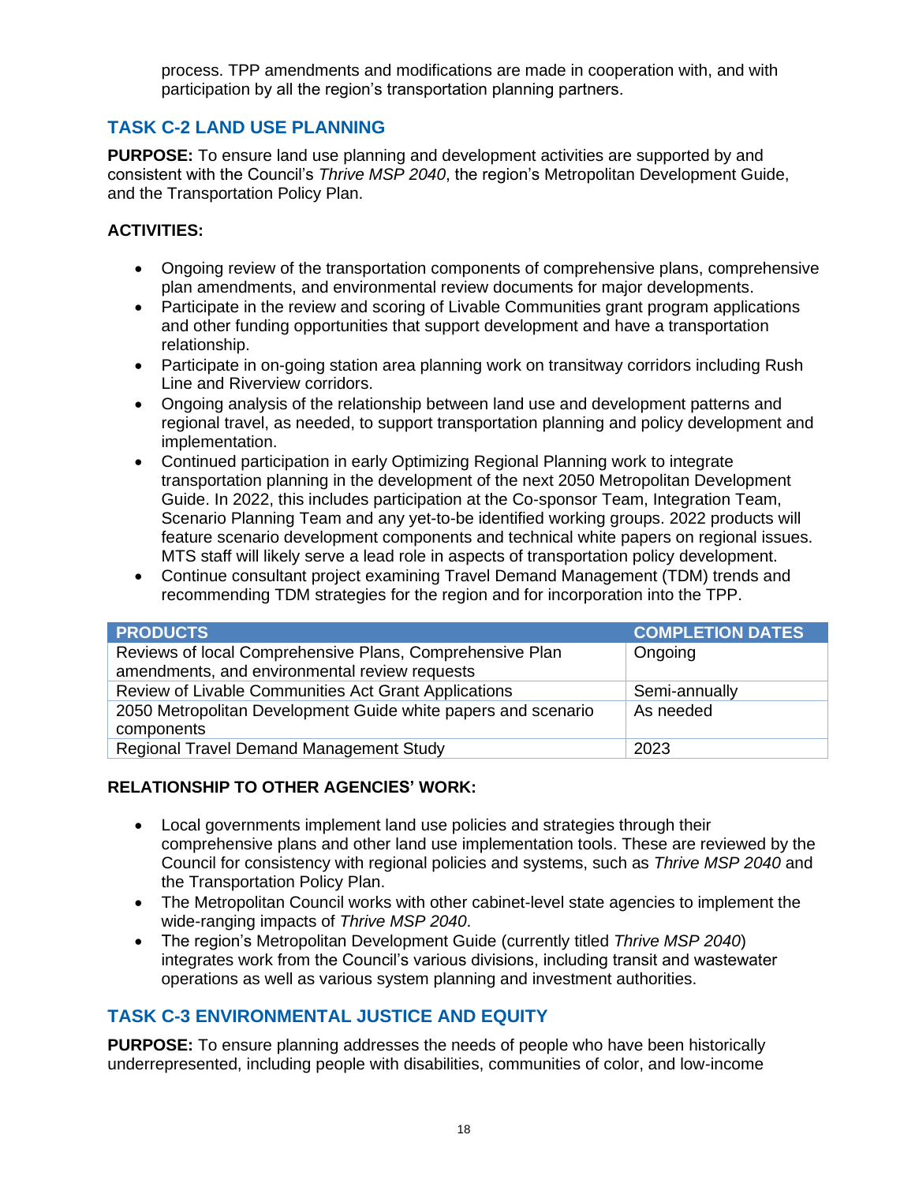process. TPP amendments and modifications are made in cooperation with, and with participation by all the region's transportation planning partners.

## TASK C-2 LAND USE PLANNING

**PURPOSE:** To ensure land use planning and development activities are supported by and consistent with the Council's *Thrive MSP 2040*, the region's Metropolitan Development Guide, and the Transportation Policy Plan.

**ACTIVITIES:**

- Ongoing review of the transportation components of comprehensive plans, comprehensive plan amendments, and environmental review documents for major developments.
- Participate in the review and scoring of Livable Communities grant program applications and other funding opportunities that support development and have a transportation relationship.
- Participate in on-going station area planning work on transitway corridors including Rush Line and Riverview corridors.
- Ongoing analysis of the relationship between land use and development patterns and regional travel, as needed, to support transportation planning and policy development and implementation.
- Continued participation in early Optimizing Regional Planning work to integrate transportation planning in the development of the next 2050 Metropolitan Development Guide. In 2022, this includes participation at the Co-sponsor Team, Integration Team, Scenario Planning Team and any yet-to-be identified working groups. 2022 products will feature scenario development components and technical white papers on regional issues. MTS staff will likely serve a lead role in aspects of transportation policy development.
- Continue consultant project examining Travel Demand Management (TDM) trends and recommending TDM strategies for the region and for incorporation into the TPP.

| PRODUCTS | COMPLETION DATES |
|---|---|
| Reviews of local Comprehensive Plans, Comprehensive Plan amendments, and environmental review requests | Ongoing |
| Review of Livable Communities Act Grant Applications | Semi-annually |
| 2050 Metropolitan Development Guide white papers and scenario components | As needed |
| Regional Travel Demand Management Study | 2023 |

**RELATIONSHIP TO OTHER AGENCIES' WORK:**

- Local governments implement land use policies and strategies through their comprehensive plans and other land use implementation tools. These are reviewed by the Council for consistency with regional policies and systems, such as *Thrive MSP 2040* and the Transportation Policy Plan.
- The Metropolitan Council works with other cabinet-level state agencies to implement the wide-ranging impacts of *Thrive MSP 2040*.
- The region's Metropolitan Development Guide (currently titled *Thrive MSP 2040*) integrates work from the Council's various divisions, including transit and wastewater operations as well as various system planning and investment authorities.

## TASK C-3 ENVIRONMENTAL JUSTICE AND EQUITY

**PURPOSE:** To ensure planning addresses the needs of people who have been historically underrepresented, including people with disabilities, communities of color, and low-income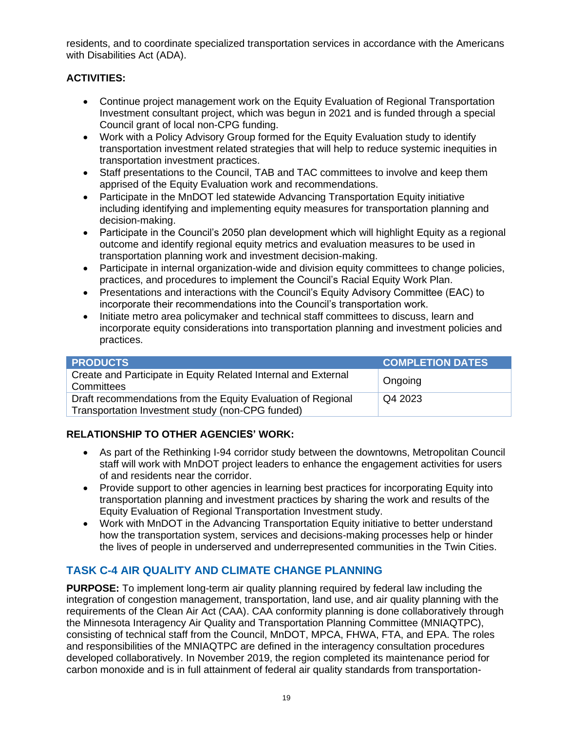residents, and to coordinate specialized transportation services in accordance with the Americans with Disabilities Act (ADA).

**ACTIVITIES:**

- Continue project management work on the Equity Evaluation of Regional Transportation Investment consultant project, which was begun in 2021 and is funded through a special Council grant of local non-CPG funding.
- Work with a Policy Advisory Group formed for the Equity Evaluation study to identify transportation investment related strategies that will help to reduce systemic inequities in transportation investment practices.
- Staff presentations to the Council, TAB and TAC committees to involve and keep them apprised of the Equity Evaluation work and recommendations.
- Participate in the MnDOT led statewide Advancing Transportation Equity initiative including identifying and implementing equity measures for transportation planning and decision-making.
- Participate in the Council's 2050 plan development which will highlight Equity as a regional outcome and identify regional equity metrics and evaluation measures to be used in transportation planning work and investment decision-making.
- Participate in internal organization-wide and division equity committees to change policies, practices, and procedures to implement the Council's Racial Equity Work Plan.
- Presentations and interactions with the Council's Equity Advisory Committee (EAC) to incorporate their recommendations into the Council's transportation work.
- Initiate metro area policymaker and technical staff committees to discuss, learn and incorporate equity considerations into transportation planning and investment policies and practices.

| PRODUCTS | COMPLETION DATES |
| --- | --- |
| Create and Participate in Equity Related Internal and External Committees | Ongoing |
| Draft recommendations from the Equity Evaluation of Regional Transportation Investment study (non-CPG funded) | Q4 2023 |

**RELATIONSHIP TO OTHER AGENCIES' WORK:**

- As part of the Rethinking I-94 corridor study between the downtowns, Metropolitan Council staff will work with MnDOT project leaders to enhance the engagement activities for users of and residents near the corridor.
- Provide support to other agencies in learning best practices for incorporating Equity into transportation planning and investment practices by sharing the work and results of the Equity Evaluation of Regional Transportation Investment study.
- Work with MnDOT in the Advancing Transportation Equity initiative to better understand how the transportation system, services and decisions-making processes help or hinder the lives of people in underserved and underrepresented communities in the Twin Cities.

## TASK C-4 AIR QUALITY AND CLIMATE CHANGE PLANNING

**PURPOSE:** To implement long-term air quality planning required by federal law including the integration of congestion management, transportation, land use, and air quality planning with the requirements of the Clean Air Act (CAA). CAA conformity planning is done collaboratively through the Minnesota Interagency Air Quality and Transportation Planning Committee (MNIAQTPC), consisting of technical staff from the Council, MnDOT, MPCA, FHWA, FTA, and EPA. The roles and responsibilities of the MNIAQTPC are defined in the interagency consultation procedures developed collaboratively. In November 2019, the region completed its maintenance period for carbon monoxide and is in full attainment of federal air quality standards from transportation-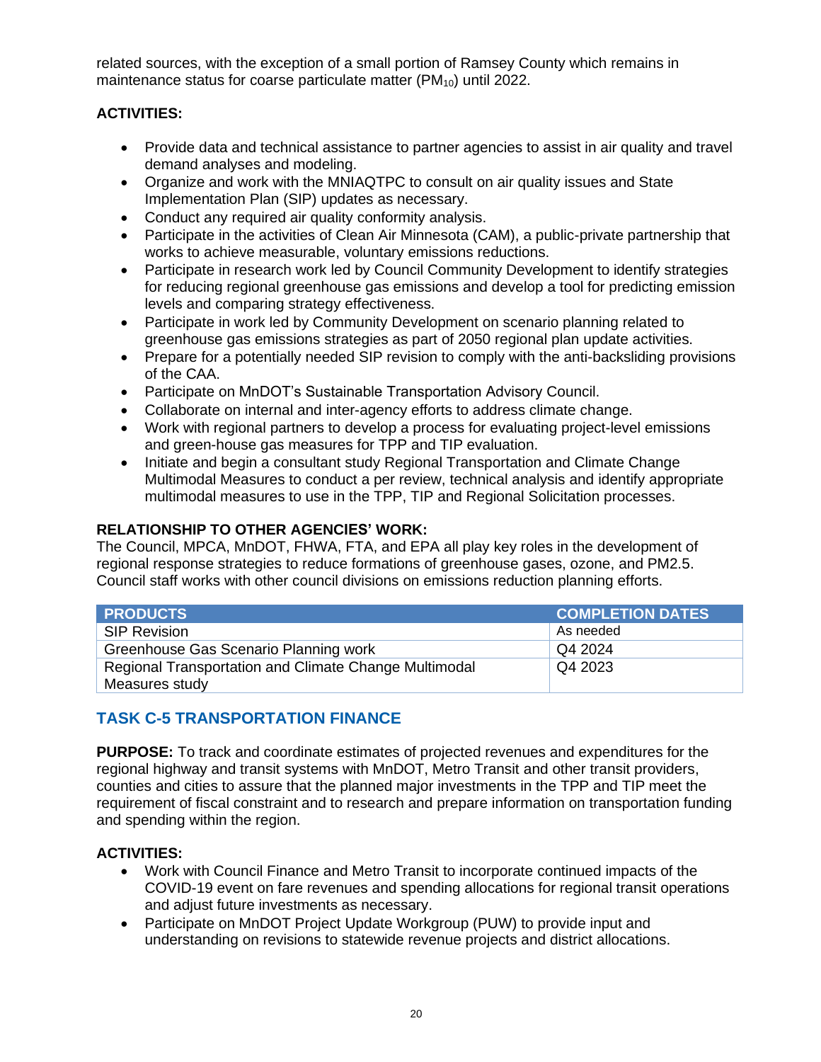related sources, with the exception of a small portion of Ramsey County which remains in maintenance status for coarse particulate matter ($PM_{10}$) until 2022.

**ACTIVITIES:**

- Provide data and technical assistance to partner agencies to assist in air quality and travel demand analyses and modeling.
- Organize and work with the MNIAQTPC to consult on air quality issues and State Implementation Plan (SIP) updates as necessary.
- Conduct any required air quality conformity analysis.
- Participate in the activities of Clean Air Minnesota (CAM), a public-private partnership that works to achieve measurable, voluntary emissions reductions.
- Participate in research work led by Council Community Development to identify strategies for reducing regional greenhouse gas emissions and develop a tool for predicting emission levels and comparing strategy effectiveness.
- Participate in work led by Community Development on scenario planning related to greenhouse gas emissions strategies as part of 2050 regional plan update activities.
- Prepare for a potentially needed SIP revision to comply with the anti-backsliding provisions of the CAA.
- Participate on MnDOT's Sustainable Transportation Advisory Council.
- Collaborate on internal and inter-agency efforts to address climate change.
- Work with regional partners to develop a process for evaluating project-level emissions and green-house gas measures for TPP and TIP evaluation.
- Initiate and begin a consultant study Regional Transportation and Climate Change Multimodal Measures to conduct a per review, technical analysis and identify appropriate multimodal measures to use in the TPP, TIP and Regional Solicitation processes.

**RELATIONSHIP TO OTHER AGENCIES' WORK:**
The Council, MPCA, MnDOT, FHWA, FTA, and EPA all play key roles in the development of regional response strategies to reduce formations of greenhouse gases, ozone, and PM2.5. Council staff works with other council divisions on emissions reduction planning efforts.

| PRODUCTS | COMPLETION DATES |
|---|---|
| SIP Revision | As needed |
| Greenhouse Gas Scenario Planning work | Q4 2024 |
| Regional Transportation and Climate Change Multimodal Measures study | Q4 2023 |

## TASK C-5 TRANSPORTATION FINANCE

**PURPOSE:** To track and coordinate estimates of projected revenues and expenditures for the regional highway and transit systems with MnDOT, Metro Transit and other transit providers, counties and cities to assure that the planned major investments in the TPP and TIP meet the requirement of fiscal constraint and to research and prepare information on transportation funding and spending within the region.

**ACTIVITIES:**

- Work with Council Finance and Metro Transit to incorporate continued impacts of the COVID-19 event on fare revenues and spending allocations for regional transit operations and adjust future investments as necessary.
- Participate on MnDOT Project Update Workgroup (PUW) to provide input and understanding on revisions to statewide revenue projects and district allocations.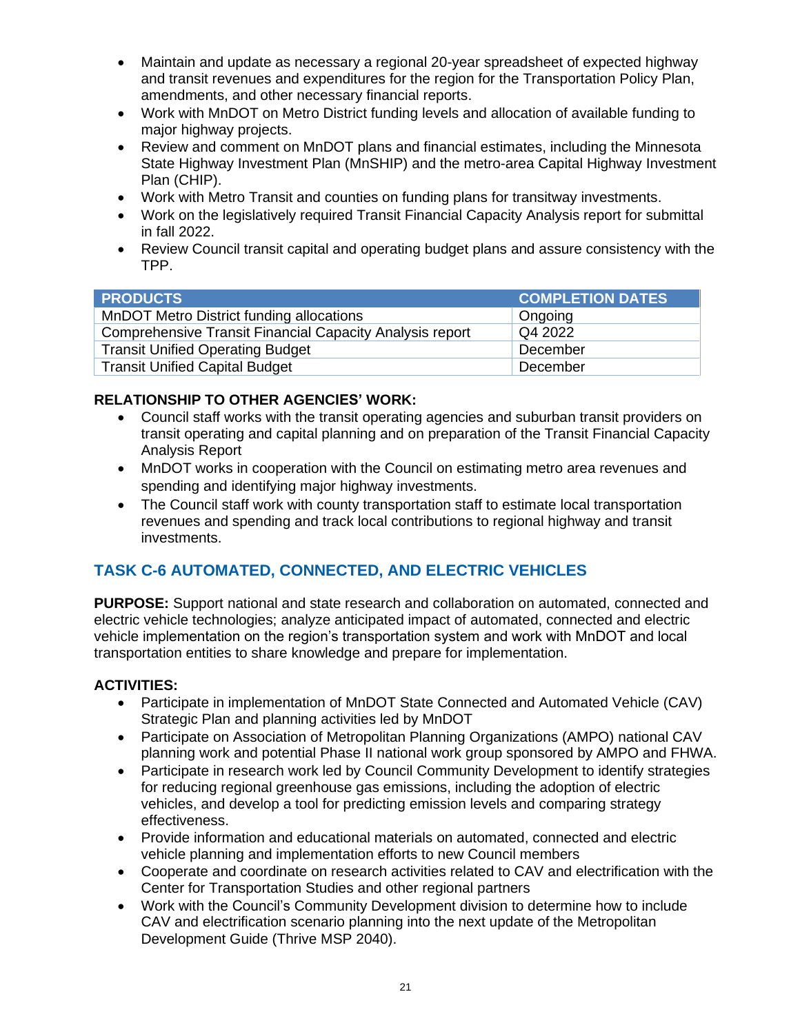- Maintain and update as necessary a regional 20-year spreadsheet of expected highway and transit revenues and expenditures for the region for the Transportation Policy Plan, amendments, and other necessary financial reports.
- Work with MnDOT on Metro District funding levels and allocation of available funding to major highway projects.
- Review and comment on MnDOT plans and financial estimates, including the Minnesota State Highway Investment Plan (MnSHIP) and the metro-area Capital Highway Investment Plan (CHIP).
- Work with Metro Transit and counties on funding plans for transitway investments.
- Work on the legislatively required Transit Financial Capacity Analysis report for submittal in fall 2022.
- Review Council transit capital and operating budget plans and assure consistency with the TPP.

| PRODUCTS | COMPLETION DATES |
|---|---|
| MnDOT Metro District funding allocations | Ongoing |
| Comprehensive Transit Financial Capacity Analysis report | Q4 2022 |
| Transit Unified Operating Budget | December |
| Transit Unified Capital Budget | December |

**RELATIONSHIP TO OTHER AGENCIES' WORK:**

- Council staff works with the transit operating agencies and suburban transit providers on transit operating and capital planning and on preparation of the Transit Financial Capacity Analysis Report
- MnDOT works in cooperation with the Council on estimating metro area revenues and spending and identifying major highway investments.
- The Council staff work with county transportation staff to estimate local transportation revenues and spending and track local contributions to regional highway and transit investments.

## TASK C-6 AUTOMATED, CONNECTED, AND ELECTRIC VEHICLES

**PURPOSE:** Support national and state research and collaboration on automated, connected and electric vehicle technologies; analyze anticipated impact of automated, connected and electric vehicle implementation on the region's transportation system and work with MnDOT and local transportation entities to share knowledge and prepare for implementation.

**ACTIVITIES:**

- Participate in implementation of MnDOT State Connected and Automated Vehicle (CAV) Strategic Plan and planning activities led by MnDOT
- Participate on Association of Metropolitan Planning Organizations (AMPO) national CAV planning work and potential Phase II national work group sponsored by AMPO and FHWA.
- Participate in research work led by Council Community Development to identify strategies for reducing regional greenhouse gas emissions, including the adoption of electric vehicles, and develop a tool for predicting emission levels and comparing strategy effectiveness.
- Provide information and educational materials on automated, connected and electric vehicle planning and implementation efforts to new Council members
- Cooperate and coordinate on research activities related to CAV and electrification with the Center for Transportation Studies and other regional partners
- Work with the Council's Community Development division to determine how to include CAV and electrification scenario planning into the next update of the Metropolitan Development Guide (Thrive MSP 2040).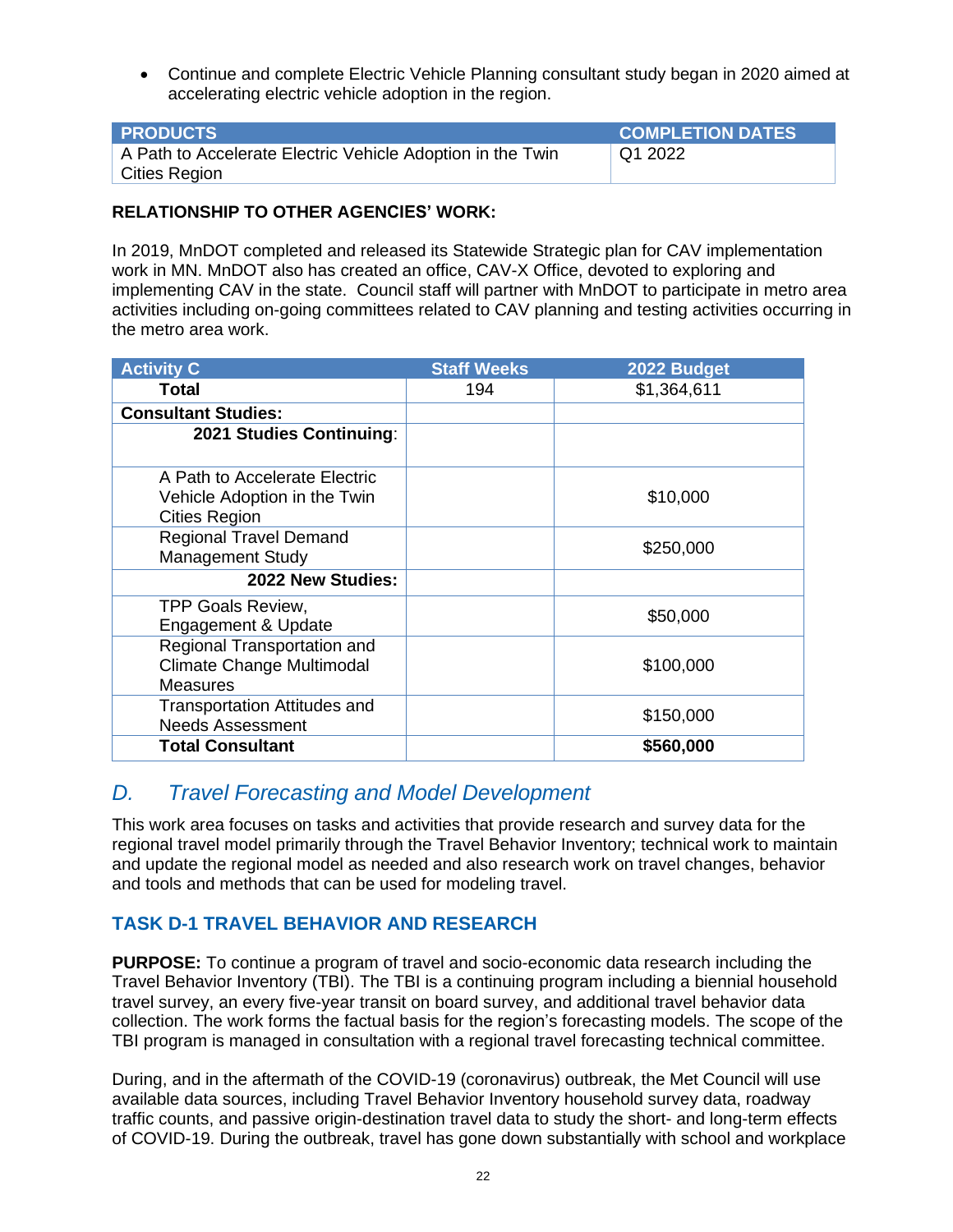- Continue and complete Electric Vehicle Planning consultant study began in 2020 aimed at accelerating electric vehicle adoption in the region.

| PRODUCTS | COMPLETION DATES |
|---|---|
| A Path to Accelerate Electric Vehicle Adoption in the Twin Cities Region | Q1 2022 |

**RELATIONSHIP TO OTHER AGENCIES' WORK:**

In 2019, MnDOT completed and released its Statewide Strategic plan for CAV implementation work in MN. MnDOT also has created an office, CAV-X Office, devoted to exploring and implementing CAV in the state. Council staff will partner with MnDOT to participate in metro area activities including on-going committees related to CAV planning and testing activities occurring in the metro area work.

| Activity C | Staff Weeks | 2022 Budget |
|---|---|---|
| **Total** | 194 | $1,364,611 |
| **Consultant Studies:** | | |
| **2021 Studies Continuing**: | | |
| A Path to Accelerate Electric Vehicle Adoption in the Twin Cities Region | | $10,000 |
| Regional Travel Demand Management Study | | $250,000 |
| **2022 New Studies:** | | |
| TPP Goals Review, Engagement & Update | | $50,000 |
| Regional Transportation and Climate Change Multimodal Measures | | $100,000 |
| Transportation Attitudes and Needs Assessment | | $150,000 |
| **Total Consultant** | | **$560,000** |

## *D. Travel Forecasting and Model Development*

This work area focuses on tasks and activities that provide research and survey data for the regional travel model primarily through the Travel Behavior Inventory; technical work to maintain and update the regional model as needed and also research work on travel changes, behavior and tools and methods that can be used for modeling travel.

### TASK D-1 TRAVEL BEHAVIOR AND RESEARCH

**PURPOSE:** To continue a program of travel and socio-economic data research including the Travel Behavior Inventory (TBI). The TBI is a continuing program including a biennial household travel survey, an every five-year transit on board survey, and additional travel behavior data collection. The work forms the factual basis for the region's forecasting models. The scope of the TBI program is managed in consultation with a regional travel forecasting technical committee.

During, and in the aftermath of the COVID-19 (coronavirus) outbreak, the Met Council will use available data sources, including Travel Behavior Inventory household survey data, roadway traffic counts, and passive origin-destination travel data to study the short- and long-term effects of COVID-19. During the outbreak, travel has gone down substantially with school and workplace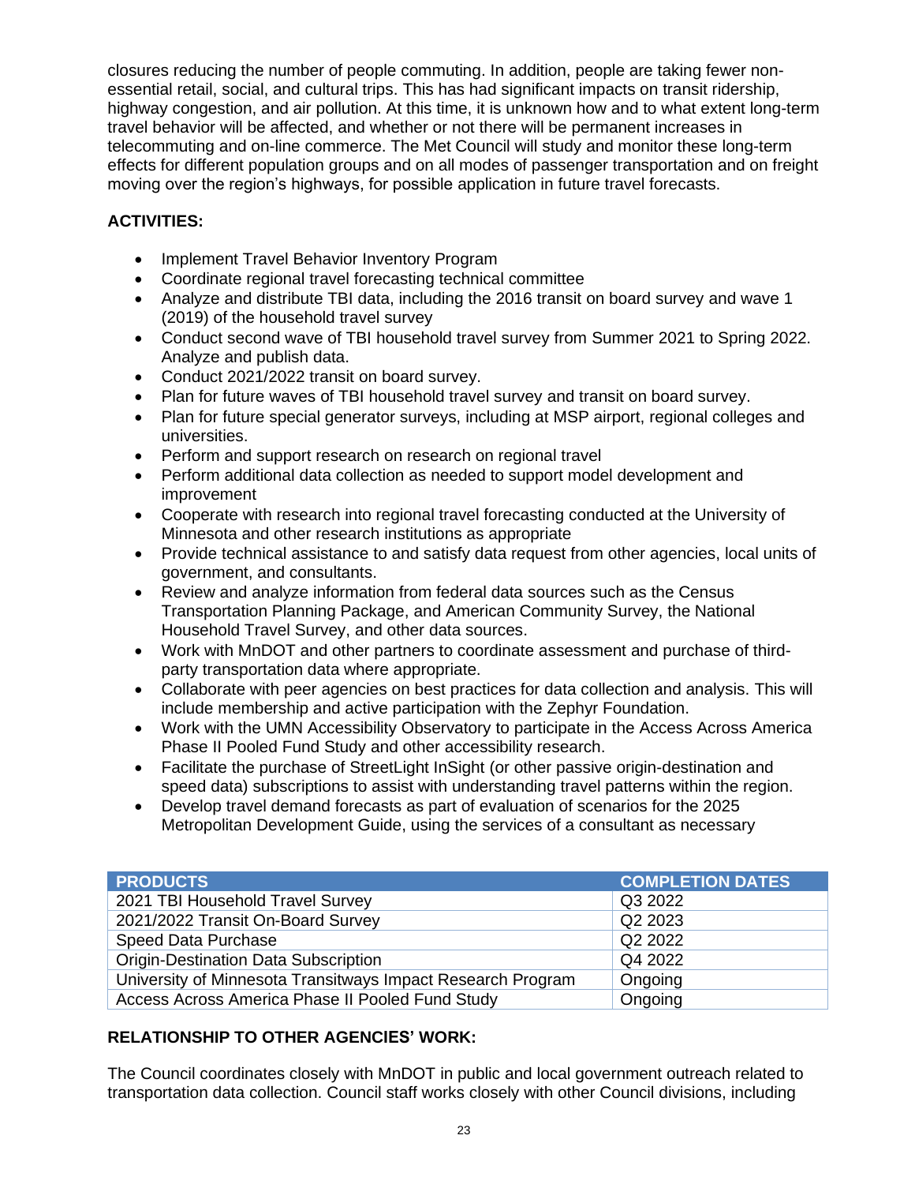closures reducing the number of people commuting. In addition, people are taking fewer non-essential retail, social, and cultural trips. This has had significant impacts on transit ridership, highway congestion, and air pollution. At this time, it is unknown how and to what extent long-term travel behavior will be affected, and whether or not there will be permanent increases in telecommuting and on-line commerce. The Met Council will study and monitor these long-term effects for different population groups and on all modes of passenger transportation and on freight moving over the region's highways, for possible application in future travel forecasts.

**ACTIVITIES:**

- Implement Travel Behavior Inventory Program
- Coordinate regional travel forecasting technical committee
- Analyze and distribute TBI data, including the 2016 transit on board survey and wave 1 (2019) of the household travel survey
- Conduct second wave of TBI household travel survey from Summer 2021 to Spring 2022. Analyze and publish data.
- Conduct 2021/2022 transit on board survey.
- Plan for future waves of TBI household travel survey and transit on board survey.
- Plan for future special generator surveys, including at MSP airport, regional colleges and universities.
- Perform and support research on research on regional travel
- Perform additional data collection as needed to support model development and improvement
- Cooperate with research into regional travel forecasting conducted at the University of Minnesota and other research institutions as appropriate
- Provide technical assistance to and satisfy data request from other agencies, local units of government, and consultants.
- Review and analyze information from federal data sources such as the Census Transportation Planning Package, and American Community Survey, the National Household Travel Survey, and other data sources.
- Work with MnDOT and other partners to coordinate assessment and purchase of third-party transportation data where appropriate.
- Collaborate with peer agencies on best practices for data collection and analysis. This will include membership and active participation with the Zephyr Foundation.
- Work with the UMN Accessibility Observatory to participate in the Access Across America Phase II Pooled Fund Study and other accessibility research.
- Facilitate the purchase of StreetLight InSight (or other passive origin-destination and speed data) subscriptions to assist with understanding travel patterns within the region.
- Develop travel demand forecasts as part of evaluation of scenarios for the 2025 Metropolitan Development Guide, using the services of a consultant as necessary

| PRODUCTS | COMPLETION DATES |
|---|---|
| 2021 TBI Household Travel Survey | Q3 2022 |
| 2021/2022 Transit On-Board Survey | Q2 2023 |
| Speed Data Purchase | Q2 2022 |
| Origin-Destination Data Subscription | Q4 2022 |
| University of Minnesota Transitways Impact Research Program | Ongoing |
| Access Across America Phase II Pooled Fund Study | Ongoing |

**RELATIONSHIP TO OTHER AGENCIES' WORK:**

The Council coordinates closely with MnDOT in public and local government outreach related to transportation data collection. Council staff works closely with other Council divisions, including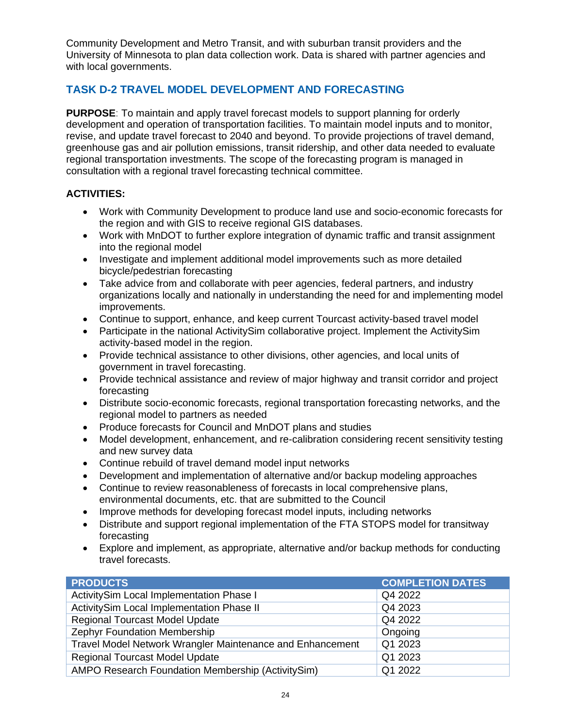Community Development and Metro Transit, and with suburban transit providers and the University of Minnesota to plan data collection work. Data is shared with partner agencies and with local governments.

## TASK D-2 TRAVEL MODEL DEVELOPMENT AND FORECASTING

**PURPOSE**: To maintain and apply travel forecast models to support planning for orderly development and operation of transportation facilities. To maintain model inputs and to monitor, revise, and update travel forecast to 2040 and beyond. To provide projections of travel demand, greenhouse gas and air pollution emissions, transit ridership, and other data needed to evaluate regional transportation investments. The scope of the forecasting program is managed in consultation with a regional travel forecasting technical committee.

**ACTIVITIES:**

- Work with Community Development to produce land use and socio-economic forecasts for the region and with GIS to receive regional GIS databases.
- Work with MnDOT to further explore integration of dynamic traffic and transit assignment into the regional model
- Investigate and implement additional model improvements such as more detailed bicycle/pedestrian forecasting
- Take advice from and collaborate with peer agencies, federal partners, and industry organizations locally and nationally in understanding the need for and implementing model improvements.
- Continue to support, enhance, and keep current Tourcast activity-based travel model
- Participate in the national ActivitySim collaborative project. Implement the ActivitySim activity-based model in the region.
- Provide technical assistance to other divisions, other agencies, and local units of government in travel forecasting.
- Provide technical assistance and review of major highway and transit corridor and project forecasting
- Distribute socio-economic forecasts, regional transportation forecasting networks, and the regional model to partners as needed
- Produce forecasts for Council and MnDOT plans and studies
- Model development, enhancement, and re-calibration considering recent sensitivity testing and new survey data
- Continue rebuild of travel demand model input networks
- Development and implementation of alternative and/or backup modeling approaches
- Continue to review reasonableness of forecasts in local comprehensive plans, environmental documents, etc. that are submitted to the Council
- Improve methods for developing forecast model inputs, including networks
- Distribute and support regional implementation of the FTA STOPS model for transitway forecasting
- Explore and implement, as appropriate, alternative and/or backup methods for conducting travel forecasts.

| PRODUCTS | COMPLETION DATES |
|---|---|
| ActivitySim Local Implementation Phase I | Q4 2022 |
| ActivitySim Local Implementation Phase II | Q4 2023 |
| Regional Tourcast Model Update | Q4 2022 |
| Zephyr Foundation Membership | Ongoing |
| Travel Model Network Wrangler Maintenance and Enhancement | Q1 2023 |
| Regional Tourcast Model Update | Q1 2023 |
| AMPO Research Foundation Membership (ActivitySim) | Q1 2022 |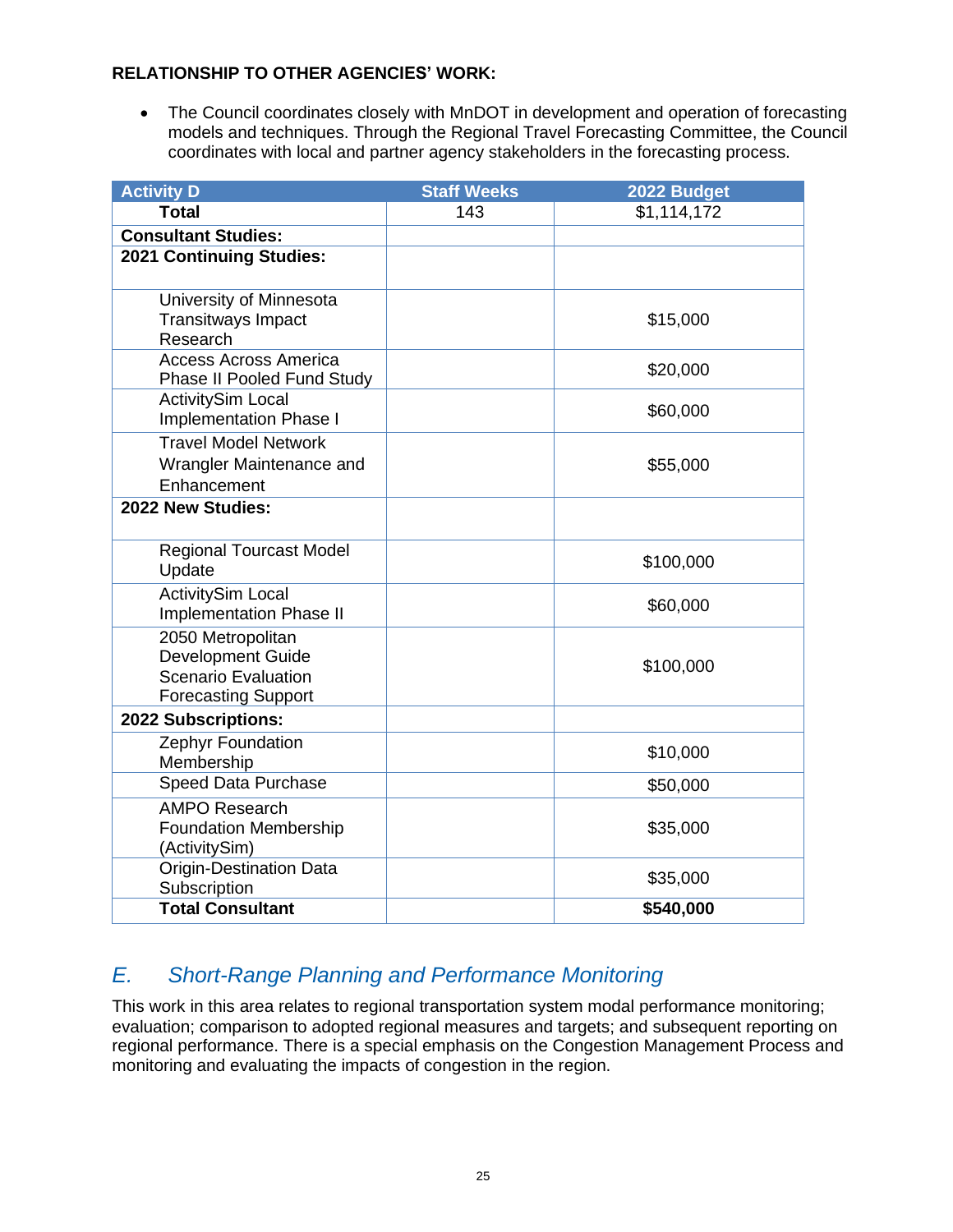**RELATIONSHIP TO OTHER AGENCIES' WORK:**

- The Council coordinates closely with MnDOT in development and operation of forecasting models and techniques. Through the Regional Travel Forecasting Committee, the Council coordinates with local and partner agency stakeholders in the forecasting process.

| Activity D | Staff Weeks | 2022 Budget |
|---|---|---|
| **Total** | 143 | $1,114,172 |
| **Consultant Studies:** | | |
| **2021 Continuing Studies:** | | |
| University of Minnesota Transitways Impact Research | | $15,000 |
| Access Across America Phase II Pooled Fund Study | | $20,000 |
| ActivitySim Local Implementation Phase I | | $60,000 |
| Travel Model Network Wrangler Maintenance and Enhancement | | $55,000 |
| **2022 New Studies:** | | |
| Regional Tourcast Model Update | | $100,000 |
| ActivitySim Local Implementation Phase II | | $60,000 |
| 2050 Metropolitan Development Guide Scenario Evaluation Forecasting Support | | $100,000 |
| **2022 Subscriptions:** | | |
| Zephyr Foundation Membership | | $10,000 |
| Speed Data Purchase | | $50,000 |
| AMPO Research Foundation Membership (ActivitySim) | | $35,000 |
| Origin-Destination Data Subscription | | $35,000 |
| **Total Consultant** | | **$540,000** |

## *E. Short-Range Planning and Performance Monitoring*

This work in this area relates to regional transportation system modal performance monitoring; evaluation; comparison to adopted regional measures and targets; and subsequent reporting on regional performance. There is a special emphasis on the Congestion Management Process and monitoring and evaluating the impacts of congestion in the region.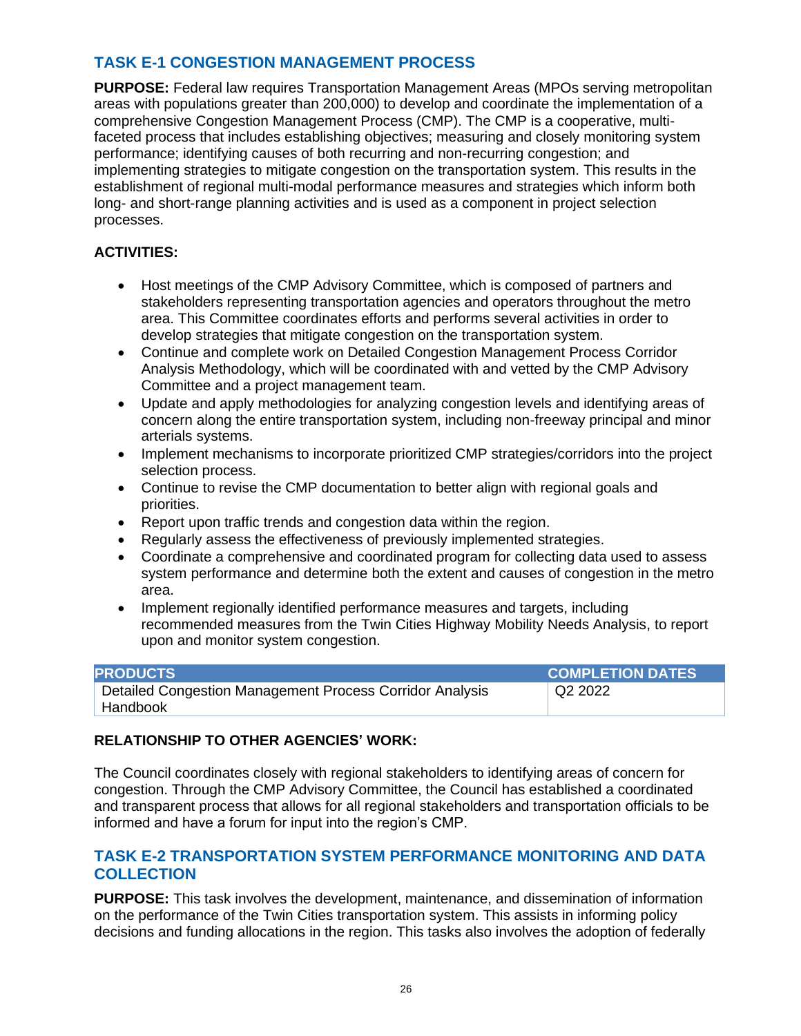## TASK E-1 CONGESTION MANAGEMENT PROCESS

**PURPOSE:** Federal law requires Transportation Management Areas (MPOs serving metropolitan areas with populations greater than 200,000) to develop and coordinate the implementation of a comprehensive Congestion Management Process (CMP). The CMP is a cooperative, multi-faceted process that includes establishing objectives; measuring and closely monitoring system performance; identifying causes of both recurring and non-recurring congestion; and implementing strategies to mitigate congestion on the transportation system. This results in the establishment of regional multi-modal performance measures and strategies which inform both long- and short-range planning activities and is used as a component in project selection processes.

**ACTIVITIES:**

- Host meetings of the CMP Advisory Committee, which is composed of partners and stakeholders representing transportation agencies and operators throughout the metro area. This Committee coordinates efforts and performs several activities in order to develop strategies that mitigate congestion on the transportation system.
- Continue and complete work on Detailed Congestion Management Process Corridor Analysis Methodology, which will be coordinated with and vetted by the CMP Advisory Committee and a project management team.
- Update and apply methodologies for analyzing congestion levels and identifying areas of concern along the entire transportation system, including non-freeway principal and minor arterials systems.
- Implement mechanisms to incorporate prioritized CMP strategies/corridors into the project selection process.
- Continue to revise the CMP documentation to better align with regional goals and priorities.
- Report upon traffic trends and congestion data within the region.
- Regularly assess the effectiveness of previously implemented strategies.
- Coordinate a comprehensive and coordinated program for collecting data used to assess system performance and determine both the extent and causes of congestion in the metro area.
- Implement regionally identified performance measures and targets, including recommended measures from the Twin Cities Highway Mobility Needs Analysis, to report upon and monitor system congestion.

| PRODUCTS | COMPLETION DATES |
|---|---|
| Detailed Congestion Management Process Corridor Analysis Handbook | Q2 2022 |

**RELATIONSHIP TO OTHER AGENCIES' WORK:**

The Council coordinates closely with regional stakeholders to identifying areas of concern for congestion. Through the CMP Advisory Committee, the Council has established a coordinated and transparent process that allows for all regional stakeholders and transportation officials to be informed and have a forum for input into the region's CMP.

## TASK E-2 TRANSPORTATION SYSTEM PERFORMANCE MONITORING AND DATA COLLECTION

**PURPOSE:** This task involves the development, maintenance, and dissemination of information on the performance of the Twin Cities transportation system. This assists in informing policy decisions and funding allocations in the region. This tasks also involves the adoption of federally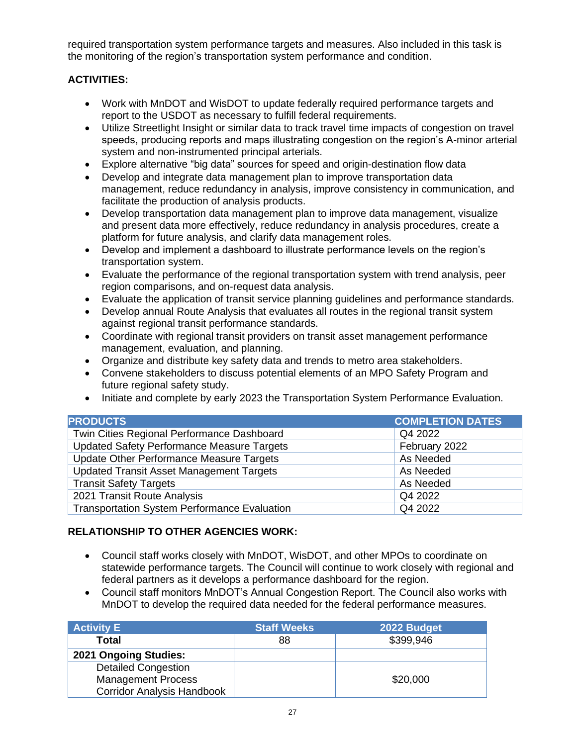required transportation system performance targets and measures. Also included in this task is the monitoring of the region's transportation system performance and condition.

**ACTIVITIES:**

- Work with MnDOT and WisDOT to update federally required performance targets and report to the USDOT as necessary to fulfill federal requirements.
- Utilize Streetlight Insight or similar data to track travel time impacts of congestion on travel speeds, producing reports and maps illustrating congestion on the region's A-minor arterial system and non-instrumented principal arterials.
- Explore alternative "big data" sources for speed and origin-destination flow data
- Develop and integrate data management plan to improve transportation data management, reduce redundancy in analysis, improve consistency in communication, and facilitate the production of analysis products.
- Develop transportation data management plan to improve data management, visualize and present data more effectively, reduce redundancy in analysis procedures, create a platform for future analysis, and clarify data management roles.
- Develop and implement a dashboard to illustrate performance levels on the region's transportation system.
- Evaluate the performance of the regional transportation system with trend analysis, peer region comparisons, and on-request data analysis.
- Evaluate the application of transit service planning guidelines and performance standards.
- Develop annual Route Analysis that evaluates all routes in the regional transit system against regional transit performance standards.
- Coordinate with regional transit providers on transit asset management performance management, evaluation, and planning.
- Organize and distribute key safety data and trends to metro area stakeholders.
- Convene stakeholders to discuss potential elements of an MPO Safety Program and future regional safety study.
- Initiate and complete by early 2023 the Transportation System Performance Evaluation.

| PRODUCTS | COMPLETION DATES |
|---|---|
| Twin Cities Regional Performance Dashboard | Q4 2022 |
| Updated Safety Performance Measure Targets | February 2022 |
| Update Other Performance Measure Targets | As Needed |
| Updated Transit Asset Management Targets | As Needed |
| Transit Safety Targets | As Needed |
| 2021 Transit Route Analysis | Q4 2022 |
| Transportation System Performance Evaluation | Q4 2022 |

**RELATIONSHIP TO OTHER AGENCIES WORK:**

- Council staff works closely with MnDOT, WisDOT, and other MPOs to coordinate on statewide performance targets. The Council will continue to work closely with regional and federal partners as it develops a performance dashboard for the region.
- Council staff monitors MnDOT's Annual Congestion Report. The Council also works with MnDOT to develop the required data needed for the federal performance measures.

| Activity E | Staff Weeks | 2022 Budget |
|---|---|---|
| **Total** | 88 | $399,946 |
| **2021 Ongoing Studies:** | | |
| Detailed Congestion Management Process Corridor Analysis Handbook | | $20,000 |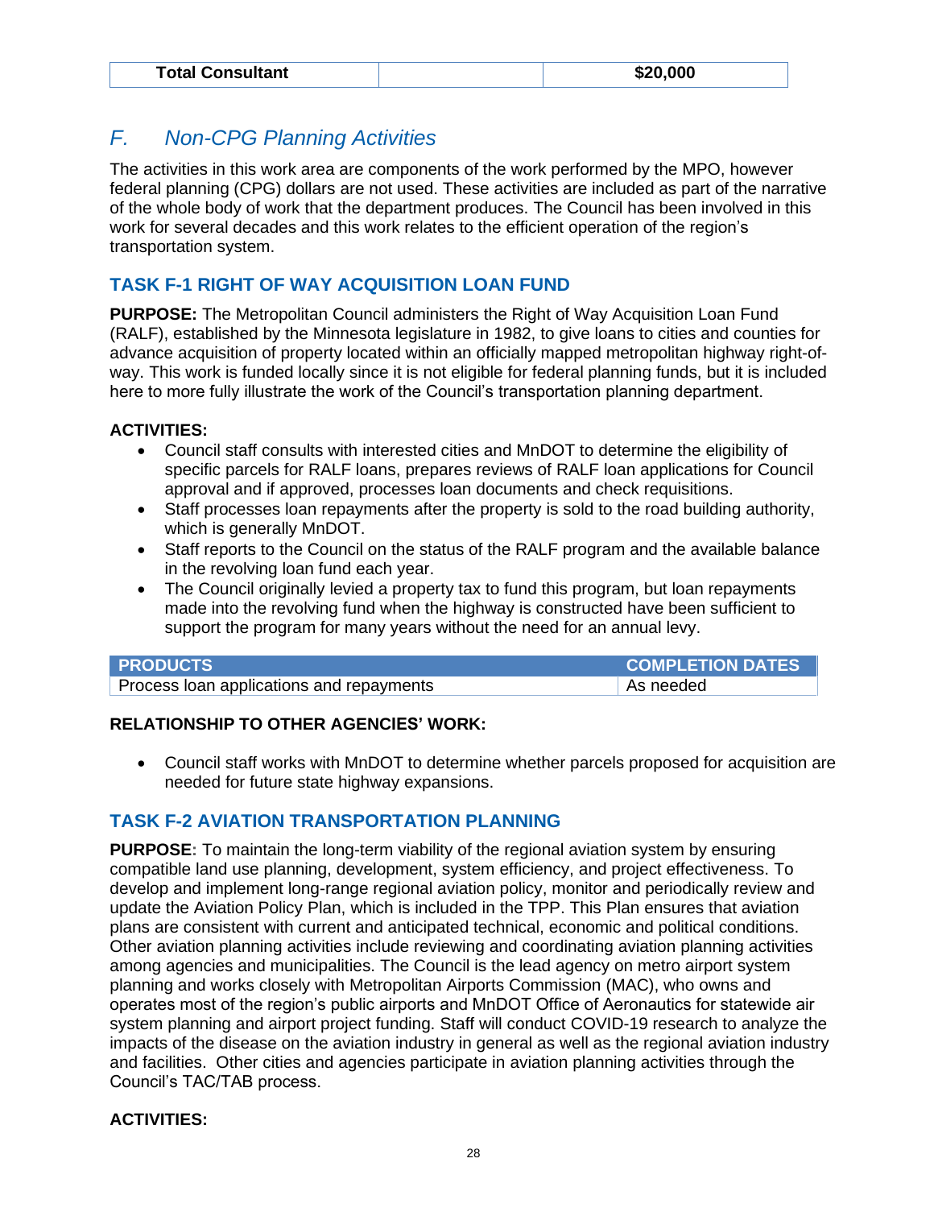| Total Consultant | | $20,000 |
|---|---|---|

## *F. Non-CPG Planning Activities*

The activities in this work area are components of the work performed by the MPO, however federal planning (CPG) dollars are not used. These activities are included as part of the narrative of the whole body of work that the department produces. The Council has been involved in this work for several decades and this work relates to the efficient operation of the region's transportation system.

### TASK F-1 RIGHT OF WAY ACQUISITION LOAN FUND

**PURPOSE:** The Metropolitan Council administers the Right of Way Acquisition Loan Fund (RALF), established by the Minnesota legislature in 1982, to give loans to cities and counties for advance acquisition of property located within an officially mapped metropolitan highway right-of-way. This work is funded locally since it is not eligible for federal planning funds, but it is included here to more fully illustrate the work of the Council's transportation planning department.

**ACTIVITIES:**

- Council staff consults with interested cities and MnDOT to determine the eligibility of specific parcels for RALF loans, prepares reviews of RALF loan applications for Council approval and if approved, processes loan documents and check requisitions.
- Staff processes loan repayments after the property is sold to the road building authority, which is generally MnDOT.
- Staff reports to the Council on the status of the RALF program and the available balance in the revolving loan fund each year.
- The Council originally levied a property tax to fund this program, but loan repayments made into the revolving fund when the highway is constructed have been sufficient to support the program for many years without the need for an annual levy.

| PRODUCTS | COMPLETION DATES |
|---|---|
| Process loan applications and repayments | As needed |

**RELATIONSHIP TO OTHER AGENCIES' WORK:**

- Council staff works with MnDOT to determine whether parcels proposed for acquisition are needed for future state highway expansions.

### TASK F-2 AVIATION TRANSPORTATION PLANNING

**PURPOSE:** To maintain the long-term viability of the regional aviation system by ensuring compatible land use planning, development, system efficiency, and project effectiveness. To develop and implement long-range regional aviation policy, monitor and periodically review and update the Aviation Policy Plan, which is included in the TPP. This Plan ensures that aviation plans are consistent with current and anticipated technical, economic and political conditions. Other aviation planning activities include reviewing and coordinating aviation planning activities among agencies and municipalities. The Council is the lead agency on metro airport system planning and works closely with Metropolitan Airports Commission (MAC), who owns and operates most of the region's public airports and MnDOT Office of Aeronautics for statewide air system planning and airport project funding. Staff will conduct COVID-19 research to analyze the impacts of the disease on the aviation industry in general as well as the regional aviation industry and facilities. Other cities and agencies participate in aviation planning activities through the Council's TAC/TAB process.

**ACTIVITIES:**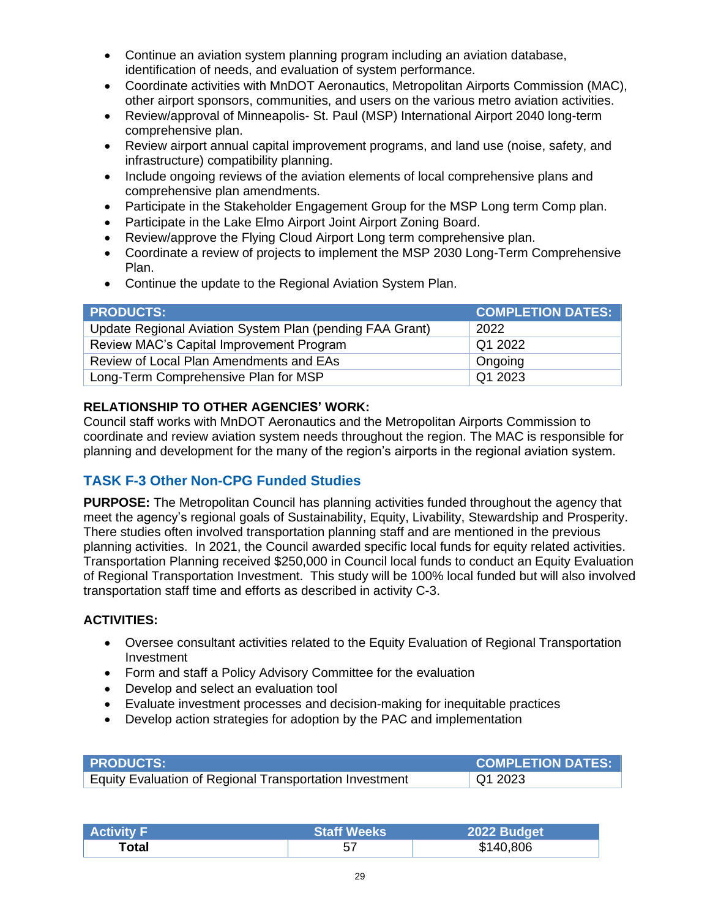- Continue an aviation system planning program including an aviation database, identification of needs, and evaluation of system performance.
- Coordinate activities with MnDOT Aeronautics, Metropolitan Airports Commission (MAC), other airport sponsors, communities, and users on the various metro aviation activities.
- Review/approval of Minneapolis- St. Paul (MSP) International Airport 2040 long-term comprehensive plan.
- Review airport annual capital improvement programs, and land use (noise, safety, and infrastructure) compatibility planning.
- Include ongoing reviews of the aviation elements of local comprehensive plans and comprehensive plan amendments.
- Participate in the Stakeholder Engagement Group for the MSP Long term Comp plan.
- Participate in the Lake Elmo Airport Joint Airport Zoning Board.
- Review/approve the Flying Cloud Airport Long term comprehensive plan.
- Coordinate a review of projects to implement the MSP 2030 Long-Term Comprehensive Plan.
- Continue the update to the Regional Aviation System Plan.

| PRODUCTS: | COMPLETION DATES: |
|---|---|
| Update Regional Aviation System Plan (pending FAA Grant) | 2022 |
| Review MAC's Capital Improvement Program | Q1 2022 |
| Review of Local Plan Amendments and EAs | Ongoing |
| Long-Term Comprehensive Plan for MSP | Q1 2023 |

**RELATIONSHIP TO OTHER AGENCIES' WORK:**
Council staff works with MnDOT Aeronautics and the Metropolitan Airports Commission to coordinate and review aviation system needs throughout the region. The MAC is responsible for planning and development for the many of the region's airports in the regional aviation system.

## TASK F-3 Other Non-CPG Funded Studies

**PURPOSE:** The Metropolitan Council has planning activities funded throughout the agency that meet the agency's regional goals of Sustainability, Equity, Livability, Stewardship and Prosperity. There studies often involved transportation planning staff and are mentioned in the previous planning activities. In 2021, the Council awarded specific local funds for equity related activities. Transportation Planning received $250,000 in Council local funds to conduct an Equity Evaluation of Regional Transportation Investment. This study will be 100% local funded but will also involved transportation staff time and efforts as described in activity C-3.

**ACTIVITIES:**

- Oversee consultant activities related to the Equity Evaluation of Regional Transportation Investment
- Form and staff a Policy Advisory Committee for the evaluation
- Develop and select an evaluation tool
- Evaluate investment processes and decision-making for inequitable practices
- Develop action strategies for adoption by the PAC and implementation

| PRODUCTS: | COMPLETION DATES: |
|---|---|
| Equity Evaluation of Regional Transportation Investment | Q1 2023 |

| Activity F | Staff Weeks | 2022 Budget |
|---|---|---|
| **Total** | 57 | $140,806 |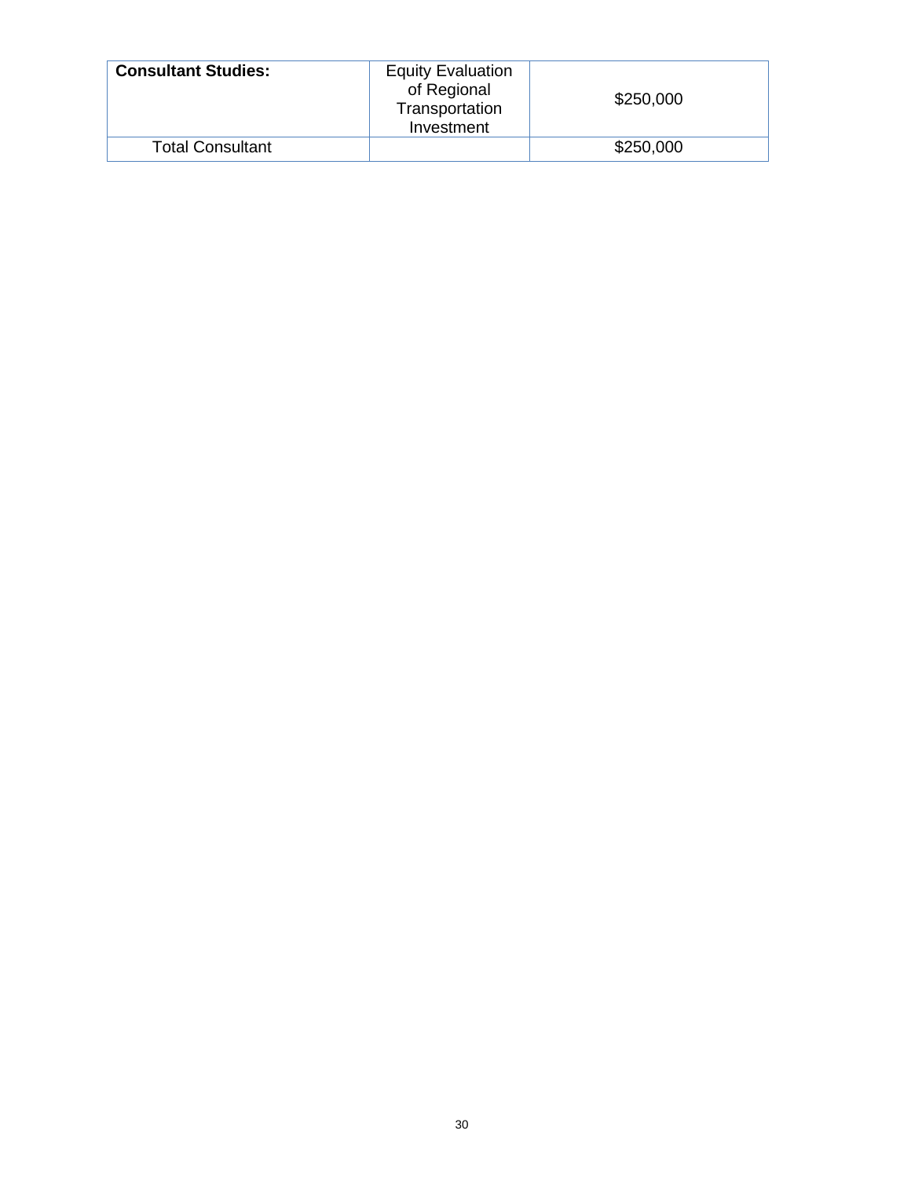| **Consultant Studies:** | Equity Evaluation of Regional Transportation Investment | $250,000 |
| --- | --- | --- |
| Total Consultant | | $250,000 |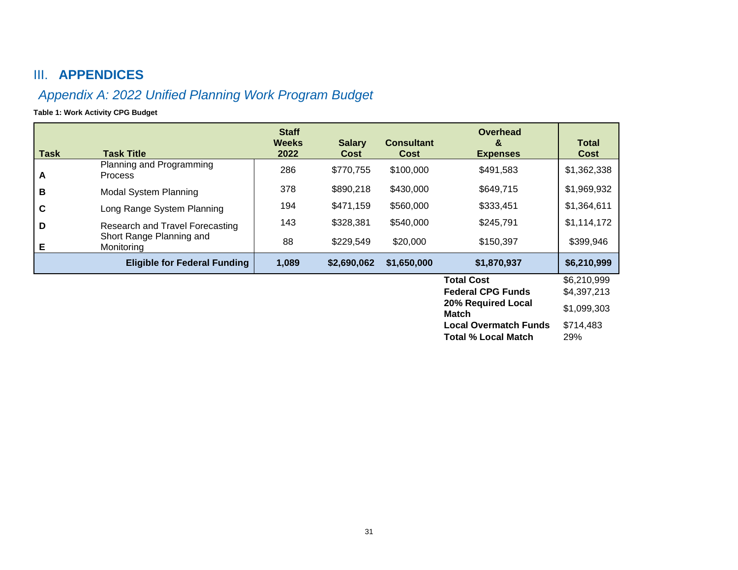# III. APPENDICES

## *Appendix A: 2022 Unified Planning Work Program Budget*

**Table 1: Work Activity CPG Budget**

| Task | Task Title | Staff Weeks 2022 | Salary Cost | Consultant Cost | Overhead & Expenses | Total Cost |
|---|---|---|---|---|---|---|
| A | Planning and Programming Process | 286 | $770,755 | $100,000 | $491,583 | $1,362,338 |
| B | Modal System Planning | 378 | $890,218 | $430,000 | $649,715 | $1,969,932 |
| C | Long Range System Planning | 194 | $471,159 | $560,000 | $333,451 | $1,364,611 |
| D | Research and Travel Forecasting | 143 | $328,381 | $540,000 | $245,791 | $1,114,172 |
| E | Short Range Planning and Monitoring | 88 | $229,549 | $20,000 | $150,397 | $399,946 |
| | **Eligible for Federal Funding** | **1,089** | **$2,690,062** | **$1,650,000** | **$1,870,937** | **$6,210,999** |

| | |
|---|---|
| **Total Cost** | $6,210,999 |
| **Federal CPG Funds** | $4,397,213 |
| **20% Required Local Match** | $1,099,303 |
| **Local Overmatch Funds** | $714,483 |
| **Total % Local Match** | 29% |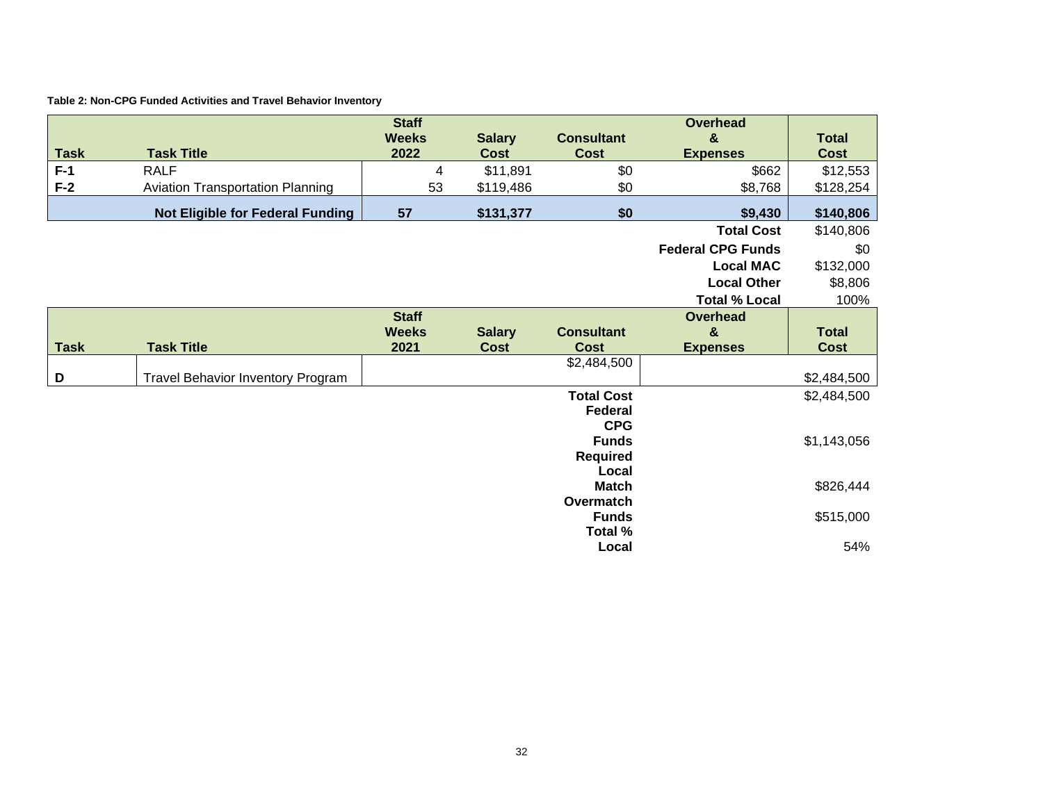**Table 2: Non-CPG Funded Activities and Travel Behavior Inventory**

| Task | Task Title | Staff Weeks 2022 | Salary Cost | Consultant Cost | Overhead & Expenses | Total Cost |
|---|---|---|---|---|---|---|
| **F-1** | RALF | 4 | $11,891 | $0 | $662 | $12,553 |
| **F-2** | Aviation Transportation Planning | 53 | $119,486 | $0 | $8,768 | $128,254 |
| | **Not Eligible for Federal Funding** | **57** | **$131,377** | **$0** | **$9,430** | **$140,806** |
| | | | | | **Total Cost** | $140,806 |
| | | | | | **Federal CPG Funds** | $0 |
| | | | | | **Local MAC** | $132,000 |
| | | | | | **Local Other** | $8,806 |
| | | | | | **Total % Local** | 100% |

| Task | Task Title | Staff Weeks 2021 | Salary Cost | Consultant Cost | Overhead & Expenses | Total Cost |
|---|---|---|---|---|---|---|
| **D** | Travel Behavior Inventory Program | | | $2,484,500 | | $2,484,500 |
| | | | | **Total Cost** | | $2,484,500 |
| | | | | **Federal CPG Funds** | | $1,143,056 |
| | | | | **Required Local Match** | | $826,444 |
| | | | | **Overmatch Funds** | | $515,000 |
| | | | | **Total % Local** | | 54% |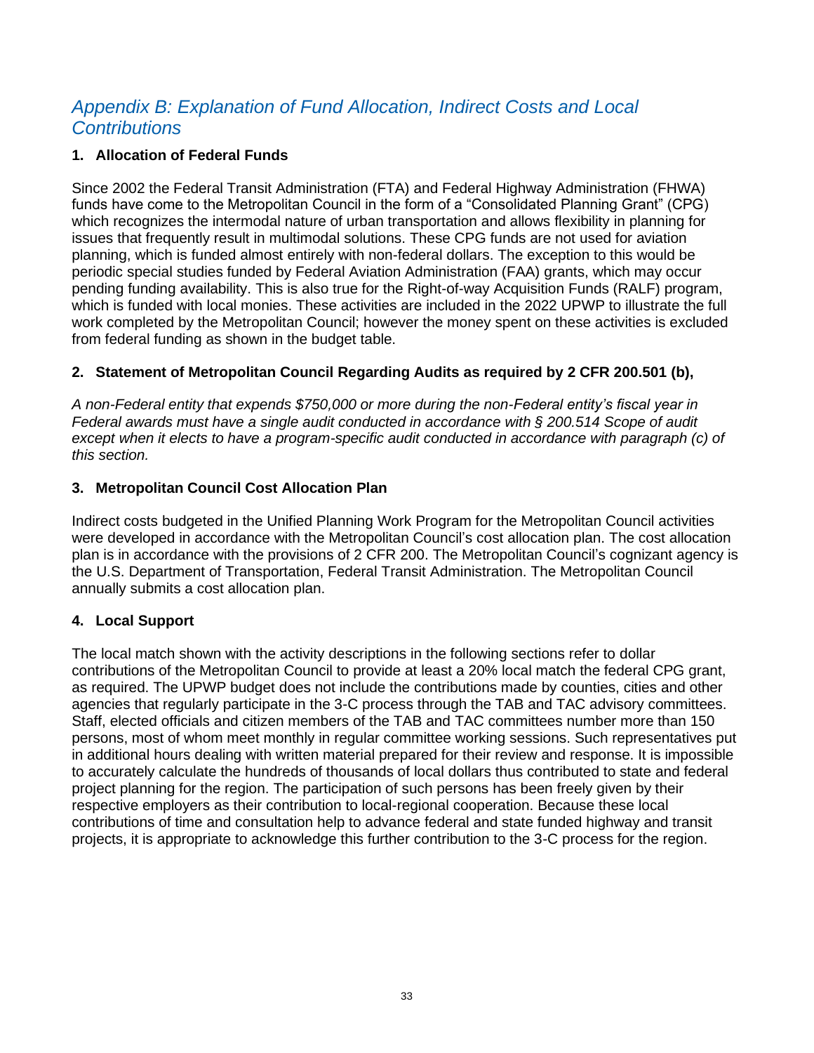## *Appendix B: Explanation of Fund Allocation, Indirect Costs and Local Contributions*

### 1. Allocation of Federal Funds

Since 2002 the Federal Transit Administration (FTA) and Federal Highway Administration (FHWA) funds have come to the Metropolitan Council in the form of a "Consolidated Planning Grant" (CPG) which recognizes the intermodal nature of urban transportation and allows flexibility in planning for issues that frequently result in multimodal solutions. These CPG funds are not used for aviation planning, which is funded almost entirely with non-federal dollars. The exception to this would be periodic special studies funded by Federal Aviation Administration (FAA) grants, which may occur pending funding availability. This is also true for the Right-of-way Acquisition Funds (RALF) program, which is funded with local monies. These activities are included in the 2022 UPWP to illustrate the full work completed by the Metropolitan Council; however the money spent on these activities is excluded from federal funding as shown in the budget table.

### 2. Statement of Metropolitan Council Regarding Audits as required by 2 CFR 200.501 (b),

*A non-Federal entity that expends $750,000 or more during the non-Federal entity's fiscal year in Federal awards must have a single audit conducted in accordance with § 200.514 Scope of audit except when it elects to have a program-specific audit conducted in accordance with paragraph (c) of this section.*

### 3. Metropolitan Council Cost Allocation Plan

Indirect costs budgeted in the Unified Planning Work Program for the Metropolitan Council activities were developed in accordance with the Metropolitan Council's cost allocation plan. The cost allocation plan is in accordance with the provisions of 2 CFR 200. The Metropolitan Council's cognizant agency is the U.S. Department of Transportation, Federal Transit Administration. The Metropolitan Council annually submits a cost allocation plan.

### 4. Local Support

The local match shown with the activity descriptions in the following sections refer to dollar contributions of the Metropolitan Council to provide at least a 20% local match the federal CPG grant, as required. The UPWP budget does not include the contributions made by counties, cities and other agencies that regularly participate in the 3-C process through the TAB and TAC advisory committees. Staff, elected officials and citizen members of the TAB and TAC committees number more than 150 persons, most of whom meet monthly in regular committee working sessions. Such representatives put in additional hours dealing with written material prepared for their review and response. It is impossible to accurately calculate the hundreds of thousands of local dollars thus contributed to state and federal project planning for the region. The participation of such persons has been freely given by their respective employers as their contribution to local-regional cooperation. Because these local contributions of time and consultation help to advance federal and state funded highway and transit projects, it is appropriate to acknowledge this further contribution to the 3-C process for the region.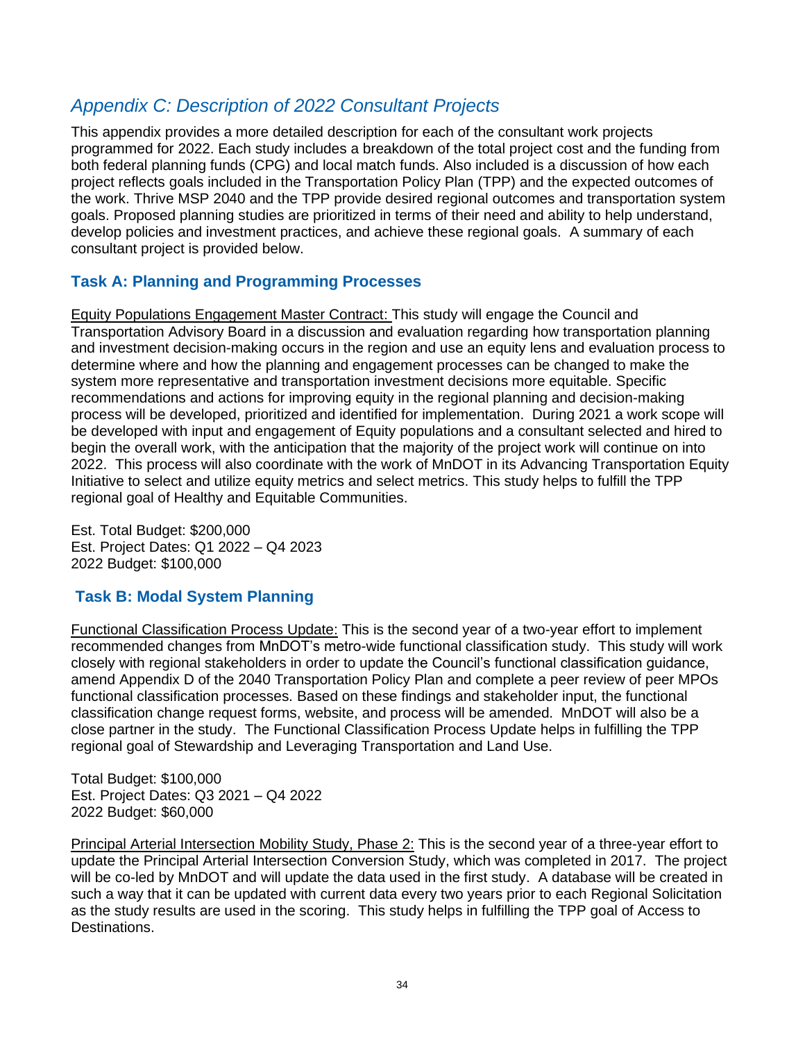## *Appendix C: Description of 2022 Consultant Projects*

This appendix provides a more detailed description for each of the consultant work projects programmed for 2022. Each study includes a breakdown of the total project cost and the funding from both federal planning funds (CPG) and local match funds. Also included is a discussion of how each project reflects goals included in the Transportation Policy Plan (TPP) and the expected outcomes of the work. Thrive MSP 2040 and the TPP provide desired regional outcomes and transportation system goals. Proposed planning studies are prioritized in terms of their need and ability to help understand, develop policies and investment practices, and achieve these regional goals. A summary of each consultant project is provided below.

### Task A: Planning and Programming Processes

Equity Populations Engagement Master Contract: This study will engage the Council and Transportation Advisory Board in a discussion and evaluation regarding how transportation planning and investment decision-making occurs in the region and use an equity lens and evaluation process to determine where and how the planning and engagement processes can be changed to make the system more representative and transportation investment decisions more equitable. Specific recommendations and actions for improving equity in the regional planning and decision-making process will be developed, prioritized and identified for implementation. During 2021 a work scope will be developed with input and engagement of Equity populations and a consultant selected and hired to begin the overall work, with the anticipation that the majority of the project work will continue on into 2022. This process will also coordinate with the work of MnDOT in its Advancing Transportation Equity Initiative to select and utilize equity metrics and select metrics. This study helps to fulfill the TPP regional goal of Healthy and Equitable Communities.

Est. Total Budget: $200,000
Est. Project Dates: Q1 2022 – Q4 2023
2022 Budget: $100,000

### Task B: Modal System Planning

Functional Classification Process Update: This is the second year of a two-year effort to implement recommended changes from MnDOT's metro-wide functional classification study. This study will work closely with regional stakeholders in order to update the Council's functional classification guidance, amend Appendix D of the 2040 Transportation Policy Plan and complete a peer review of peer MPOs functional classification processes. Based on these findings and stakeholder input, the functional classification change request forms, website, and process will be amended. MnDOT will also be a close partner in the study. The Functional Classification Process Update helps in fulfilling the TPP regional goal of Stewardship and Leveraging Transportation and Land Use.

Total Budget: $100,000
Est. Project Dates: Q3 2021 – Q4 2022
2022 Budget: $60,000

Principal Arterial Intersection Mobility Study, Phase 2: This is the second year of a three-year effort to update the Principal Arterial Intersection Conversion Study, which was completed in 2017. The project will be co-led by MnDOT and will update the data used in the first study. A database will be created in such a way that it can be updated with current data every two years prior to each Regional Solicitation as the study results are used in the scoring. This study helps in fulfilling the TPP goal of Access to Destinations.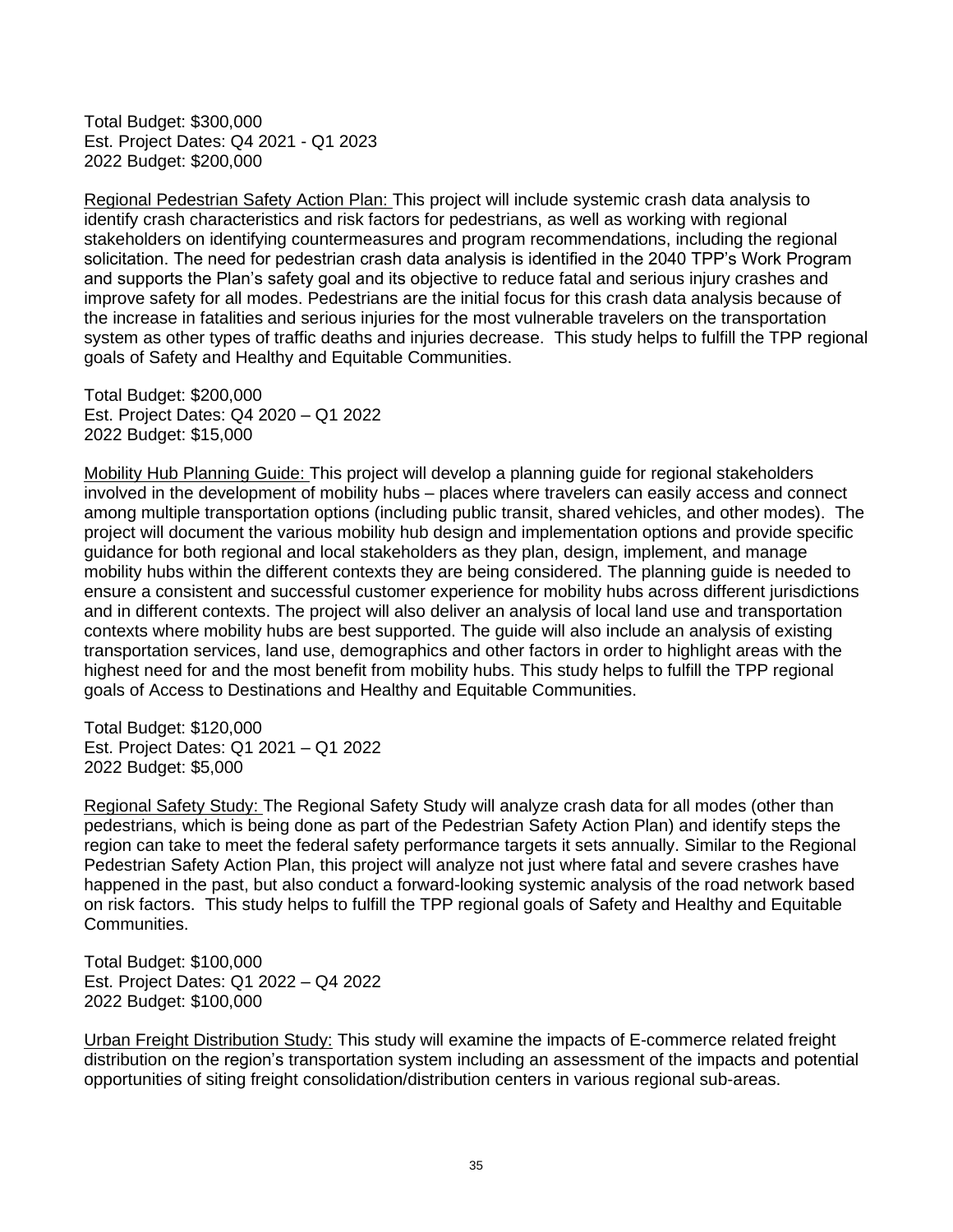Total Budget: $300,000
Est. Project Dates: Q4 2021 - Q1 2023
2022 Budget: $200,000

Regional Pedestrian Safety Action Plan: This project will include systemic crash data analysis to identify crash characteristics and risk factors for pedestrians, as well as working with regional stakeholders on identifying countermeasures and program recommendations, including the regional solicitation. The need for pedestrian crash data analysis is identified in the 2040 TPP's Work Program and supports the Plan's safety goal and its objective to reduce fatal and serious injury crashes and improve safety for all modes. Pedestrians are the initial focus for this crash data analysis because of the increase in fatalities and serious injuries for the most vulnerable travelers on the transportation system as other types of traffic deaths and injuries decrease. This study helps to fulfill the TPP regional goals of Safety and Healthy and Equitable Communities.

Total Budget: $200,000
Est. Project Dates: Q4 2020 – Q1 2022
2022 Budget: $15,000

Mobility Hub Planning Guide: This project will develop a planning guide for regional stakeholders involved in the development of mobility hubs – places where travelers can easily access and connect among multiple transportation options (including public transit, shared vehicles, and other modes). The project will document the various mobility hub design and implementation options and provide specific guidance for both regional and local stakeholders as they plan, design, implement, and manage mobility hubs within the different contexts they are being considered. The planning guide is needed to ensure a consistent and successful customer experience for mobility hubs across different jurisdictions and in different contexts. The project will also deliver an analysis of local land use and transportation contexts where mobility hubs are best supported. The guide will also include an analysis of existing transportation services, land use, demographics and other factors in order to highlight areas with the highest need for and the most benefit from mobility hubs. This study helps to fulfill the TPP regional goals of Access to Destinations and Healthy and Equitable Communities.

Total Budget: $120,000
Est. Project Dates: Q1 2021 – Q1 2022
2022 Budget: $5,000

Regional Safety Study: The Regional Safety Study will analyze crash data for all modes (other than pedestrians, which is being done as part of the Pedestrian Safety Action Plan) and identify steps the region can take to meet the federal safety performance targets it sets annually. Similar to the Regional Pedestrian Safety Action Plan, this project will analyze not just where fatal and severe crashes have happened in the past, but also conduct a forward-looking systemic analysis of the road network based on risk factors. This study helps to fulfill the TPP regional goals of Safety and Healthy and Equitable Communities.

Total Budget: $100,000
Est. Project Dates: Q1 2022 – Q4 2022
2022 Budget: $100,000

Urban Freight Distribution Study: This study will examine the impacts of E-commerce related freight distribution on the region's transportation system including an assessment of the impacts and potential opportunities of siting freight consolidation/distribution centers in various regional sub-areas.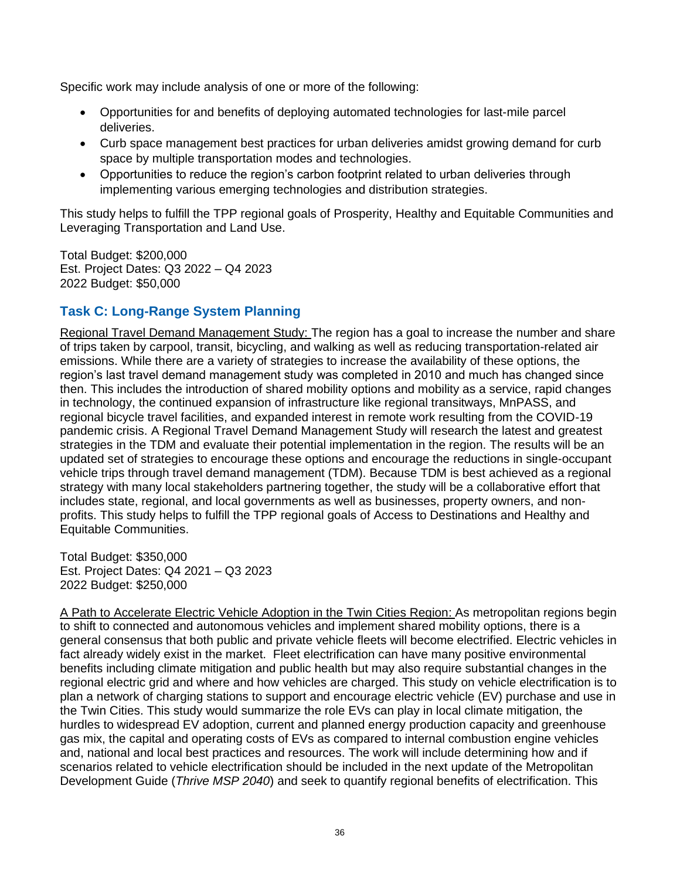Specific work may include analysis of one or more of the following:

- Opportunities for and benefits of deploying automated technologies for last-mile parcel deliveries.
- Curb space management best practices for urban deliveries amidst growing demand for curb space by multiple transportation modes and technologies.
- Opportunities to reduce the region's carbon footprint related to urban deliveries through implementing various emerging technologies and distribution strategies.

This study helps to fulfill the TPP regional goals of Prosperity, Healthy and Equitable Communities and Leveraging Transportation and Land Use.

Total Budget: $200,000
Est. Project Dates: Q3 2022 – Q4 2023
2022 Budget: $50,000

### Task C: Long-Range System Planning

Regional Travel Demand Management Study: The region has a goal to increase the number and share of trips taken by carpool, transit, bicycling, and walking as well as reducing transportation-related air emissions. While there are a variety of strategies to increase the availability of these options, the region's last travel demand management study was completed in 2010 and much has changed since then. This includes the introduction of shared mobility options and mobility as a service, rapid changes in technology, the continued expansion of infrastructure like regional transitways, MnPASS, and regional bicycle travel facilities, and expanded interest in remote work resulting from the COVID-19 pandemic crisis. A Regional Travel Demand Management Study will research the latest and greatest strategies in the TDM and evaluate their potential implementation in the region. The results will be an updated set of strategies to encourage these options and encourage the reductions in single-occupant vehicle trips through travel demand management (TDM). Because TDM is best achieved as a regional strategy with many local stakeholders partnering together, the study will be a collaborative effort that includes state, regional, and local governments as well as businesses, property owners, and non-profits. This study helps to fulfill the TPP regional goals of Access to Destinations and Healthy and Equitable Communities.

Total Budget: $350,000
Est. Project Dates: Q4 2021 – Q3 2023
2022 Budget: $250,000

A Path to Accelerate Electric Vehicle Adoption in the Twin Cities Region: As metropolitan regions begin to shift to connected and autonomous vehicles and implement shared mobility options, there is a general consensus that both public and private vehicle fleets will become electrified. Electric vehicles in fact already widely exist in the market. Fleet electrification can have many positive environmental benefits including climate mitigation and public health but may also require substantial changes in the regional electric grid and where and how vehicles are charged. This study on vehicle electrification is to plan a network of charging stations to support and encourage electric vehicle (EV) purchase and use in the Twin Cities. This study would summarize the role EVs can play in local climate mitigation, the hurdles to widespread EV adoption, current and planned energy production capacity and greenhouse gas mix, the capital and operating costs of EVs as compared to internal combustion engine vehicles and, national and local best practices and resources. The work will include determining how and if scenarios related to vehicle electrification should be included in the next update of the Metropolitan Development Guide (*Thrive MSP 2040*) and seek to quantify regional benefits of electrification. This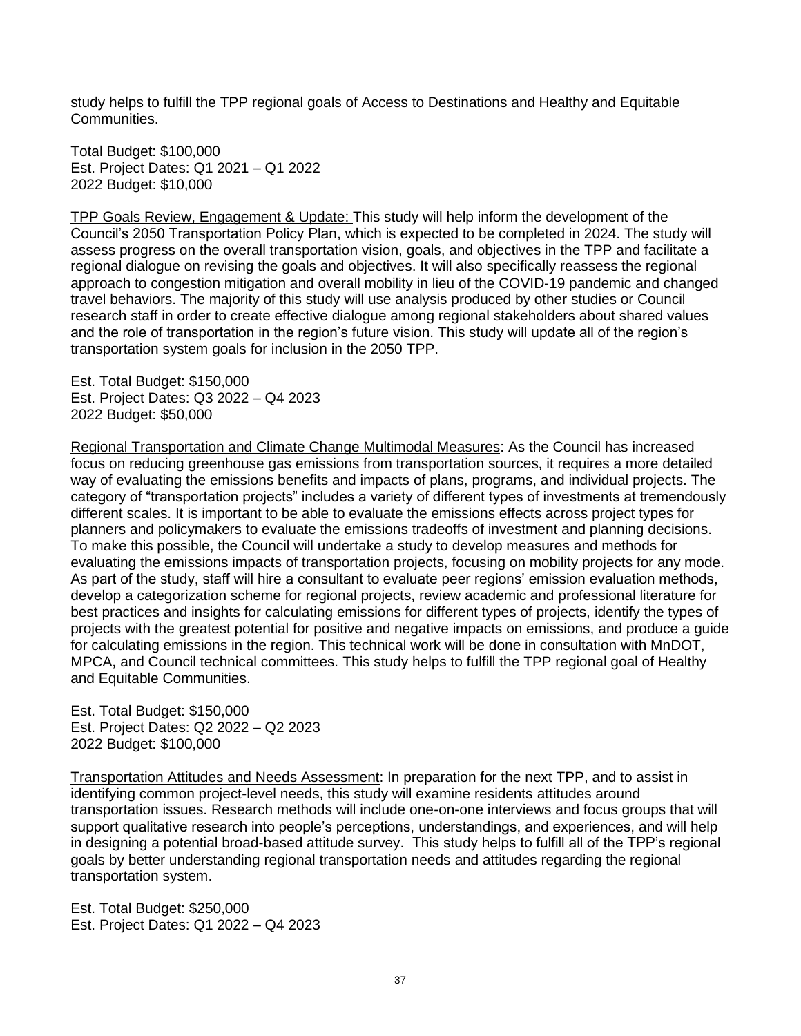study helps to fulfill the TPP regional goals of Access to Destinations and Healthy and Equitable Communities.

Total Budget: $100,000
Est. Project Dates: Q1 2021 – Q1 2022
2022 Budget: $10,000

<u>TPP Goals Review, Engagement & Update:</u> This study will help inform the development of the Council's 2050 Transportation Policy Plan, which is expected to be completed in 2024. The study will assess progress on the overall transportation vision, goals, and objectives in the TPP and facilitate a regional dialogue on revising the goals and objectives. It will also specifically reassess the regional approach to congestion mitigation and overall mobility in lieu of the COVID-19 pandemic and changed travel behaviors. The majority of this study will use analysis produced by other studies or Council research staff in order to create effective dialogue among regional stakeholders about shared values and the role of transportation in the region's future vision. This study will update all of the region's transportation system goals for inclusion in the 2050 TPP.

Est. Total Budget: $150,000
Est. Project Dates: Q3 2022 – Q4 2023
2022 Budget: $50,000

<u>Regional Transportation and Climate Change Multimodal Measures</u>: As the Council has increased focus on reducing greenhouse gas emissions from transportation sources, it requires a more detailed way of evaluating the emissions benefits and impacts of plans, programs, and individual projects. The category of "transportation projects" includes a variety of different types of investments at tremendously different scales. It is important to be able to evaluate the emissions effects across project types for planners and policymakers to evaluate the emissions tradeoffs of investment and planning decisions. To make this possible, the Council will undertake a study to develop measures and methods for evaluating the emissions impacts of transportation projects, focusing on mobility projects for any mode. As part of the study, staff will hire a consultant to evaluate peer regions' emission evaluation methods, develop a categorization scheme for regional projects, review academic and professional literature for best practices and insights for calculating emissions for different types of projects, identify the types of projects with the greatest potential for positive and negative impacts on emissions, and produce a guide for calculating emissions in the region. This technical work will be done in consultation with MnDOT, MPCA, and Council technical committees. This study helps to fulfill the TPP regional goal of Healthy and Equitable Communities.

Est. Total Budget: $150,000
Est. Project Dates: Q2 2022 – Q2 2023
2022 Budget: $100,000

<u>Transportation Attitudes and Needs Assessment</u>: In preparation for the next TPP, and to assist in identifying common project-level needs, this study will examine residents attitudes around transportation issues. Research methods will include one-on-one interviews and focus groups that will support qualitative research into people's perceptions, understandings, and experiences, and will help in designing a potential broad-based attitude survey. This study helps to fulfill all of the TPP's regional goals by better understanding regional transportation needs and attitudes regarding the regional transportation system.

Est. Total Budget: $250,000
Est. Project Dates: Q1 2022 – Q4 2023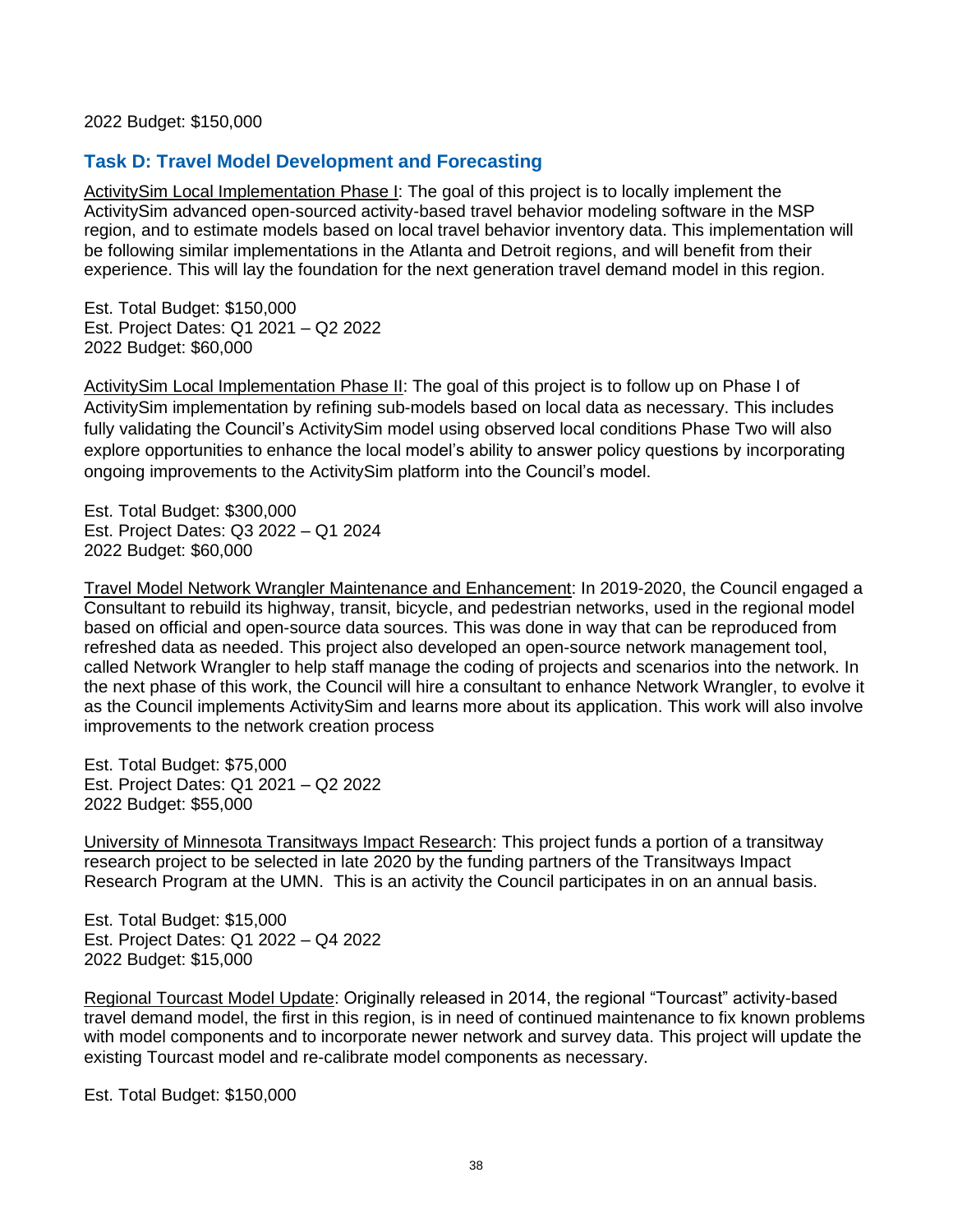2022 Budget: $150,000

### Task D: Travel Model Development and Forecasting

<u>ActivitySim Local Implementation Phase I</u>: The goal of this project is to locally implement the ActivitySim advanced open-sourced activity-based travel behavior modeling software in the MSP region, and to estimate models based on local travel behavior inventory data. This implementation will be following similar implementations in the Atlanta and Detroit regions, and will benefit from their experience. This will lay the foundation for the next generation travel demand model in this region.

Est. Total Budget: $150,000
Est. Project Dates: Q1 2021 – Q2 2022
2022 Budget: $60,000

<u>ActivitySim Local Implementation Phase II</u>: The goal of this project is to follow up on Phase I of ActivitySim implementation by refining sub-models based on local data as necessary. This includes fully validating the Council's ActivitySim model using observed local conditions Phase Two will also explore opportunities to enhance the local model's ability to answer policy questions by incorporating ongoing improvements to the ActivitySim platform into the Council's model.

Est. Total Budget: $300,000
Est. Project Dates: Q3 2022 – Q1 2024
2022 Budget: $60,000

<u>Travel Model Network Wrangler Maintenance and Enhancement</u>: In 2019-2020, the Council engaged a Consultant to rebuild its highway, transit, bicycle, and pedestrian networks, used in the regional model based on official and open-source data sources. This was done in way that can be reproduced from refreshed data as needed. This project also developed an open-source network management tool, called Network Wrangler to help staff manage the coding of projects and scenarios into the network. In the next phase of this work, the Council will hire a consultant to enhance Network Wrangler, to evolve it as the Council implements ActivitySim and learns more about its application. This work will also involve improvements to the network creation process

Est. Total Budget: $75,000
Est. Project Dates: Q1 2021 – Q2 2022
2022 Budget: $55,000

<u>University of Minnesota Transitways Impact Research</u>: This project funds a portion of a transitway research project to be selected in late 2020 by the funding partners of the Transitways Impact Research Program at the UMN. This is an activity the Council participates in on an annual basis.

Est. Total Budget: $15,000
Est. Project Dates: Q1 2022 – Q4 2022
2022 Budget: $15,000

<u>Regional Tourcast Model Update</u>: Originally released in 2014, the regional "Tourcast" activity-based travel demand model, the first in this region, is in need of continued maintenance to fix known problems with model components and to incorporate newer network and survey data. This project will update the existing Tourcast model and re-calibrate model components as necessary.

Est. Total Budget: $150,000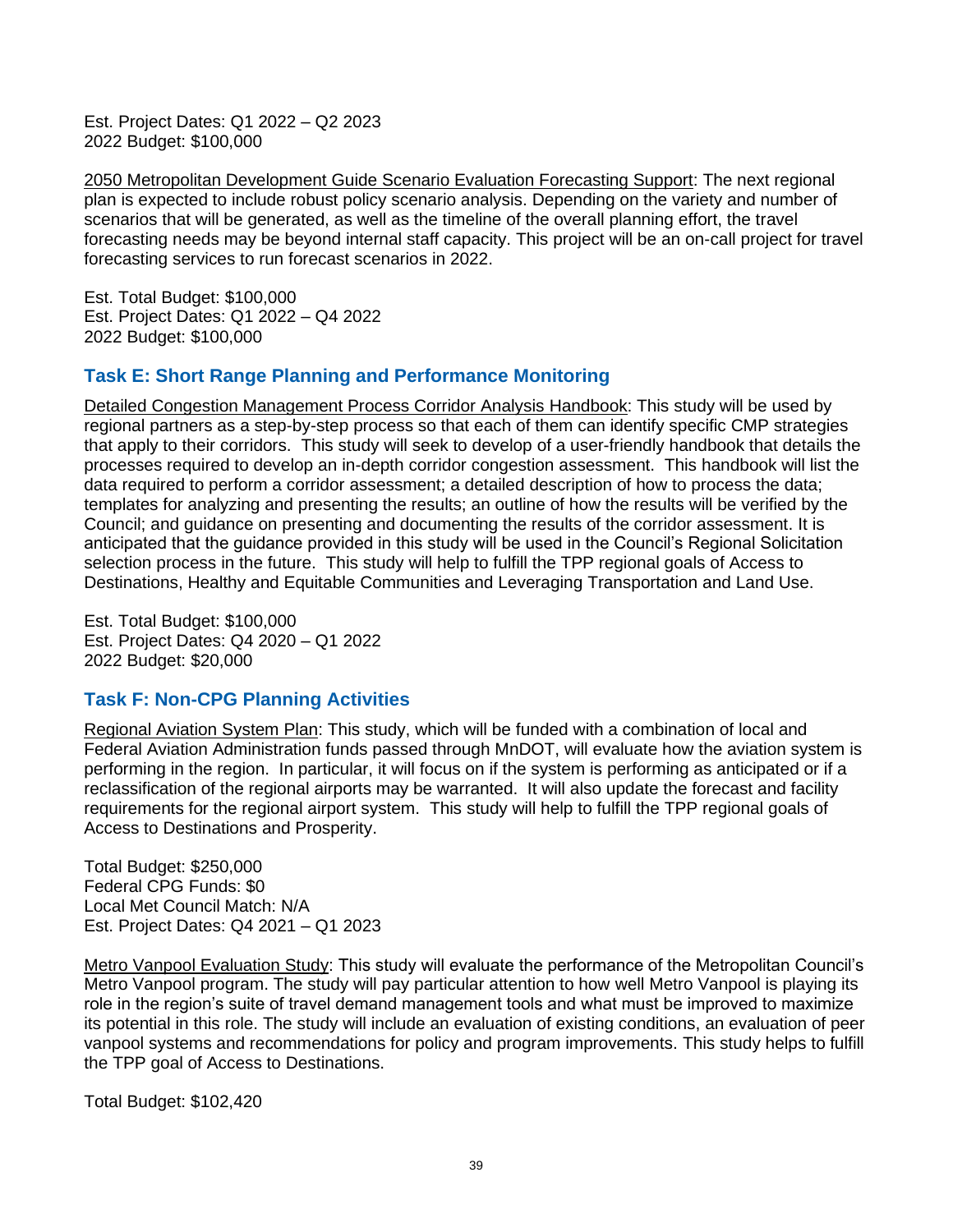Est. Project Dates: Q1 2022 – Q2 2023
2022 Budget: $100,000

2050 Metropolitan Development Guide Scenario Evaluation Forecasting Support: The next regional plan is expected to include robust policy scenario analysis. Depending on the variety and number of scenarios that will be generated, as well as the timeline of the overall planning effort, the travel forecasting needs may be beyond internal staff capacity. This project will be an on-call project for travel forecasting services to run forecast scenarios in 2022.

Est. Total Budget: $100,000
Est. Project Dates: Q1 2022 – Q4 2022
2022 Budget: $100,000

### Task E: Short Range Planning and Performance Monitoring

Detailed Congestion Management Process Corridor Analysis Handbook: This study will be used by regional partners as a step-by-step process so that each of them can identify specific CMP strategies that apply to their corridors. This study will seek to develop of a user-friendly handbook that details the processes required to develop an in-depth corridor congestion assessment. This handbook will list the data required to perform a corridor assessment; a detailed description of how to process the data; templates for analyzing and presenting the results; an outline of how the results will be verified by the Council; and guidance on presenting and documenting the results of the corridor assessment. It is anticipated that the guidance provided in this study will be used in the Council's Regional Solicitation selection process in the future. This study will help to fulfill the TPP regional goals of Access to Destinations, Healthy and Equitable Communities and Leveraging Transportation and Land Use.

Est. Total Budget: $100,000
Est. Project Dates: Q4 2020 – Q1 2022
2022 Budget: $20,000

### Task F: Non-CPG Planning Activities

Regional Aviation System Plan: This study, which will be funded with a combination of local and Federal Aviation Administration funds passed through MnDOT, will evaluate how the aviation system is performing in the region. In particular, it will focus on if the system is performing as anticipated or if a reclassification of the regional airports may be warranted. It will also update the forecast and facility requirements for the regional airport system. This study will help to fulfill the TPP regional goals of Access to Destinations and Prosperity.

Total Budget: $250,000
Federal CPG Funds: $0
Local Met Council Match: N/A
Est. Project Dates: Q4 2021 – Q1 2023

Metro Vanpool Evaluation Study: This study will evaluate the performance of the Metropolitan Council's Metro Vanpool program. The study will pay particular attention to how well Metro Vanpool is playing its role in the region's suite of travel demand management tools and what must be improved to maximize its potential in this role. The study will include an evaluation of existing conditions, an evaluation of peer vanpool systems and recommendations for policy and program improvements. This study helps to fulfill the TPP goal of Access to Destinations.

Total Budget: $102,420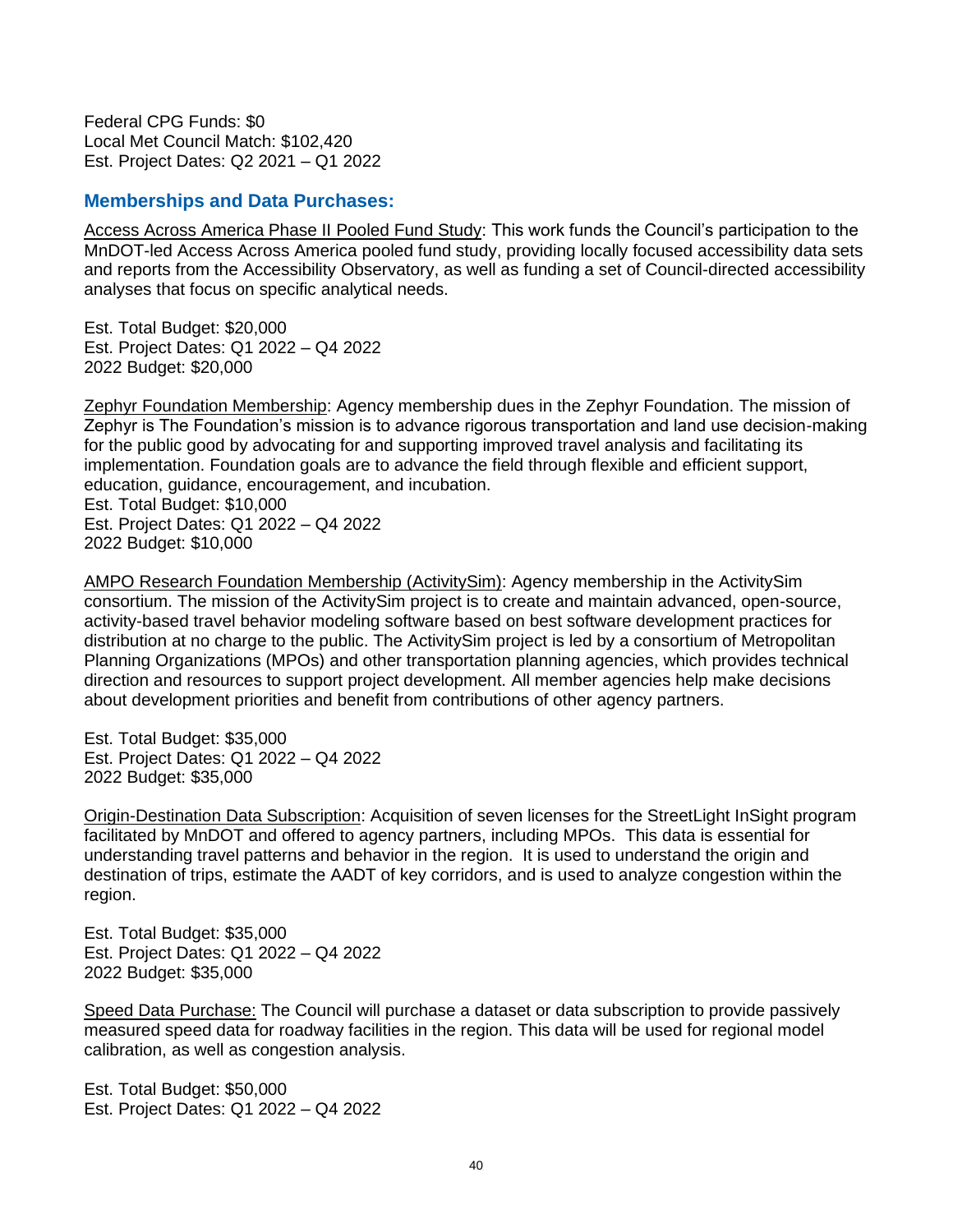Federal CPG Funds: $0
Local Met Council Match: $102,420
Est. Project Dates: Q2 2021 – Q1 2022

## Memberships and Data Purchases:

Access Across America Phase II Pooled Fund Study: This work funds the Council's participation to the MnDOT-led Access Across America pooled fund study, providing locally focused accessibility data sets and reports from the Accessibility Observatory, as well as funding a set of Council-directed accessibility analyses that focus on specific analytical needs.

Est. Total Budget: $20,000
Est. Project Dates: Q1 2022 – Q4 2022
2022 Budget: $20,000

Zephyr Foundation Membership: Agency membership dues in the Zephyr Foundation. The mission of Zephyr is The Foundation's mission is to advance rigorous transportation and land use decision-making for the public good by advocating for and supporting improved travel analysis and facilitating its implementation. Foundation goals are to advance the field through flexible and efficient support, education, guidance, encouragement, and incubation.
Est. Total Budget: $10,000
Est. Project Dates: Q1 2022 – Q4 2022
2022 Budget: $10,000

AMPO Research Foundation Membership (ActivitySim): Agency membership in the ActivitySim consortium. The mission of the ActivitySim project is to create and maintain advanced, open-source, activity-based travel behavior modeling software based on best software development practices for distribution at no charge to the public. The ActivitySim project is led by a consortium of Metropolitan Planning Organizations (MPOs) and other transportation planning agencies, which provides technical direction and resources to support project development. All member agencies help make decisions about development priorities and benefit from contributions of other agency partners.

Est. Total Budget: $35,000
Est. Project Dates: Q1 2022 – Q4 2022
2022 Budget: $35,000

Origin-Destination Data Subscription: Acquisition of seven licenses for the StreetLight InSight program facilitated by MnDOT and offered to agency partners, including MPOs. This data is essential for understanding travel patterns and behavior in the region. It is used to understand the origin and destination of trips, estimate the AADT of key corridors, and is used to analyze congestion within the region.

Est. Total Budget: $35,000
Est. Project Dates: Q1 2022 – Q4 2022
2022 Budget: $35,000

Speed Data Purchase: The Council will purchase a dataset or data subscription to provide passively measured speed data for roadway facilities in the region. This data will be used for regional model calibration, as well as congestion analysis.

Est. Total Budget: $50,000
Est. Project Dates: Q1 2022 – Q4 2022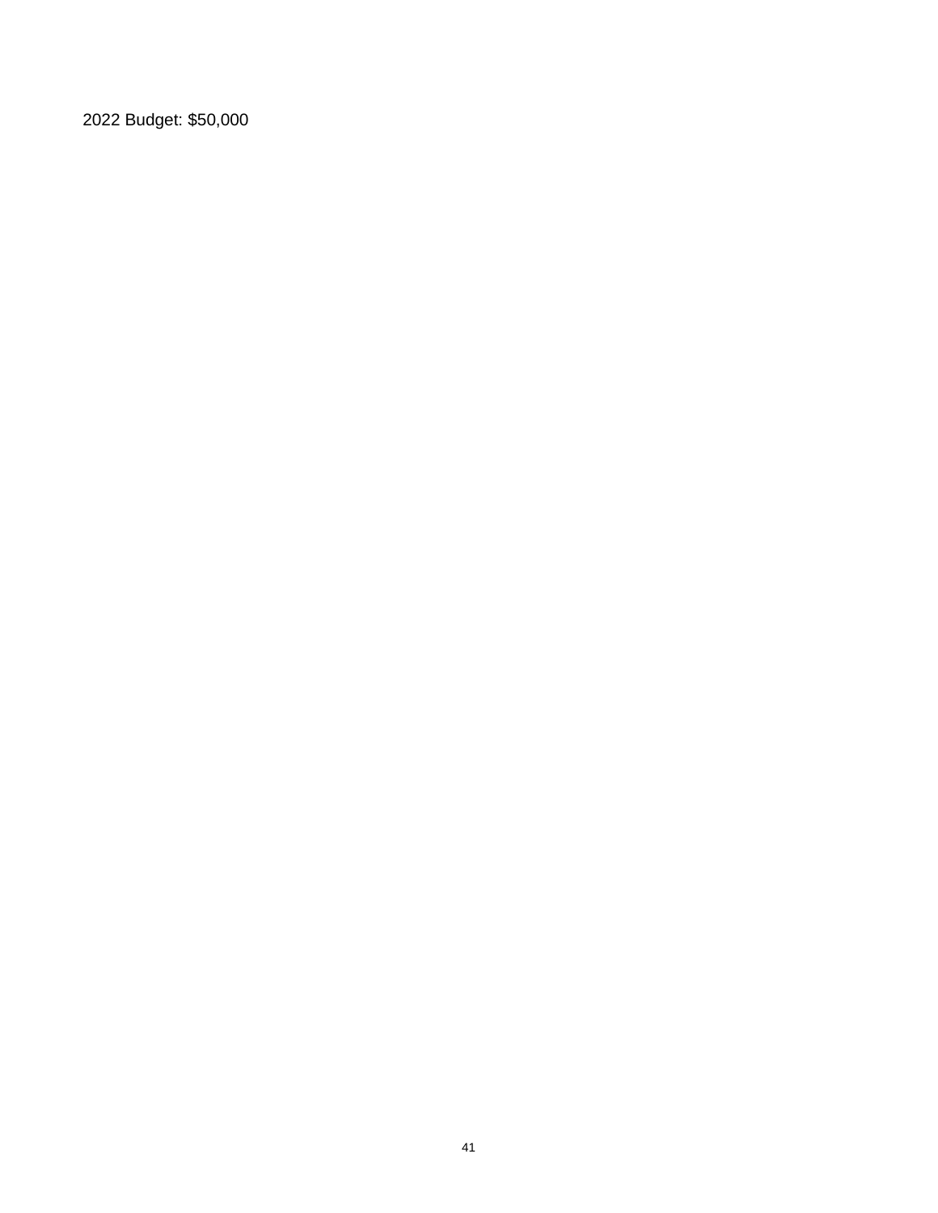2022 Budget: $50,000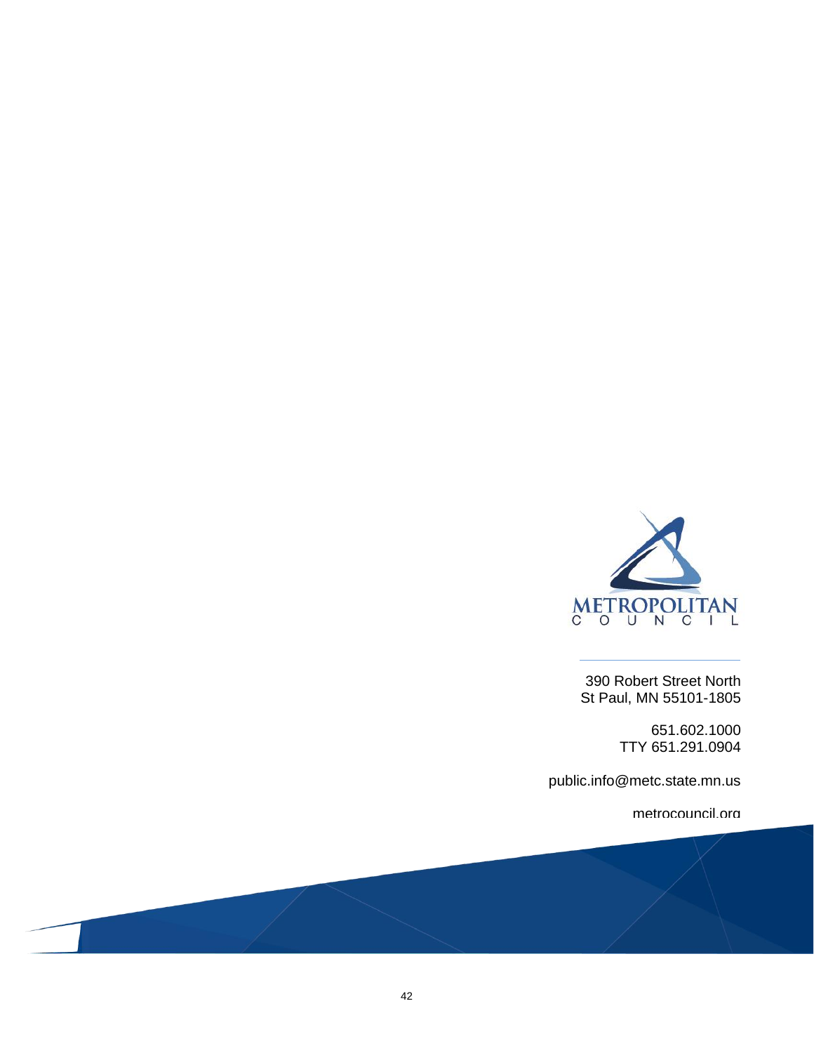METROPOLITAN
COUNCIL

390 Robert Street North
St Paul, MN 55101-1805

651.602.1000
TTY 651.291.0904

public.info@metc.state.mn.us

metrocouncil.org